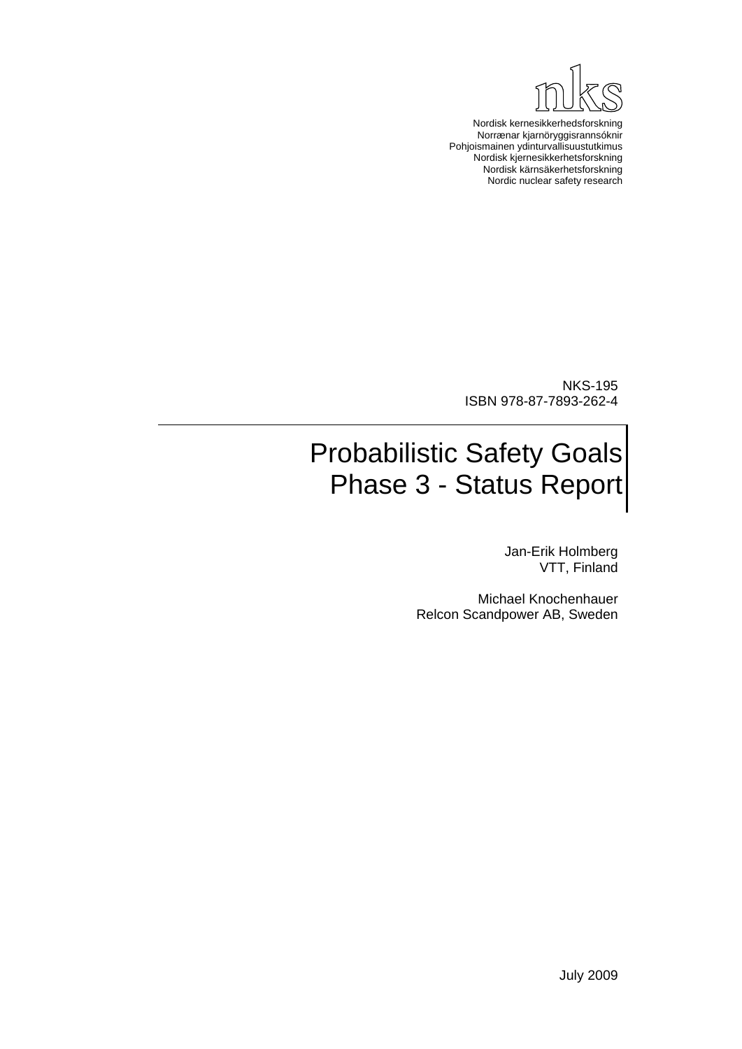nks

Nordisk kernesikkerhedsforskning
Norrænar kjarnöryggisrannsóknir
Pohjoismainen ydinturvallisuustutkimus
Nordisk kjernesikkerhetsforskning
Nordisk kärnsäkerhetsforskning
Nordic nuclear safety research

NKS-195
ISBN 978-87-7893-262-4

# Probabilistic Safety Goals Phase 3 - Status Report

Jan-Erik Holmberg
VTT, Finland

Michael Knochenhauer
Relcon Scandpower AB, Sweden

July 2009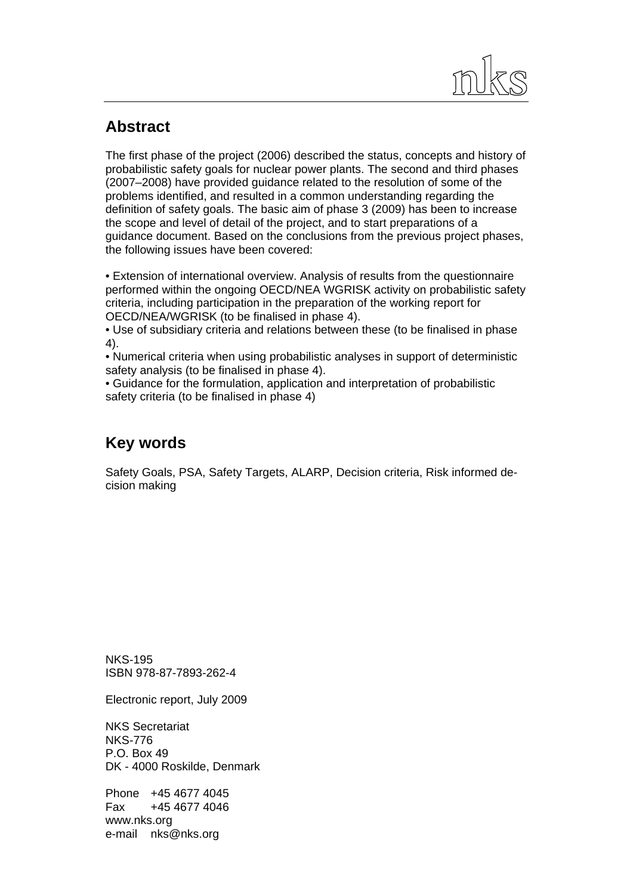## Abstract

The first phase of the project (2006) described the status, concepts and history of probabilistic safety goals for nuclear power plants. The second and third phases (2007–2008) have provided guidance related to the resolution of some of the problems identified, and resulted in a common understanding regarding the definition of safety goals. The basic aim of phase 3 (2009) has been to increase the scope and level of detail of the project, and to start preparations of a guidance document. Based on the conclusions from the previous project phases, the following issues have been covered:

- Extension of international overview. Analysis of results from the questionnaire performed within the ongoing OECD/NEA WGRISK activity on probabilistic safety criteria, including participation in the preparation of the working report for OECD/NEA/WGRISK (to be finalised in phase 4).
- Use of subsidiary criteria and relations between these (to be finalised in phase 4).
- Numerical criteria when using probabilistic analyses in support of deterministic safety analysis (to be finalised in phase 4).
- Guidance for the formulation, application and interpretation of probabilistic safety criteria (to be finalised in phase 4)

## Key words

Safety Goals, PSA, Safety Targets, ALARP, Decision criteria, Risk informed decision making

NKS-195
ISBN 978-87-7893-262-4

Electronic report, July 2009

NKS Secretariat
NKS-776
P.O. Box 49
DK - 4000 Roskilde, Denmark

Phone +45 4677 4045
Fax +45 4677 4046
www.nks.org
e-mail nks@nks.org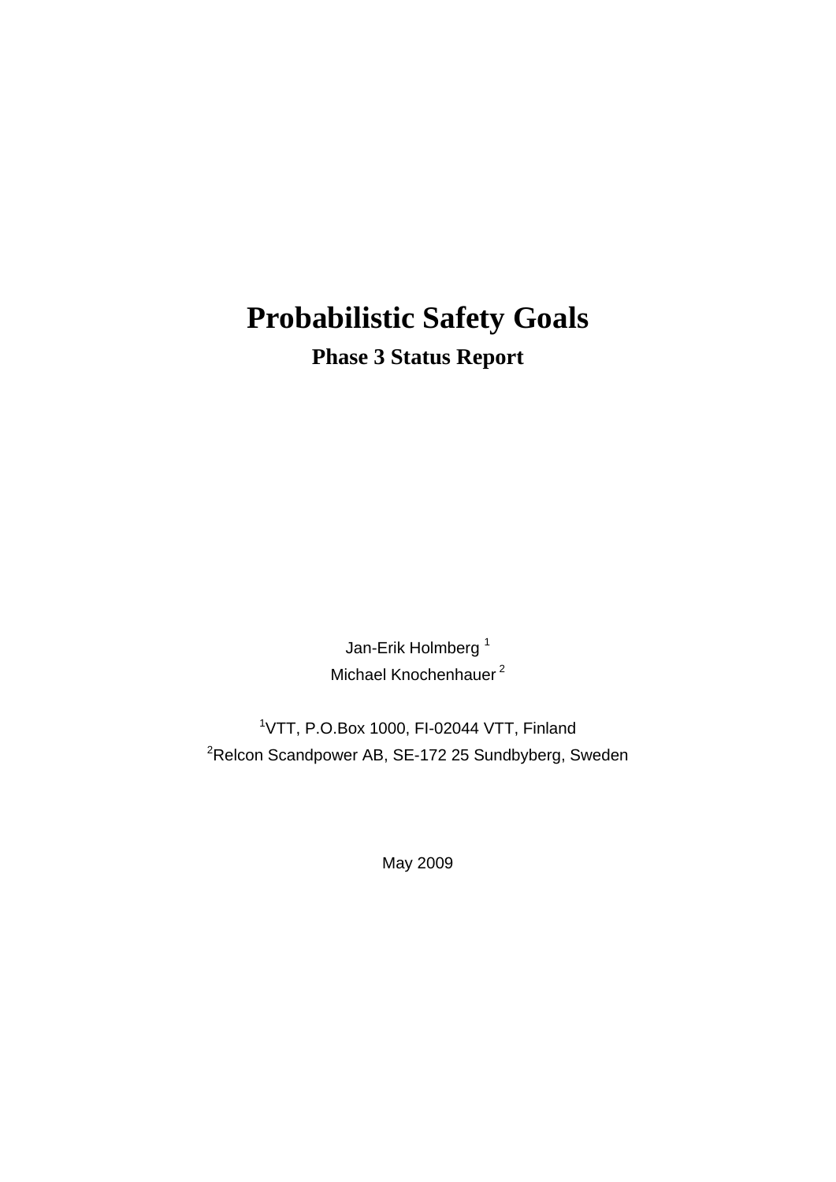# Probabilistic Safety Goals

## Phase 3 Status Report

Jan-Erik Holmberg [1]

Michael Knochenhauer [2]

[1]VTT, P.O.Box 1000, FI-02044 VTT, Finland

[2]Relcon Scandpower AB, SE-172 25 Sundbyberg, Sweden

May 2009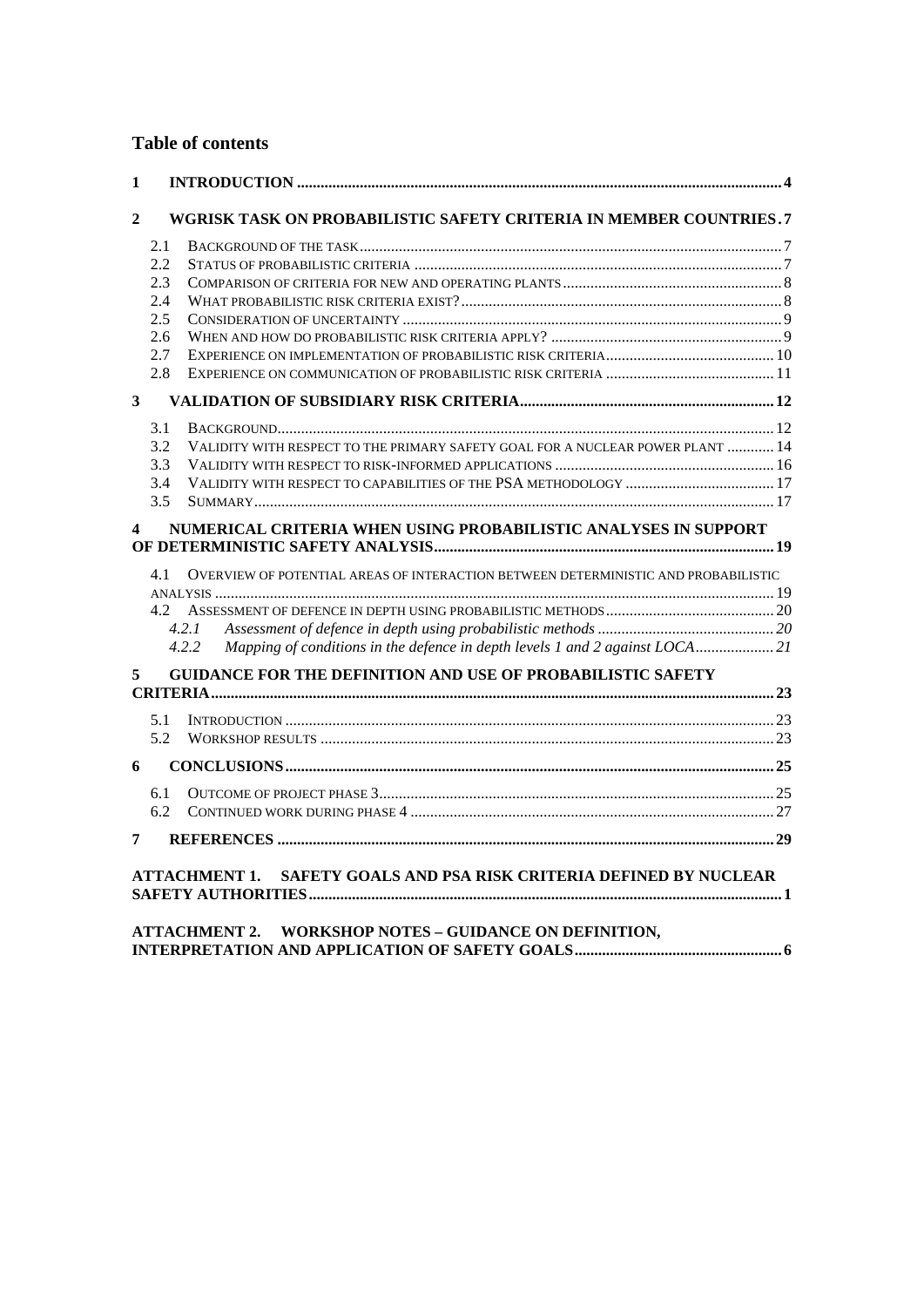## Table of contents

1 INTRODUCTION ... 4

2 WGRISK TASK ON PROBABILISTIC SAFETY CRITERIA IN MEMBER COUNTRIES ... 7

- 2.1 BACKGROUND OF THE TASK ... 7
- 2.2 STATUS OF PROBABILISTIC CRITERIA ... 7
- 2.3 COMPARISON OF CRITERIA FOR NEW AND OPERATING PLANTS ... 8
- 2.4 WHAT PROBABILISTIC RISK CRITERIA EXIST? ... 8
- 2.5 CONSIDERATION OF UNCERTAINTY ... 9
- 2.6 WHEN AND HOW DO PROBABILISTIC RISK CRITERIA APPLY? ... 9
- 2.7 EXPERIENCE ON IMPLEMENTATION OF PROBABILISTIC RISK CRITERIA ... 10
- 2.8 EXPERIENCE ON COMMUNICATION OF PROBABILISTIC RISK CRITERIA ... 11

3 VALIDATION OF SUBSIDIARY RISK CRITERIA ... 12

- 3.1 BACKGROUND ... 12
- 3.2 VALIDITY WITH RESPECT TO THE PRIMARY SAFETY GOAL FOR A NUCLEAR POWER PLANT ... 14
- 3.3 VALIDITY WITH RESPECT TO RISK-INFORMED APPLICATIONS ... 16
- 3.4 VALIDITY WITH RESPECT TO CAPABILITIES OF THE PSA METHODOLOGY ... 17
- 3.5 SUMMARY ... 17

4 NUMERICAL CRITERIA WHEN USING PROBABILISTIC ANALYSES IN SUPPORT OF DETERMINISTIC SAFETY ANALYSIS ... 19

- 4.1 OVERVIEW OF POTENTIAL AREAS OF INTERACTION BETWEEN DETERMINISTIC AND PROBABILISTIC ANALYSIS ... 19
- 4.2 ASSESSMENT OF DEFENCE IN DEPTH USING PROBABILISTIC METHODS ... 20
  - *4.2.1 Assessment of defence in depth using probabilistic methods ... 20*
  - *4.2.2 Mapping of conditions in the defence in depth levels 1 and 2 against LOCA ... 21*

5 GUIDANCE FOR THE DEFINITION AND USE OF PROBABILISTIC SAFETY CRITERIA ... 23

- 5.1 INTRODUCTION ... 23
- 5.2 WORKSHOP RESULTS ... 23

6 CONCLUSIONS ... 25

- 6.1 OUTCOME OF PROJECT PHASE 3 ... 25
- 6.2 CONTINUED WORK DURING PHASE 4 ... 27

7 REFERENCES ... 29

ATTACHMENT 1. SAFETY GOALS AND PSA RISK CRITERIA DEFINED BY NUCLEAR SAFETY AUTHORITIES ... 1

ATTACHMENT 2. WORKSHOP NOTES – GUIDANCE ON DEFINITION, INTERPRETATION AND APPLICATION OF SAFETY GOALS ... 6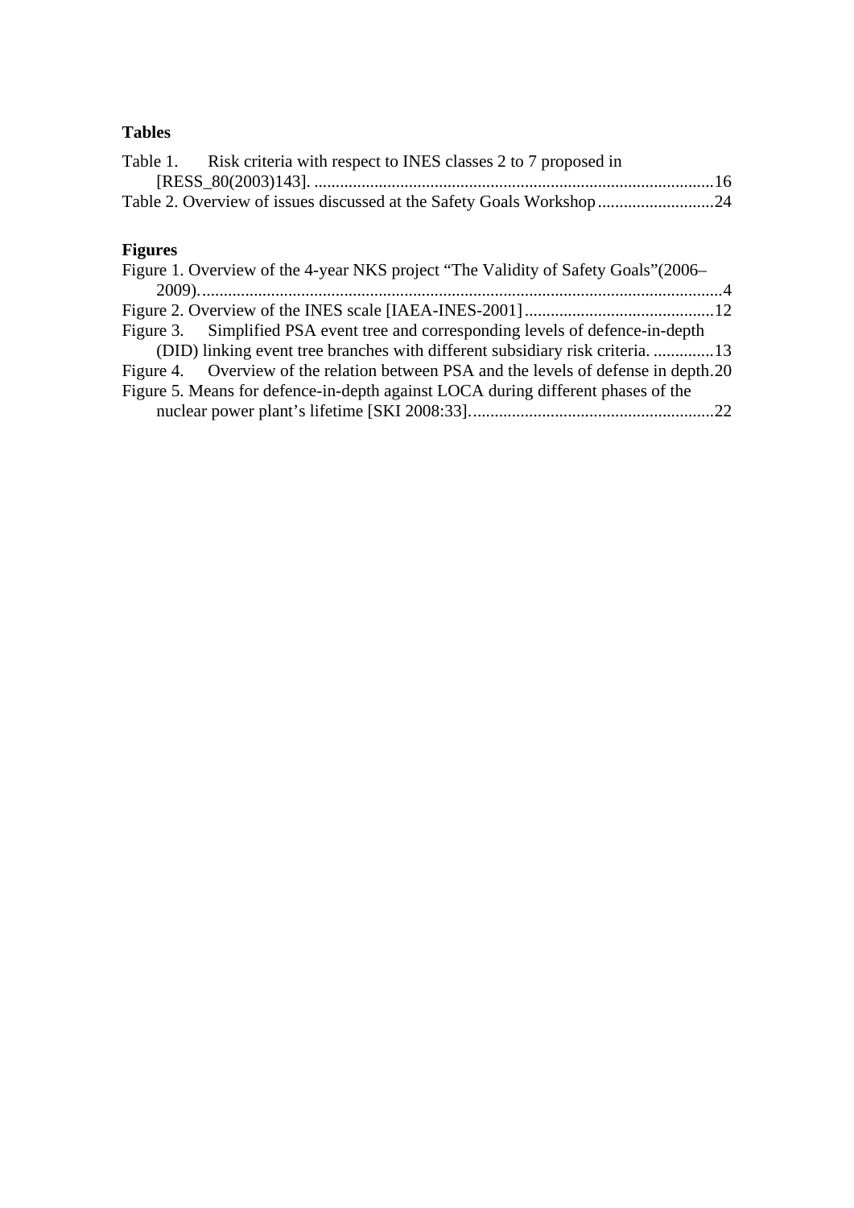**Tables**

Table 1. Risk criteria with respect to INES classes 2 to 7 proposed in [RESS_80(2003)143]. ............................................................................................16

Table 2. Overview of issues discussed at the Safety Goals Workshop...........................24

**Figures**

Figure 1. Overview of the 4-year NKS project "The Validity of Safety Goals"(2006–2009)..........................................................................................................................4

Figure 2. Overview of the INES scale [IAEA-INES-2001]............................................12

Figure 3. Simplified PSA event tree and corresponding levels of defence-in-depth (DID) linking event tree branches with different subsidiary risk criteria. ..............13

Figure 4. Overview of the relation between PSA and the levels of defense in depth.20

Figure 5. Means for defence-in-depth against LOCA during different phases of the nuclear power plant's lifetime [SKI 2008:33]........................................................22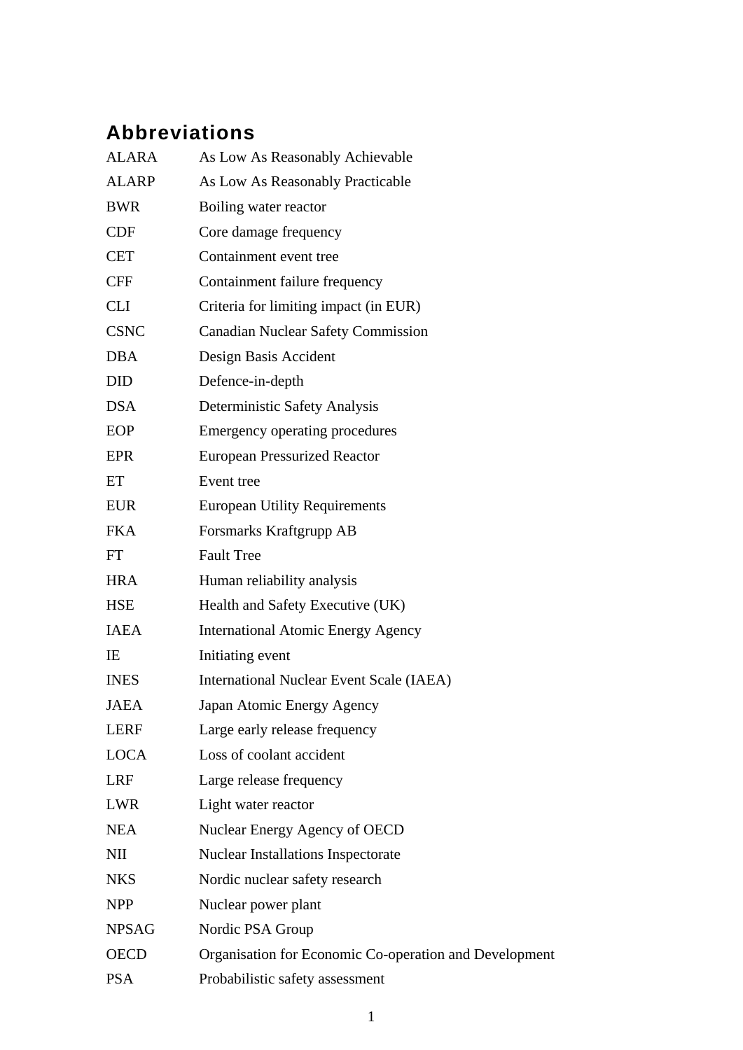## Abbreviations

| | |
|---|---|
| ALARA | As Low As Reasonably Achievable |
| ALARP | As Low As Reasonably Practicable |
| BWR | Boiling water reactor |
| CDF | Core damage frequency |
| CET | Containment event tree |
| CFF | Containment failure frequency |
| CLI | Criteria for limiting impact (in EUR) |
| CSNC | Canadian Nuclear Safety Commission |
| DBA | Design Basis Accident |
| DID | Defence-in-depth |
| DSA | Deterministic Safety Analysis |
| EOP | Emergency operating procedures |
| EPR | European Pressurized Reactor |
| ET | Event tree |
| EUR | European Utility Requirements |
| FKA | Forsmarks Kraftgrupp AB |
| FT | Fault Tree |
| HRA | Human reliability analysis |
| HSE | Health and Safety Executive (UK) |
| IAEA | International Atomic Energy Agency |
| IE | Initiating event |
| INES | International Nuclear Event Scale (IAEA) |
| JAEA | Japan Atomic Energy Agency |
| LERF | Large early release frequency |
| LOCA | Loss of coolant accident |
| LRF | Large release frequency |
| LWR | Light water reactor |
| NEA | Nuclear Energy Agency of OECD |
| NII | Nuclear Installations Inspectorate |
| NKS | Nordic nuclear safety research |
| NPP | Nuclear power plant |
| NPSAG | Nordic PSA Group |
| OECD | Organisation for Economic Co-operation and Development |
| PSA | Probabilistic safety assessment |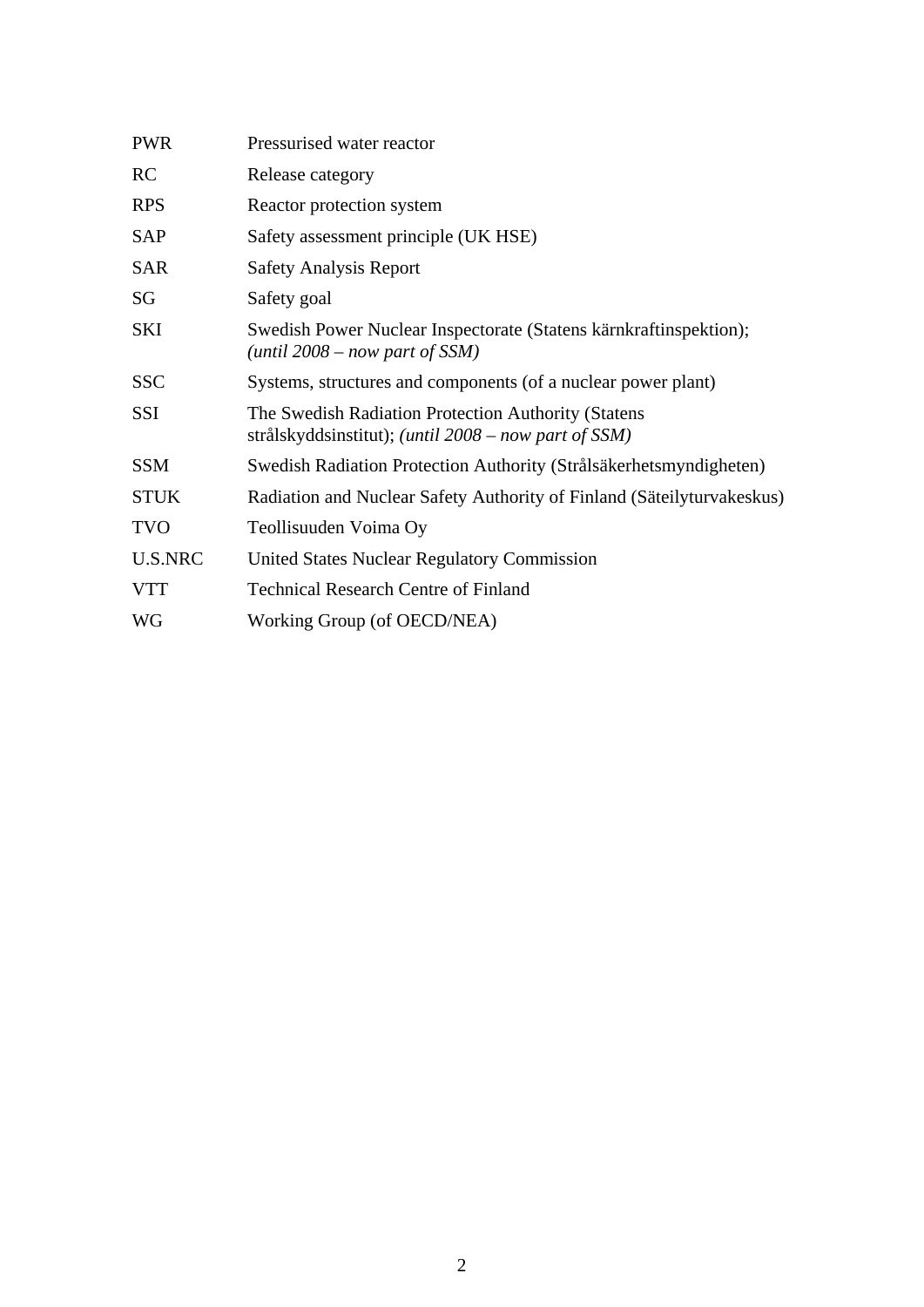| | |
|---|---|
| PWR | Pressurised water reactor |
| RC | Release category |
| RPS | Reactor protection system |
| SAP | Safety assessment principle (UK HSE) |
| SAR | Safety Analysis Report |
| SG | Safety goal |
| SKI | Swedish Power Nuclear Inspectorate (Statens kärnkraftinspektion); *(until 2008 – now part of SSM)* |
| SSC | Systems, structures and components (of a nuclear power plant) |
| SSI | The Swedish Radiation Protection Authority (Statens strålskyddsinstitut); *(until 2008 – now part of SSM)* |
| SSM | Swedish Radiation Protection Authority (Strålsäkerhetsmyndigheten) |
| STUK | Radiation and Nuclear Safety Authority of Finland (Säteilyturvakeskus) |
| TVO | Teollisuuden Voima Oy |
| U.S.NRC | United States Nuclear Regulatory Commission |
| VTT | Technical Research Centre of Finland |
| WG | Working Group (of OECD/NEA) |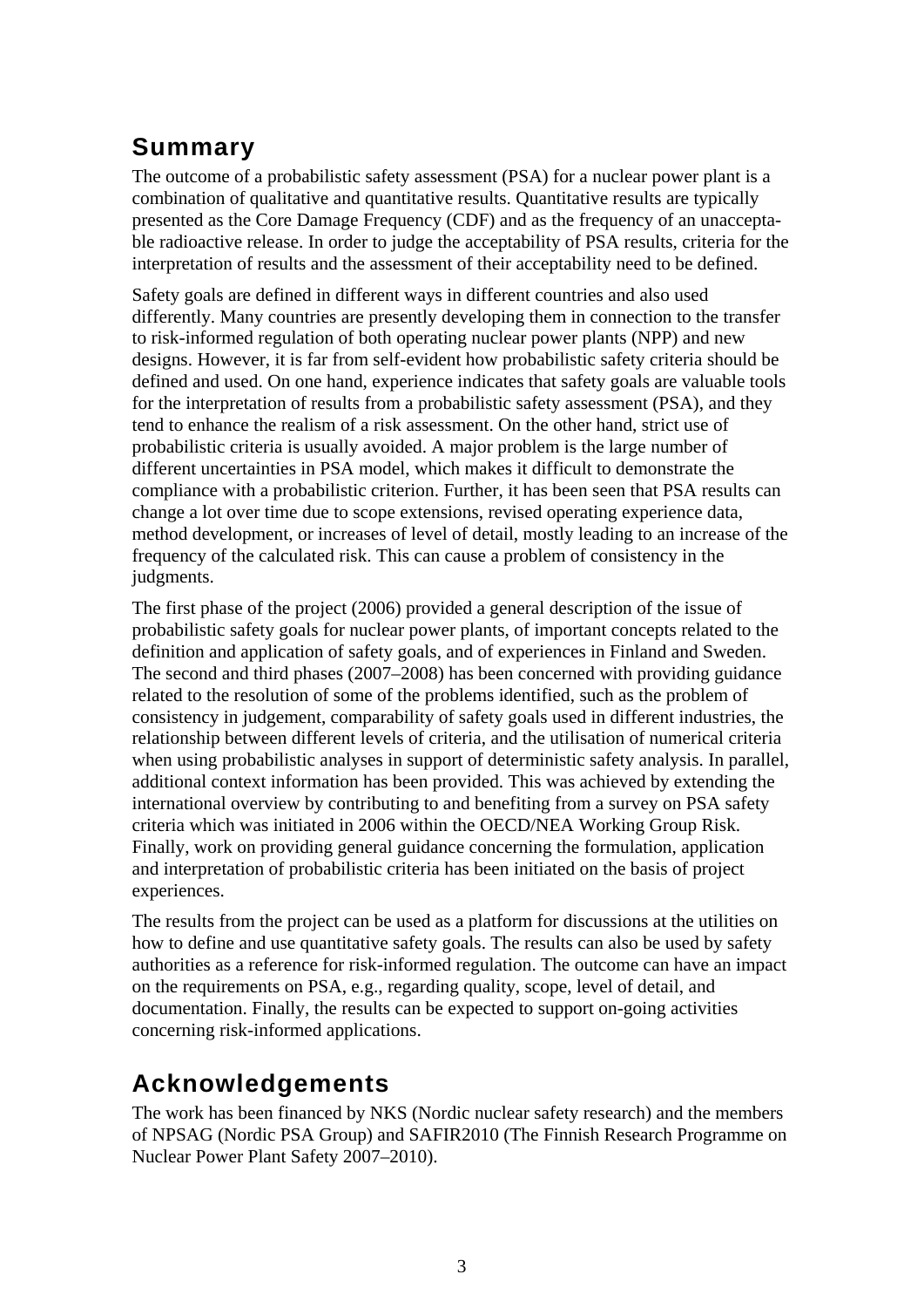## Summary

The outcome of a probabilistic safety assessment (PSA) for a nuclear power plant is a combination of qualitative and quantitative results. Quantitative results are typically presented as the Core Damage Frequency (CDF) and as the frequency of an unacceptable radioactive release. In order to judge the acceptability of PSA results, criteria for the interpretation of results and the assessment of their acceptability need to be defined.

Safety goals are defined in different ways in different countries and also used differently. Many countries are presently developing them in connection to the transfer to risk-informed regulation of both operating nuclear power plants (NPP) and new designs. However, it is far from self-evident how probabilistic safety criteria should be defined and used. On one hand, experience indicates that safety goals are valuable tools for the interpretation of results from a probabilistic safety assessment (PSA), and they tend to enhance the realism of a risk assessment. On the other hand, strict use of probabilistic criteria is usually avoided. A major problem is the large number of different uncertainties in PSA model, which makes it difficult to demonstrate the compliance with a probabilistic criterion. Further, it has been seen that PSA results can change a lot over time due to scope extensions, revised operating experience data, method development, or increases of level of detail, mostly leading to an increase of the frequency of the calculated risk. This can cause a problem of consistency in the judgments.

The first phase of the project (2006) provided a general description of the issue of probabilistic safety goals for nuclear power plants, of important concepts related to the definition and application of safety goals, and of experiences in Finland and Sweden. The second and third phases (2007–2008) has been concerned with providing guidance related to the resolution of some of the problems identified, such as the problem of consistency in judgement, comparability of safety goals used in different industries, the relationship between different levels of criteria, and the utilisation of numerical criteria when using probabilistic analyses in support of deterministic safety analysis. In parallel, additional context information has been provided. This was achieved by extending the international overview by contributing to and benefiting from a survey on PSA safety criteria which was initiated in 2006 within the OECD/NEA Working Group Risk. Finally, work on providing general guidance concerning the formulation, application and interpretation of probabilistic criteria has been initiated on the basis of project experiences.

The results from the project can be used as a platform for discussions at the utilities on how to define and use quantitative safety goals. The results can also be used by safety authorities as a reference for risk-informed regulation. The outcome can have an impact on the requirements on PSA, e.g., regarding quality, scope, level of detail, and documentation. Finally, the results can be expected to support on-going activities concerning risk-informed applications.

## Acknowledgements

The work has been financed by NKS (Nordic nuclear safety research) and the members of NPSAG (Nordic PSA Group) and SAFIR2010 (The Finnish Research Programme on Nuclear Power Plant Safety 2007–2010).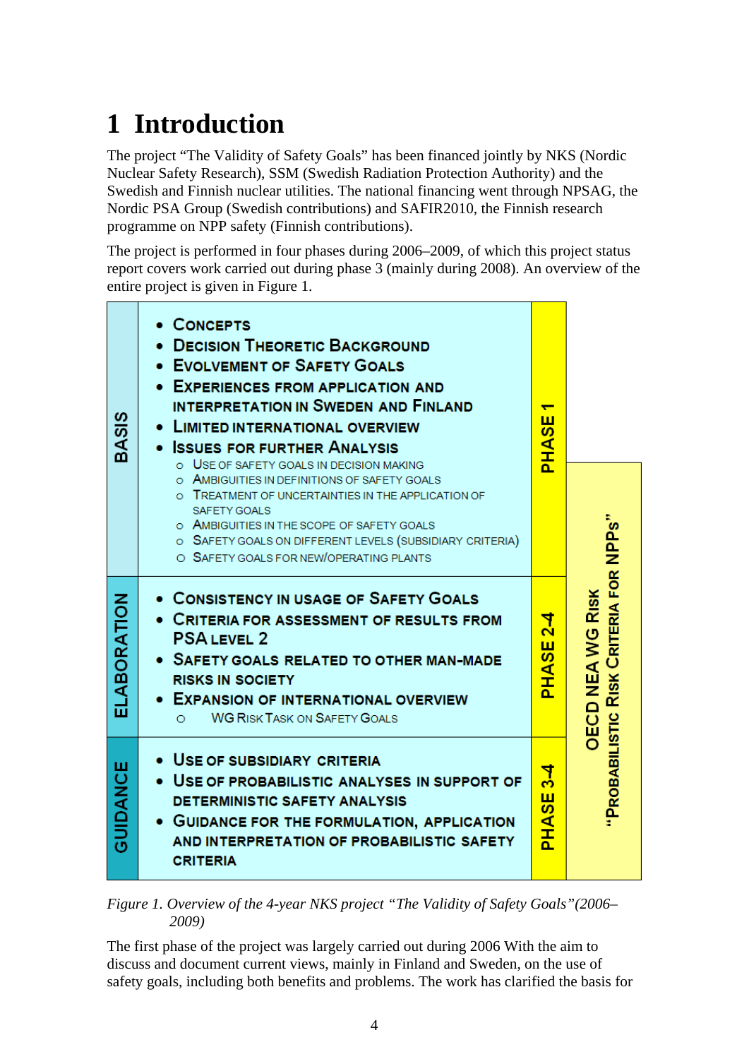# 1 Introduction

The project "The Validity of Safety Goals" has been financed jointly by NKS (Nordic Nuclear Safety Research), SSM (Swedish Radiation Protection Authority) and the Swedish and Finnish nuclear utilities. The national financing went through NPSAG, the Nordic PSA Group (Swedish contributions) and SAFIR2010, the Finnish research programme on NPP safety (Finnish contributions).

The project is performed in four phases during 2006–2009, of which this project status report covers work carried out during phase 3 (mainly during 2008). An overview of the entire project is given in Figure 1.

| | | | |
|---|---|---|---|
| BASIS | • Concepts<br>• Decision Theoretic Background<br>• Evolvement of Safety Goals<br>• Experiences from Application and Interpretation in Sweden and Finland<br>• Limited International Overview<br>• Issues for Further Analysis<br>  o Use of safety goals in decision making<br>  o Ambiguities in definitions of safety goals<br>  o Treatment of uncertainties in the application of safety goals<br>  o Ambiguities in the scope of safety goals<br>  o Safety goals on different levels (subsidiary criteria)<br>  o Safety goals for new/operating plants | PHASE 1 | |
| ELABORATION | • Consistency in Usage of Safety Goals<br>• Criteria for Assessment of Results from PSA Level 2<br>• Safety Goals Related to Other Man-Made Risks in Society<br>• Expansion of International Overview<br>  o WG Risk Task on Safety Goals | PHASE 2-4 | OECD NEA WG Risk "Probabilistic Risk Criteria for NPPs" |
| GUIDANCE | • Use of Subsidiary Criteria<br>• Use of Probabilistic Analyses in Support of Deterministic Safety Analysis<br>• Guidance for the Formulation, Application and Interpretation of Probabilistic Safety Criteria | PHASE 3-4 | |

*Figure 1. Overview of the 4-year NKS project "The Validity of Safety Goals"(2006–2009)*

The first phase of the project was largely carried out during 2006 With the aim to discuss and document current views, mainly in Finland and Sweden, on the use of safety goals, including both benefits and problems. The work has clarified the basis for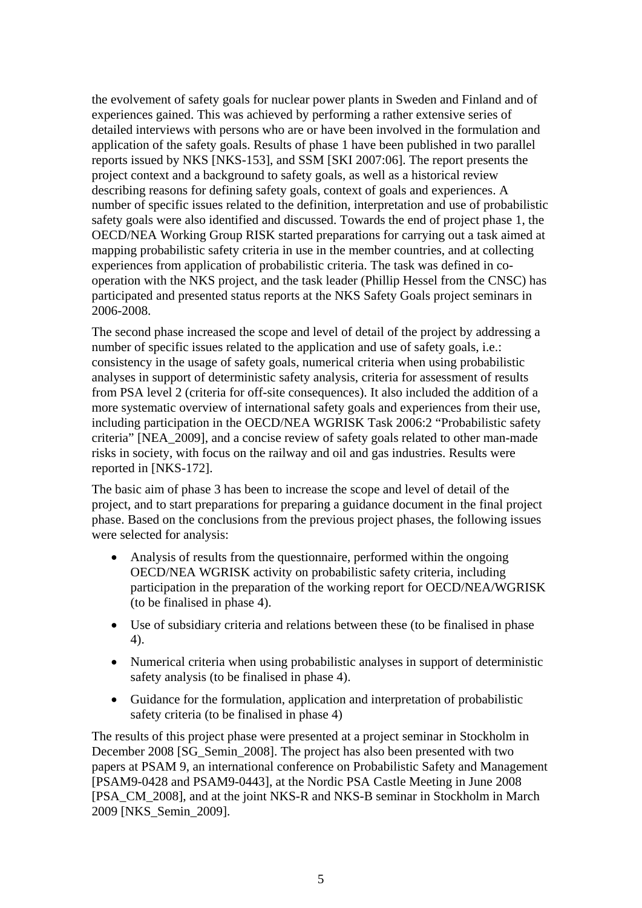the evolvement of safety goals for nuclear power plants in Sweden and Finland and of experiences gained. This was achieved by performing a rather extensive series of detailed interviews with persons who are or have been involved in the formulation and application of the safety goals. Results of phase 1 have been published in two parallel reports issued by NKS [NKS-153], and SSM [SKI 2007:06]. The report presents the project context and a background to safety goals, as well as a historical review describing reasons for defining safety goals, context of goals and experiences. A number of specific issues related to the definition, interpretation and use of probabilistic safety goals were also identified and discussed. Towards the end of project phase 1, the OECD/NEA Working Group RISK started preparations for carrying out a task aimed at mapping probabilistic safety criteria in use in the member countries, and at collecting experiences from application of probabilistic criteria. The task was defined in co-operation with the NKS project, and the task leader (Phillip Hessel from the CNSC) has participated and presented status reports at the NKS Safety Goals project seminars in 2006-2008.

The second phase increased the scope and level of detail of the project by addressing a number of specific issues related to the application and use of safety goals, i.e.: consistency in the usage of safety goals, numerical criteria when using probabilistic analyses in support of deterministic safety analysis, criteria for assessment of results from PSA level 2 (criteria for off-site consequences). It also included the addition of a more systematic overview of international safety goals and experiences from their use, including participation in the OECD/NEA WGRISK Task 2006:2 "Probabilistic safety criteria" [NEA_2009], and a concise review of safety goals related to other man-made risks in society, with focus on the railway and oil and gas industries. Results were reported in [NKS-172].

The basic aim of phase 3 has been to increase the scope and level of detail of the project, and to start preparations for preparing a guidance document in the final project phase. Based on the conclusions from the previous project phases, the following issues were selected for analysis:

- Analysis of results from the questionnaire, performed within the ongoing OECD/NEA WGRISK activity on probabilistic safety criteria, including participation in the preparation of the working report for OECD/NEA/WGRISK (to be finalised in phase 4).
- Use of subsidiary criteria and relations between these (to be finalised in phase 4).
- Numerical criteria when using probabilistic analyses in support of deterministic safety analysis (to be finalised in phase 4).
- Guidance for the formulation, application and interpretation of probabilistic safety criteria (to be finalised in phase 4)

The results of this project phase were presented at a project seminar in Stockholm in December 2008 [SG_Semin_2008]. The project has also been presented with two papers at PSAM 9, an international conference on Probabilistic Safety and Management [PSAM9-0428 and PSAM9-0443], at the Nordic PSA Castle Meeting in June 2008 [PSA_CM_2008], and at the joint NKS-R and NKS-B seminar in Stockholm in March 2009 [NKS_Semin_2009].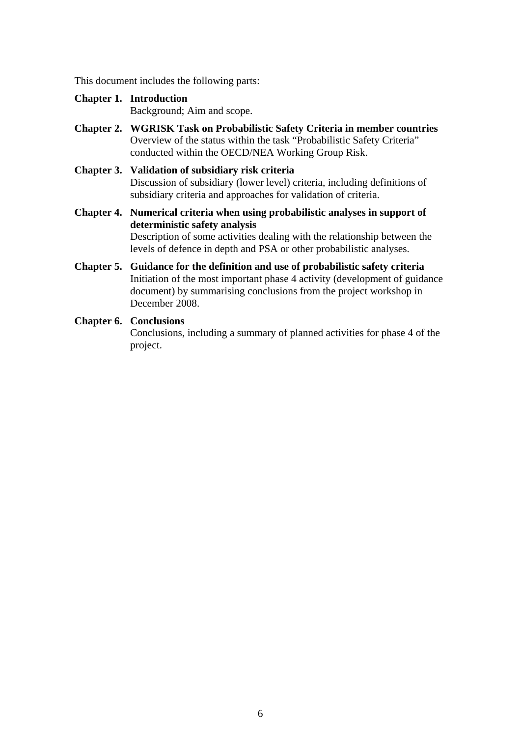This document includes the following parts:

**Chapter 1. Introduction**
Background; Aim and scope.

**Chapter 2. WGRISK Task on Probabilistic Safety Criteria in member countries**
Overview of the status within the task "Probabilistic Safety Criteria" conducted within the OECD/NEA Working Group Risk.

**Chapter 3. Validation of subsidiary risk criteria**
Discussion of subsidiary (lower level) criteria, including definitions of subsidiary criteria and approaches for validation of criteria.

**Chapter 4. Numerical criteria when using probabilistic analyses in support of deterministic safety analysis**
Description of some activities dealing with the relationship between the levels of defence in depth and PSA or other probabilistic analyses.

**Chapter 5. Guidance for the definition and use of probabilistic safety criteria**
Initiation of the most important phase 4 activity (development of guidance document) by summarising conclusions from the project workshop in December 2008.

**Chapter 6. Conclusions**
Conclusions, including a summary of planned activities for phase 4 of the project.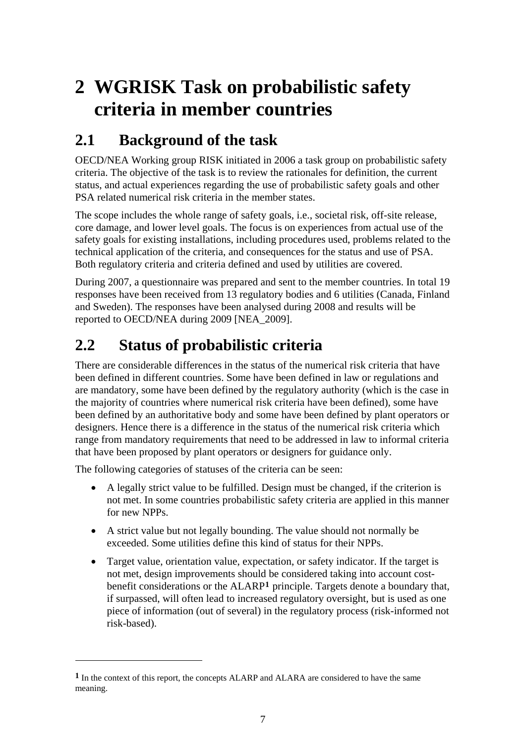# 2 WGRISK Task on probabilistic safety criteria in member countries

## 2.1 Background of the task

OECD/NEA Working group RISK initiated in 2006 a task group on probabilistic safety criteria. The objective of the task is to review the rationales for definition, the current status, and actual experiences regarding the use of probabilistic safety goals and other PSA related numerical risk criteria in the member states.

The scope includes the whole range of safety goals, i.e., societal risk, off-site release, core damage, and lower level goals. The focus is on experiences from actual use of the safety goals for existing installations, including procedures used, problems related to the technical application of the criteria, and consequences for the status and use of PSA. Both regulatory criteria and criteria defined and used by utilities are covered.

During 2007, a questionnaire was prepared and sent to the member countries. In total 19 responses have been received from 13 regulatory bodies and 6 utilities (Canada, Finland and Sweden). The responses have been analysed during 2008 and results will be reported to OECD/NEA during 2009 [NEA_2009].

## 2.2 Status of probabilistic criteria

There are considerable differences in the status of the numerical risk criteria that have been defined in different countries. Some have been defined in law or regulations and are mandatory, some have been defined by the regulatory authority (which is the case in the majority of countries where numerical risk criteria have been defined), some have been defined by an authoritative body and some have been defined by plant operators or designers. Hence there is a difference in the status of the numerical risk criteria which range from mandatory requirements that need to be addressed in law to informal criteria that have been proposed by plant operators or designers for guidance only.

The following categories of statuses of the criteria can be seen:

- A legally strict value to be fulfilled. Design must be changed, if the criterion is not met. In some countries probabilistic safety criteria are applied in this manner for new NPPs.
- A strict value but not legally bounding. The value should not normally be exceeded. Some utilities define this kind of status for their NPPs.
- Target value, orientation value, expectation, or safety indicator. If the target is not met, design improvements should be considered taking into account cost-benefit considerations or the ALARP[1] principle. Targets denote a boundary that, if surpassed, will often lead to increased regulatory oversight, but is used as one piece of information (out of several) in the regulatory process (risk-informed not risk-based).

---

[1] In the context of this report, the concepts ALARP and ALARA are considered to have the same meaning.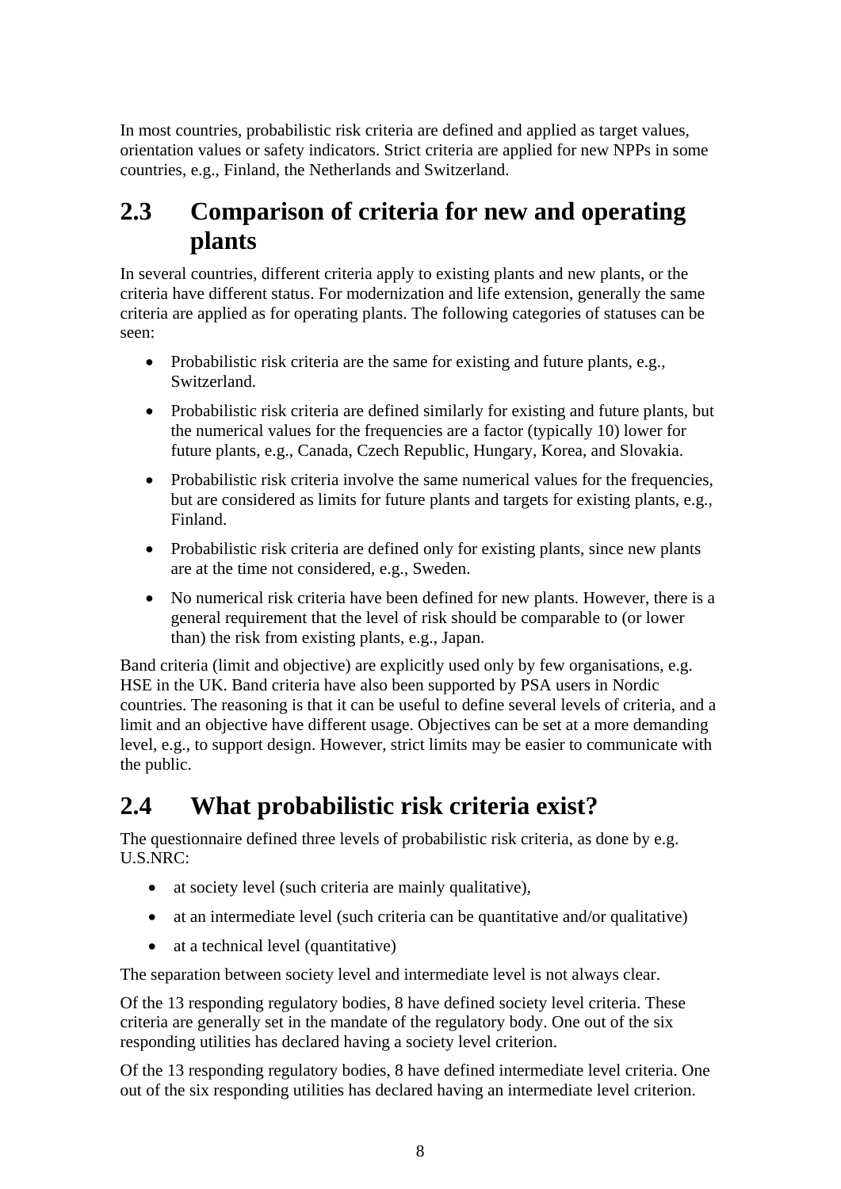In most countries, probabilistic risk criteria are defined and applied as target values, orientation values or safety indicators. Strict criteria are applied for new NPPs in some countries, e.g., Finland, the Netherlands and Switzerland.

## 2.3 Comparison of criteria for new and operating plants

In several countries, different criteria apply to existing plants and new plants, or the criteria have different status. For modernization and life extension, generally the same criteria are applied as for operating plants. The following categories of statuses can be seen:

- Probabilistic risk criteria are the same for existing and future plants, e.g., Switzerland.
- Probabilistic risk criteria are defined similarly for existing and future plants, but the numerical values for the frequencies are a factor (typically 10) lower for future plants, e.g., Canada, Czech Republic, Hungary, Korea, and Slovakia.
- Probabilistic risk criteria involve the same numerical values for the frequencies, but are considered as limits for future plants and targets for existing plants, e.g., Finland.
- Probabilistic risk criteria are defined only for existing plants, since new plants are at the time not considered, e.g., Sweden.
- No numerical risk criteria have been defined for new plants. However, there is a general requirement that the level of risk should be comparable to (or lower than) the risk from existing plants, e.g., Japan.

Band criteria (limit and objective) are explicitly used only by few organisations, e.g. HSE in the UK. Band criteria have also been supported by PSA users in Nordic countries. The reasoning is that it can be useful to define several levels of criteria, and a limit and an objective have different usage. Objectives can be set at a more demanding level, e.g., to support design. However, strict limits may be easier to communicate with the public.

## 2.4 What probabilistic risk criteria exist?

The questionnaire defined three levels of probabilistic risk criteria, as done by e.g. U.S.NRC:

- at society level (such criteria are mainly qualitative),
- at an intermediate level (such criteria can be quantitative and/or qualitative)
- at a technical level (quantitative)

The separation between society level and intermediate level is not always clear.

Of the 13 responding regulatory bodies, 8 have defined society level criteria. These criteria are generally set in the mandate of the regulatory body. One out of the six responding utilities has declared having a society level criterion.

Of the 13 responding regulatory bodies, 8 have defined intermediate level criteria. One out of the six responding utilities has declared having an intermediate level criterion.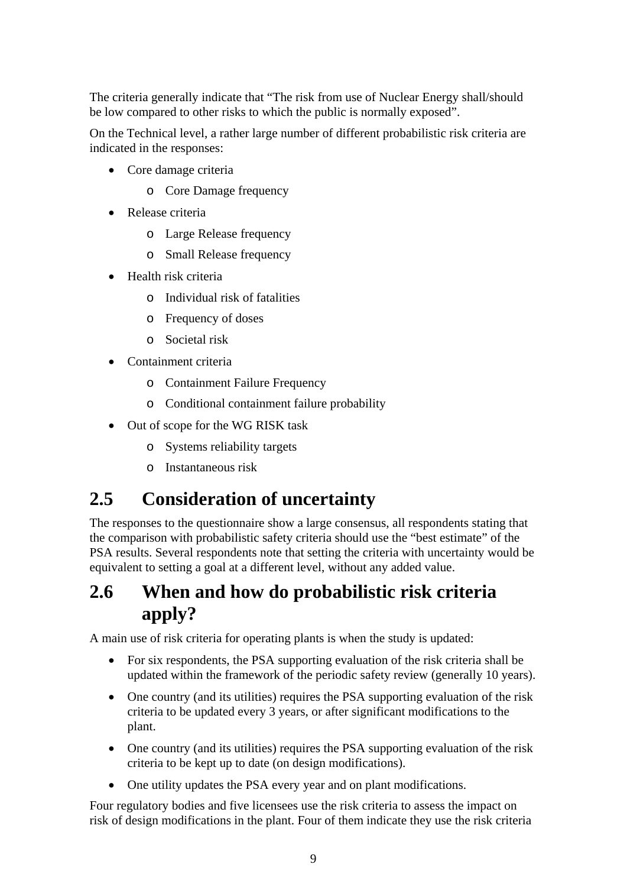The criteria generally indicate that "The risk from use of Nuclear Energy shall/should be low compared to other risks to which the public is normally exposed".

On the Technical level, a rather large number of different probabilistic risk criteria are indicated in the responses:

- Core damage criteria
  - Core Damage frequency
- Release criteria
  - Large Release frequency
  - Small Release frequency
- Health risk criteria
  - Individual risk of fatalities
  - Frequency of doses
  - Societal risk
- Containment criteria
  - Containment Failure Frequency
  - Conditional containment failure probability
- Out of scope for the WG RISK task
  - Systems reliability targets
  - Instantaneous risk

## 2.5 Consideration of uncertainty

The responses to the questionnaire show a large consensus, all respondents stating that the comparison with probabilistic safety criteria should use the "best estimate" of the PSA results. Several respondents note that setting the criteria with uncertainty would be equivalent to setting a goal at a different level, without any added value.

## 2.6 When and how do probabilistic risk criteria apply?

A main use of risk criteria for operating plants is when the study is updated:

- For six respondents, the PSA supporting evaluation of the risk criteria shall be updated within the framework of the periodic safety review (generally 10 years).
- One country (and its utilities) requires the PSA supporting evaluation of the risk criteria to be updated every 3 years, or after significant modifications to the plant.
- One country (and its utilities) requires the PSA supporting evaluation of the risk criteria to be kept up to date (on design modifications).
- One utility updates the PSA every year and on plant modifications.

Four regulatory bodies and five licensees use the risk criteria to assess the impact on risk of design modifications in the plant. Four of them indicate they use the risk criteria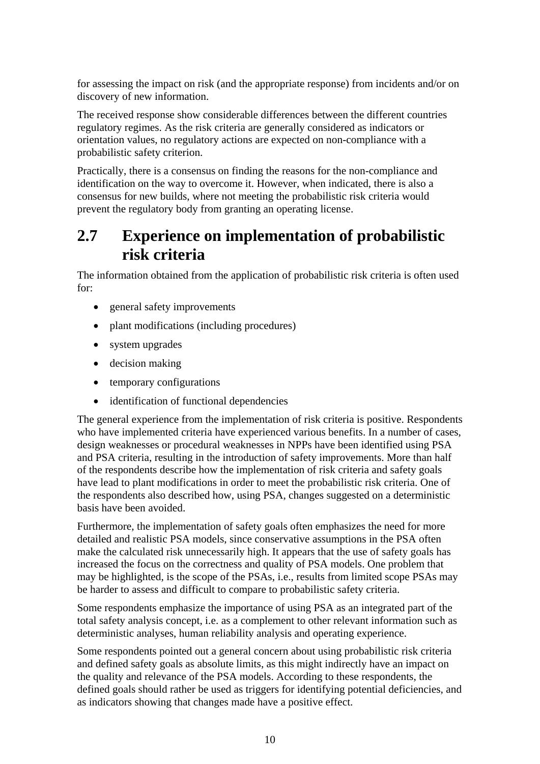for assessing the impact on risk (and the appropriate response) from incidents and/or on discovery of new information.

The received response show considerable differences between the different countries regulatory regimes. As the risk criteria are generally considered as indicators or orientation values, no regulatory actions are expected on non-compliance with a probabilistic safety criterion.

Practically, there is a consensus on finding the reasons for the non-compliance and identification on the way to overcome it. However, when indicated, there is also a consensus for new builds, where not meeting the probabilistic risk criteria would prevent the regulatory body from granting an operating license.

## 2.7 Experience on implementation of probabilistic risk criteria

The information obtained from the application of probabilistic risk criteria is often used for:

- general safety improvements
- plant modifications (including procedures)
- system upgrades
- decision making
- temporary configurations
- identification of functional dependencies

The general experience from the implementation of risk criteria is positive. Respondents who have implemented criteria have experienced various benefits. In a number of cases, design weaknesses or procedural weaknesses in NPPs have been identified using PSA and PSA criteria, resulting in the introduction of safety improvements. More than half of the respondents describe how the implementation of risk criteria and safety goals have lead to plant modifications in order to meet the probabilistic risk criteria. One of the respondents also described how, using PSA, changes suggested on a deterministic basis have been avoided.

Furthermore, the implementation of safety goals often emphasizes the need for more detailed and realistic PSA models, since conservative assumptions in the PSA often make the calculated risk unnecessarily high. It appears that the use of safety goals has increased the focus on the correctness and quality of PSA models. One problem that may be highlighted, is the scope of the PSAs, i.e., results from limited scope PSAs may be harder to assess and difficult to compare to probabilistic safety criteria.

Some respondents emphasize the importance of using PSA as an integrated part of the total safety analysis concept, i.e. as a complement to other relevant information such as deterministic analyses, human reliability analysis and operating experience.

Some respondents pointed out a general concern about using probabilistic risk criteria and defined safety goals as absolute limits, as this might indirectly have an impact on the quality and relevance of the PSA models. According to these respondents, the defined goals should rather be used as triggers for identifying potential deficiencies, and as indicators showing that changes made have a positive effect.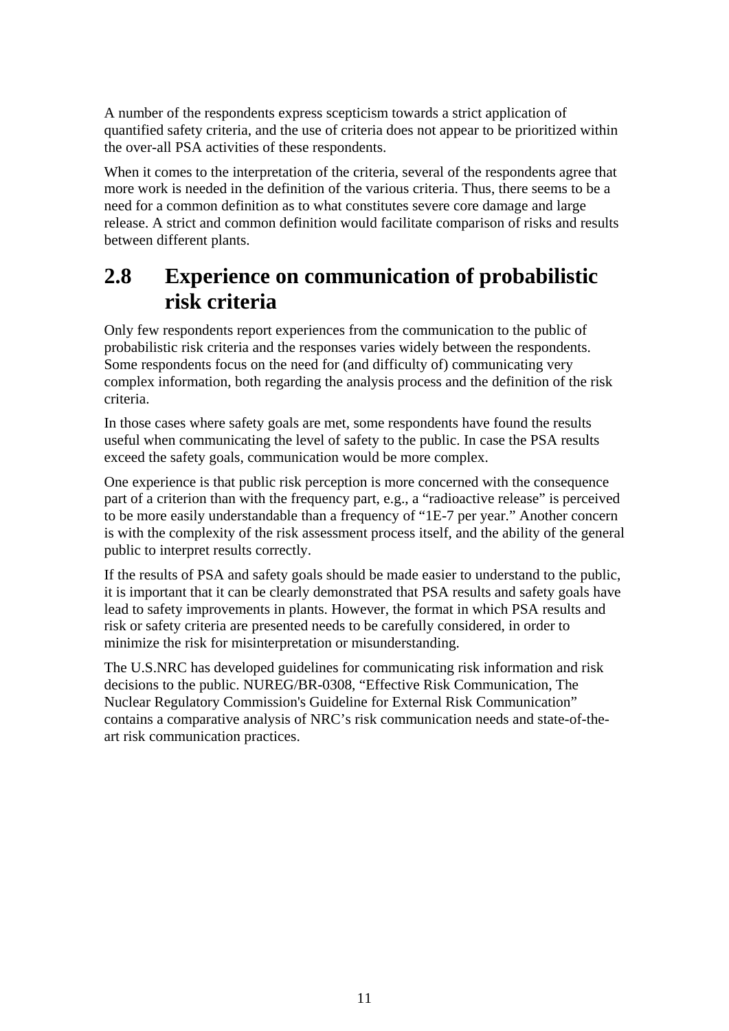A number of the respondents express scepticism towards a strict application of quantified safety criteria, and the use of criteria does not appear to be prioritized within the over-all PSA activities of these respondents.

When it comes to the interpretation of the criteria, several of the respondents agree that more work is needed in the definition of the various criteria. Thus, there seems to be a need for a common definition as to what constitutes severe core damage and large release. A strict and common definition would facilitate comparison of risks and results between different plants.

## 2.8 Experience on communication of probabilistic risk criteria

Only few respondents report experiences from the communication to the public of probabilistic risk criteria and the responses varies widely between the respondents. Some respondents focus on the need for (and difficulty of) communicating very complex information, both regarding the analysis process and the definition of the risk criteria.

In those cases where safety goals are met, some respondents have found the results useful when communicating the level of safety to the public. In case the PSA results exceed the safety goals, communication would be more complex.

One experience is that public risk perception is more concerned with the consequence part of a criterion than with the frequency part, e.g., a "radioactive release" is perceived to be more easily understandable than a frequency of "1E-7 per year." Another concern is with the complexity of the risk assessment process itself, and the ability of the general public to interpret results correctly.

If the results of PSA and safety goals should be made easier to understand to the public, it is important that it can be clearly demonstrated that PSA results and safety goals have lead to safety improvements in plants. However, the format in which PSA results and risk or safety criteria are presented needs to be carefully considered, in order to minimize the risk for misinterpretation or misunderstanding.

The U.S.NRC has developed guidelines for communicating risk information and risk decisions to the public. NUREG/BR-0308, "Effective Risk Communication, The Nuclear Regulatory Commission's Guideline for External Risk Communication" contains a comparative analysis of NRC's risk communication needs and state-of-the-art risk communication practices.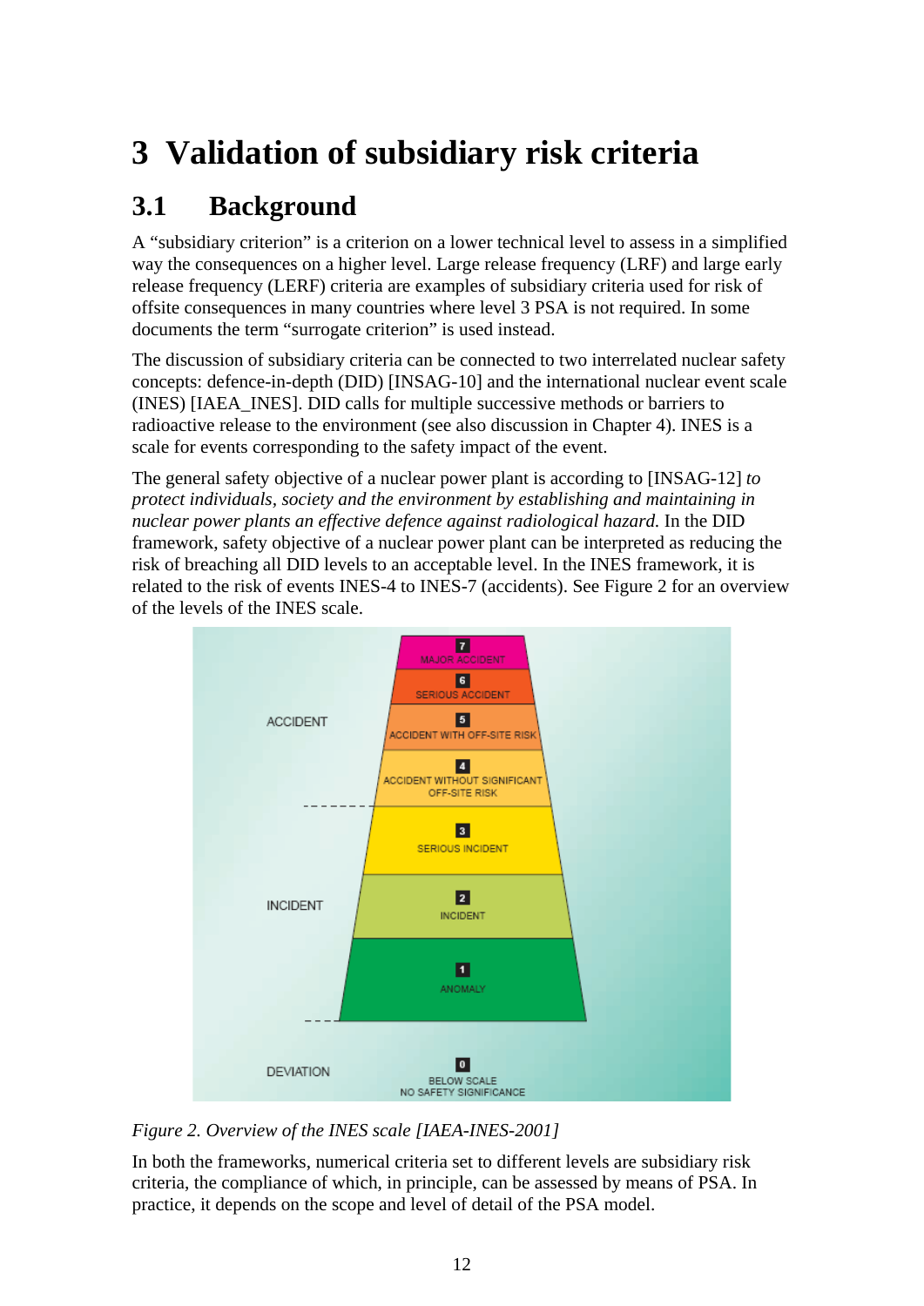# 3 Validation of subsidiary risk criteria

## 3.1 Background

A "subsidiary criterion" is a criterion on a lower technical level to assess in a simplified way the consequences on a higher level. Large release frequency (LRF) and large early release frequency (LERF) criteria are examples of subsidiary criteria used for risk of offsite consequences in many countries where level 3 PSA is not required. In some documents the term "surrogate criterion" is used instead.

The discussion of subsidiary criteria can be connected to two interrelated nuclear safety concepts: defence-in-depth (DID) [INSAG-10] and the international nuclear event scale (INES) [IAEA_INES]. DID calls for multiple successive methods or barriers to radioactive release to the environment (see also discussion in Chapter 4). INES is a scale for events corresponding to the safety impact of the event.

The general safety objective of a nuclear power plant is according to [INSAG-12] *to protect individuals, society and the environment by establishing and maintaining in nuclear power plants an effective defence against radiological hazard.* In the DID framework, safety objective of a nuclear power plant can be interpreted as reducing the risk of breaching all DID levels to an acceptable level. In the INES framework, it is related to the risk of events INES-4 to INES-7 (accidents). See Figure 2 for an overview of the levels of the INES scale.

| Category | Level | Description |
|---|---|---|
| ACCIDENT | 7 | MAJOR ACCIDENT |
| | 6 | SERIOUS ACCIDENT |
| | 5 | ACCIDENT WITH OFF-SITE RISK |
| | 4 | ACCIDENT WITHOUT SIGNIFICANT OFF-SITE RISK |
| INCIDENT | 3 | SERIOUS INCIDENT |
| | 2 | INCIDENT |
| | 1 | ANOMALY |
| DEVIATION | 0 | BELOW SCALE NO SAFETY SIGNIFICANCE |

*Figure 2. Overview of the INES scale [IAEA-INES-2001]*

In both the frameworks, numerical criteria set to different levels are subsidiary risk criteria, the compliance of which, in principle, can be assessed by means of PSA. In practice, it depends on the scope and level of detail of the PSA model.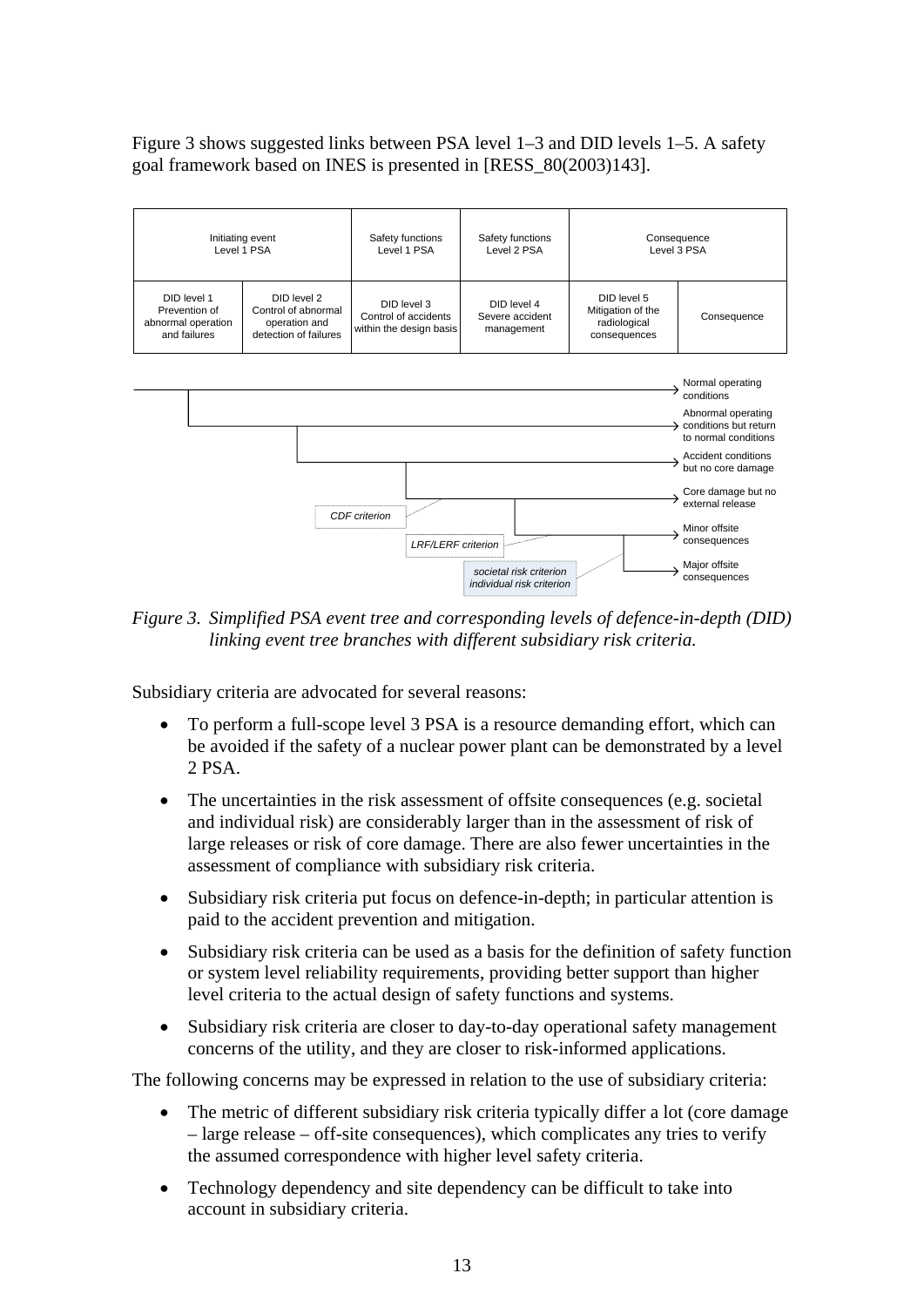Figure 3 shows suggested links between PSA level 1–3 and DID levels 1–5. A safety goal framework based on INES is presented in [RESS_80(2003)143].

| Initiating event Level 1 PSA | | Safety functions Level 1 PSA | Safety functions Level 2 PSA | Consequence Level 3 PSA | |
|---|---|---|---|---|---|
| DID level 1 Prevention of abnormal operation and failures | DID level 2 Control of abnormal operation and detection of failures | DID level 3 Control of accidents within the design basis | DID level 4 Severe accident management | DID level 5 Mitigation of the radiological consequences | Consequence |

Normal operating conditions

Abnormal operating conditions but return to normal conditions

Accident conditions but no core damage

Core damage but no external release

Minor offsite consequences

Major offsite consequences

*CDF criterion*

*LRF/LERF criterion*

*societal risk criterion*
*individual risk criterion*

*Figure 3. Simplified PSA event tree and corresponding levels of defence-in-depth (DID) linking event tree branches with different subsidiary risk criteria.*

Subsidiary criteria are advocated for several reasons:

- To perform a full-scope level 3 PSA is a resource demanding effort, which can be avoided if the safety of a nuclear power plant can be demonstrated by a level 2 PSA.
- The uncertainties in the risk assessment of offsite consequences (e.g. societal and individual risk) are considerably larger than in the assessment of risk of large releases or risk of core damage. There are also fewer uncertainties in the assessment of compliance with subsidiary risk criteria.
- Subsidiary risk criteria put focus on defence-in-depth; in particular attention is paid to the accident prevention and mitigation.
- Subsidiary risk criteria can be used as a basis for the definition of safety function or system level reliability requirements, providing better support than higher level criteria to the actual design of safety functions and systems.
- Subsidiary risk criteria are closer to day-to-day operational safety management concerns of the utility, and they are closer to risk-informed applications.

The following concerns may be expressed in relation to the use of subsidiary criteria:

- The metric of different subsidiary risk criteria typically differ a lot (core damage – large release – off-site consequences), which complicates any tries to verify the assumed correspondence with higher level safety criteria.
- Technology dependency and site dependency can be difficult to take into account in subsidiary criteria.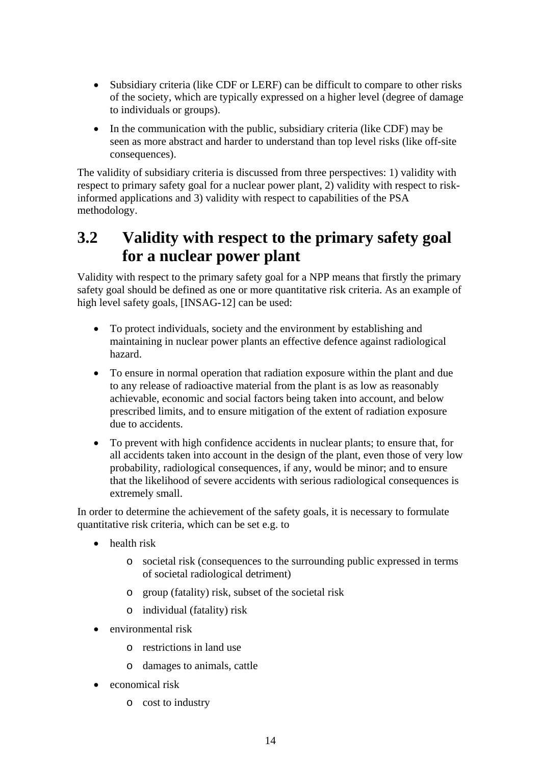- Subsidiary criteria (like CDF or LERF) can be difficult to compare to other risks of the society, which are typically expressed on a higher level (degree of damage to individuals or groups).
- In the communication with the public, subsidiary criteria (like CDF) may be seen as more abstract and harder to understand than top level risks (like off-site consequences).

The validity of subsidiary criteria is discussed from three perspectives: 1) validity with respect to primary safety goal for a nuclear power plant, 2) validity with respect to risk-informed applications and 3) validity with respect to capabilities of the PSA methodology.

## 3.2 Validity with respect to the primary safety goal for a nuclear power plant

Validity with respect to the primary safety goal for a NPP means that firstly the primary safety goal should be defined as one or more quantitative risk criteria. As an example of high level safety goals, [INSAG-12] can be used:

- To protect individuals, society and the environment by establishing and maintaining in nuclear power plants an effective defence against radiological hazard.
- To ensure in normal operation that radiation exposure within the plant and due to any release of radioactive material from the plant is as low as reasonably achievable, economic and social factors being taken into account, and below prescribed limits, and to ensure mitigation of the extent of radiation exposure due to accidents.
- To prevent with high confidence accidents in nuclear plants; to ensure that, for all accidents taken into account in the design of the plant, even those of very low probability, radiological consequences, if any, would be minor; and to ensure that the likelihood of severe accidents with serious radiological consequences is extremely small.

In order to determine the achievement of the safety goals, it is necessary to formulate quantitative risk criteria, which can be set e.g. to

- health risk
  - societal risk (consequences to the surrounding public expressed in terms of societal radiological detriment)
  - group (fatality) risk, subset of the societal risk
  - individual (fatality) risk
- environmental risk
  - restrictions in land use
  - damages to animals, cattle
- economical risk
  - cost to industry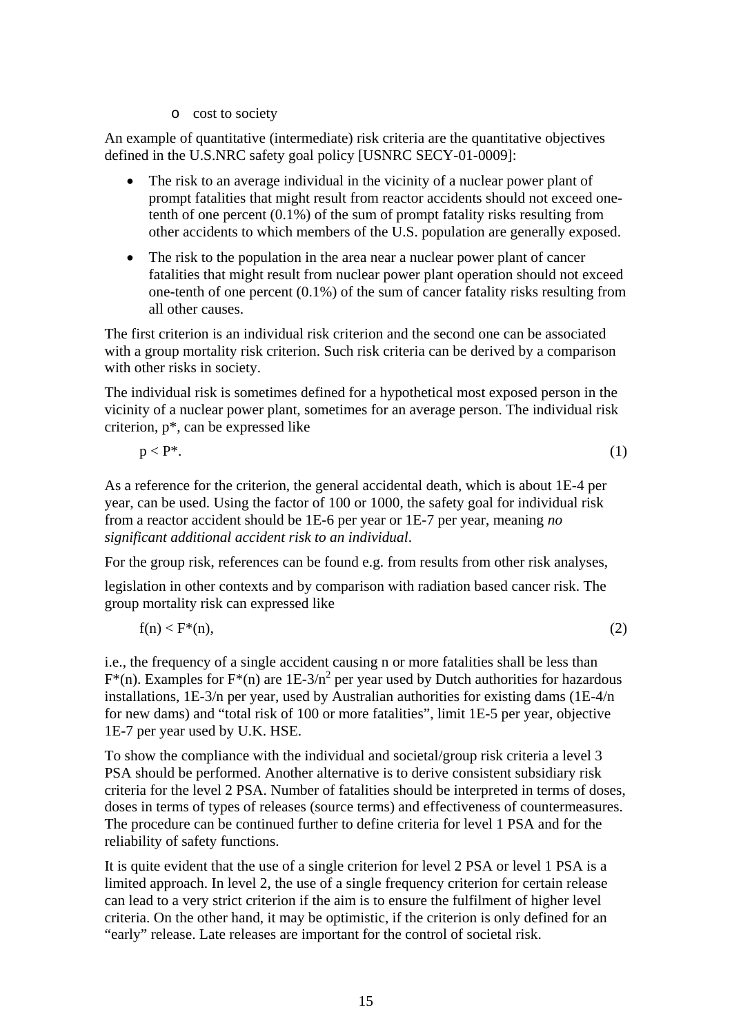- cost to society

An example of quantitative (intermediate) risk criteria are the quantitative objectives defined in the U.S.NRC safety goal policy [USNRC SECY-01-0009]:

- The risk to an average individual in the vicinity of a nuclear power plant of prompt fatalities that might result from reactor accidents should not exceed one-tenth of one percent (0.1%) of the sum of prompt fatality risks resulting from other accidents to which members of the U.S. population are generally exposed.
- The risk to the population in the area near a nuclear power plant of cancer fatalities that might result from nuclear power plant operation should not exceed one-tenth of one percent (0.1%) of the sum of cancer fatality risks resulting from all other causes.

The first criterion is an individual risk criterion and the second one can be associated with a group mortality risk criterion. Such risk criteria can be derived by a comparison with other risks in society.

The individual risk is sometimes defined for a hypothetical most exposed person in the vicinity of a nuclear power plant, sometimes for an average person. The individual risk criterion, p*, can be expressed like

$$p < P^*. \tag{1}$$

As a reference for the criterion, the general accidental death, which is about 1E-4 per year, can be used. Using the factor of 100 or 1000, the safety goal for individual risk from a reactor accident should be 1E-6 per year or 1E-7 per year, meaning *no significant additional accident risk to an individual*.

For the group risk, references can be found e.g. from results from other risk analyses, legislation in other contexts and by comparison with radiation based cancer risk. The group mortality risk can expressed like

$$f(n) < F^*(n), \tag{2}$$

i.e., the frequency of a single accident causing n or more fatalities shall be less than $F^*(n)$. Examples for $F^*(n)$ are $1E\text{-}3/n^2$ per year used by Dutch authorities for hazardous installations, 1E-3/n per year, used by Australian authorities for existing dams (1E-4/n for new dams) and "total risk of 100 or more fatalities", limit 1E-5 per year, objective 1E-7 per year used by U.K. HSE.

To show the compliance with the individual and societal/group risk criteria a level 3 PSA should be performed. Another alternative is to derive consistent subsidiary risk criteria for the level 2 PSA. Number of fatalities should be interpreted in terms of doses, doses in terms of types of releases (source terms) and effectiveness of countermeasures. The procedure can be continued further to define criteria for level 1 PSA and for the reliability of safety functions.

It is quite evident that the use of a single criterion for level 2 PSA or level 1 PSA is a limited approach. In level 2, the use of a single frequency criterion for certain release can lead to a very strict criterion if the aim is to ensure the fulfilment of higher level criteria. On the other hand, it may be optimistic, if the criterion is only defined for an "early" release. Late releases are important for the control of societal risk.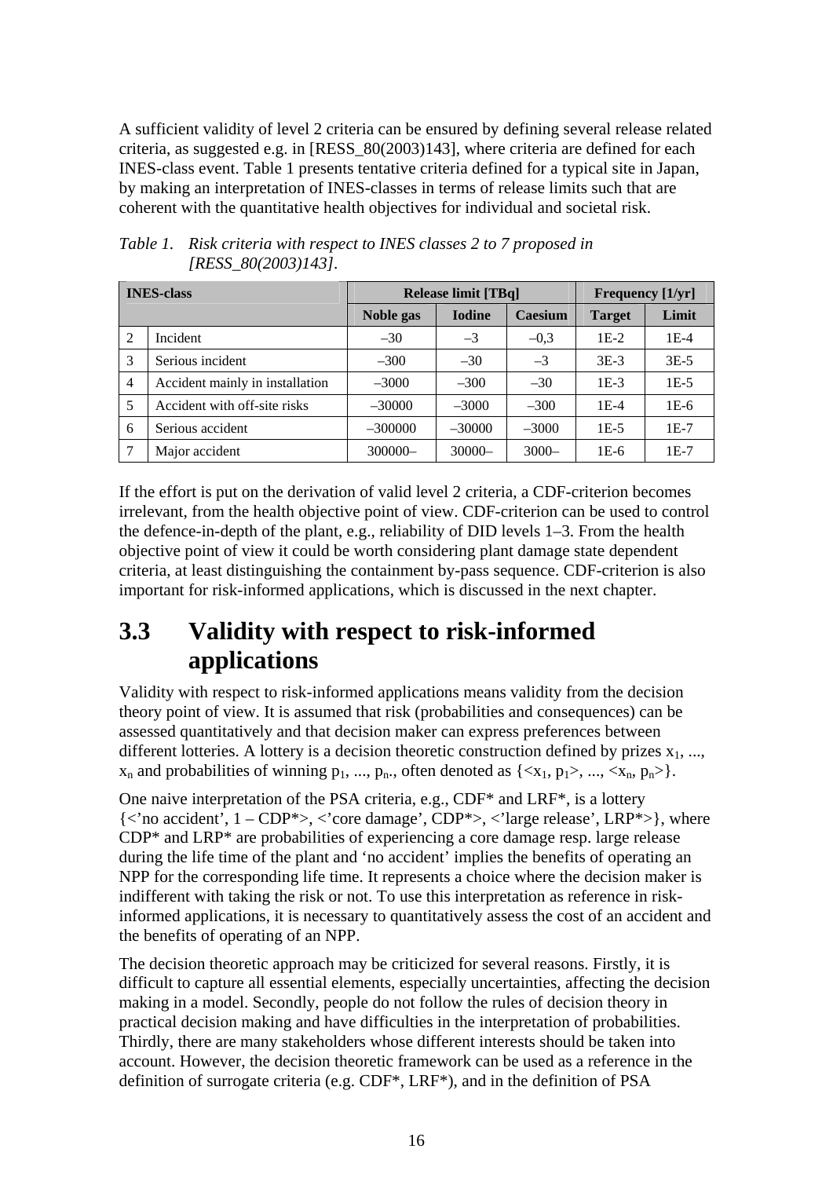A sufficient validity of level 2 criteria can be ensured by defining several release related criteria, as suggested e.g. in [RESS_80(2003)143], where criteria are defined for each INES-class event. Table 1 presents tentative criteria defined for a typical site in Japan, by making an interpretation of INES-classes in terms of release limits such that are coherent with the quantitative health objectives for individual and societal risk.

*Table 1. Risk criteria with respect to INES classes 2 to 7 proposed in [RESS_80(2003)143].*

| INES-class | | Release limit [TBq] | | | Frequency [1/yr] | |
|---|---|---|---|---|---|---|
| | | Noble gas | Iodine | Caesium | Target | Limit |
| 2 | Incident | –30 | –3 | –0,3 | 1E-2 | 1E-4 |
| 3 | Serious incident | –300 | –30 | –3 | 3E-3 | 3E-5 |
| 4 | Accident mainly in installation | –3000 | –300 | –30 | 1E-3 | 1E-5 |
| 5 | Accident with off-site risks | –30000 | –3000 | –300 | 1E-4 | 1E-6 |
| 6 | Serious accident | –300000 | –30000 | –3000 | 1E-5 | 1E-7 |
| 7 | Major accident | 300000– | 30000– | 3000– | 1E-6 | 1E-7 |

If the effort is put on the derivation of valid level 2 criteria, a CDF-criterion becomes irrelevant, from the health objective point of view. CDF-criterion can be used to control the defence-in-depth of the plant, e.g., reliability of DID levels 1–3. From the health objective point of view it could be worth considering plant damage state dependent criteria, at least distinguishing the containment by-pass sequence. CDF-criterion is also important for risk-informed applications, which is discussed in the next chapter.

## 3.3 Validity with respect to risk-informed applications

Validity with respect to risk-informed applications means validity from the decision theory point of view. It is assumed that risk (probabilities and consequences) can be assessed quantitatively and that decision maker can express preferences between different lotteries. A lottery is a decision theoretic construction defined by prizes $x_1$, ..., $x_n$ and probabilities of winning $p_1$, ..., $p_n$., often denoted as $\{<x_1, p_1>, ..., <x_n, p_n>\}$.

One naive interpretation of the PSA criteria, e.g., CDF* and LRF*, is a lottery {<'no accident', 1 – CDP*>, <'core damage', CDP*>, <'large release', LRP*>}, where CDP* and LRP* are probabilities of experiencing a core damage resp. large release during the life time of the plant and 'no accident' implies the benefits of operating an NPP for the corresponding life time. It represents a choice where the decision maker is indifferent with taking the risk or not. To use this interpretation as reference in risk-informed applications, it is necessary to quantitatively assess the cost of an accident and the benefits of operating of an NPP.

The decision theoretic approach may be criticized for several reasons. Firstly, it is difficult to capture all essential elements, especially uncertainties, affecting the decision making in a model. Secondly, people do not follow the rules of decision theory in practical decision making and have difficulties in the interpretation of probabilities. Thirdly, there are many stakeholders whose different interests should be taken into account. However, the decision theoretic framework can be used as a reference in the definition of surrogate criteria (e.g. CDF*, LRF*), and in the definition of PSA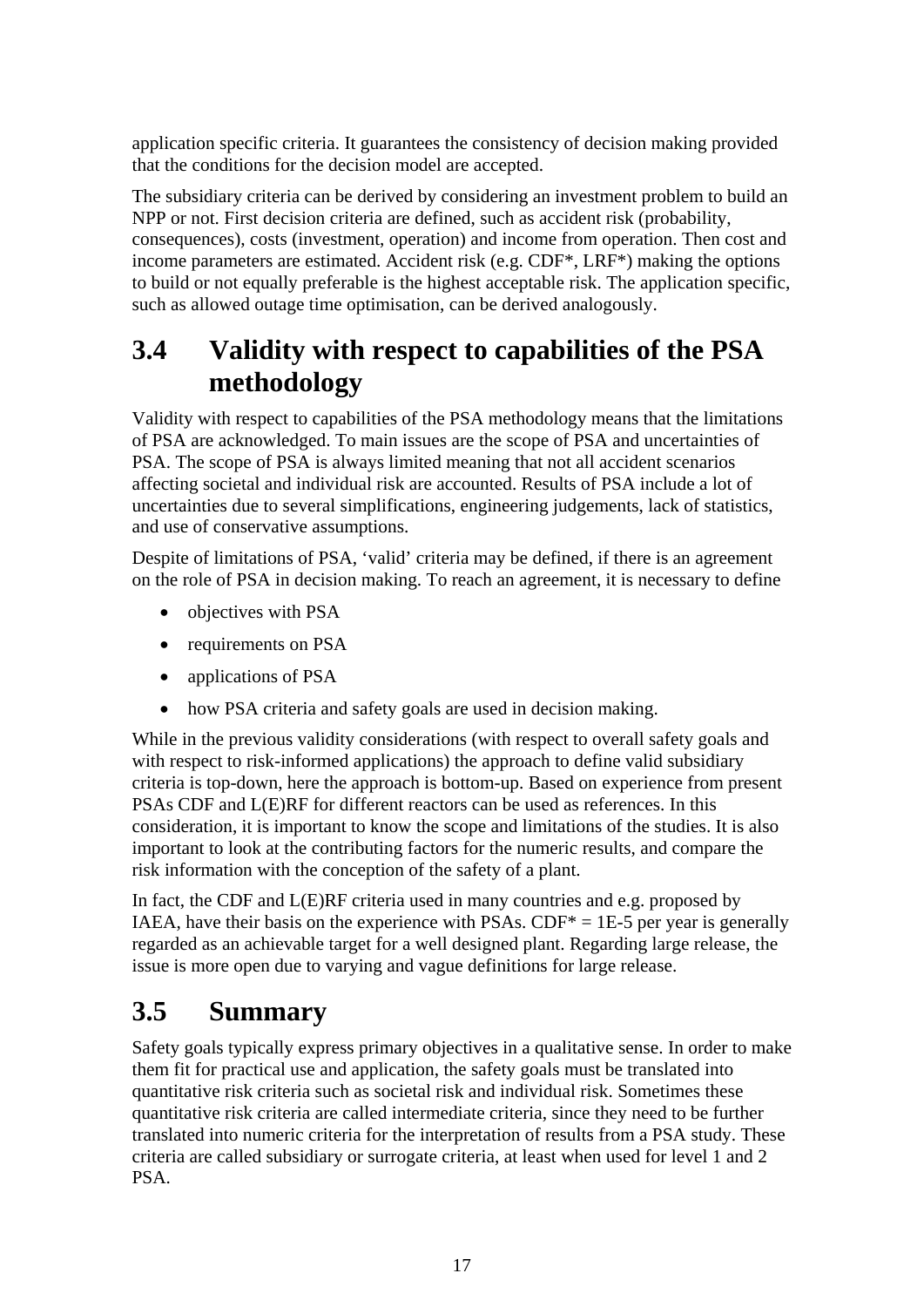application specific criteria. It guarantees the consistency of decision making provided that the conditions for the decision model are accepted.

The subsidiary criteria can be derived by considering an investment problem to build an NPP or not. First decision criteria are defined, such as accident risk (probability, consequences), costs (investment, operation) and income from operation. Then cost and income parameters are estimated. Accident risk (e.g. CDF*, LRF*) making the options to build or not equally preferable is the highest acceptable risk. The application specific, such as allowed outage time optimisation, can be derived analogously.

## 3.4 Validity with respect to capabilities of the PSA methodology

Validity with respect to capabilities of the PSA methodology means that the limitations of PSA are acknowledged. To main issues are the scope of PSA and uncertainties of PSA. The scope of PSA is always limited meaning that not all accident scenarios affecting societal and individual risk are accounted. Results of PSA include a lot of uncertainties due to several simplifications, engineering judgements, lack of statistics, and use of conservative assumptions.

Despite of limitations of PSA, 'valid' criteria may be defined, if there is an agreement on the role of PSA in decision making. To reach an agreement, it is necessary to define

- objectives with PSA
- requirements on PSA
- applications of PSA
- how PSA criteria and safety goals are used in decision making.

While in the previous validity considerations (with respect to overall safety goals and with respect to risk-informed applications) the approach to define valid subsidiary criteria is top-down, here the approach is bottom-up. Based on experience from present PSAs CDF and L(E)RF for different reactors can be used as references. In this consideration, it is important to know the scope and limitations of the studies. It is also important to look at the contributing factors for the numeric results, and compare the risk information with the conception of the safety of a plant.

In fact, the CDF and L(E)RF criteria used in many countries and e.g. proposed by IAEA, have their basis on the experience with PSAs. CDF* = 1E-5 per year is generally regarded as an achievable target for a well designed plant. Regarding large release, the issue is more open due to varying and vague definitions for large release.

## 3.5 Summary

Safety goals typically express primary objectives in a qualitative sense. In order to make them fit for practical use and application, the safety goals must be translated into quantitative risk criteria such as societal risk and individual risk. Sometimes these quantitative risk criteria are called intermediate criteria, since they need to be further translated into numeric criteria for the interpretation of results from a PSA study. These criteria are called subsidiary or surrogate criteria, at least when used for level 1 and 2 PSA.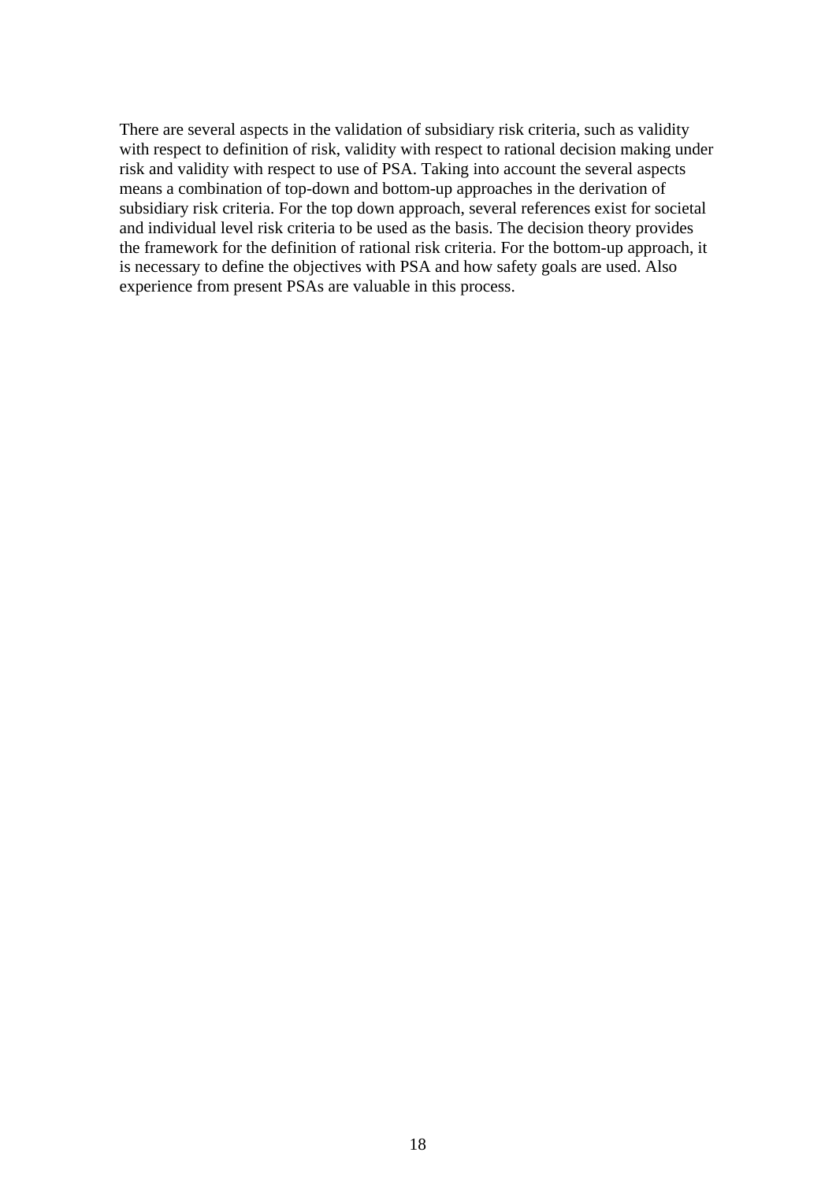There are several aspects in the validation of subsidiary risk criteria, such as validity with respect to definition of risk, validity with respect to rational decision making under risk and validity with respect to use of PSA. Taking into account the several aspects means a combination of top-down and bottom-up approaches in the derivation of subsidiary risk criteria. For the top down approach, several references exist for societal and individual level risk criteria to be used as the basis. The decision theory provides the framework for the definition of rational risk criteria. For the bottom-up approach, it is necessary to define the objectives with PSA and how safety goals are used. Also experience from present PSAs are valuable in this process.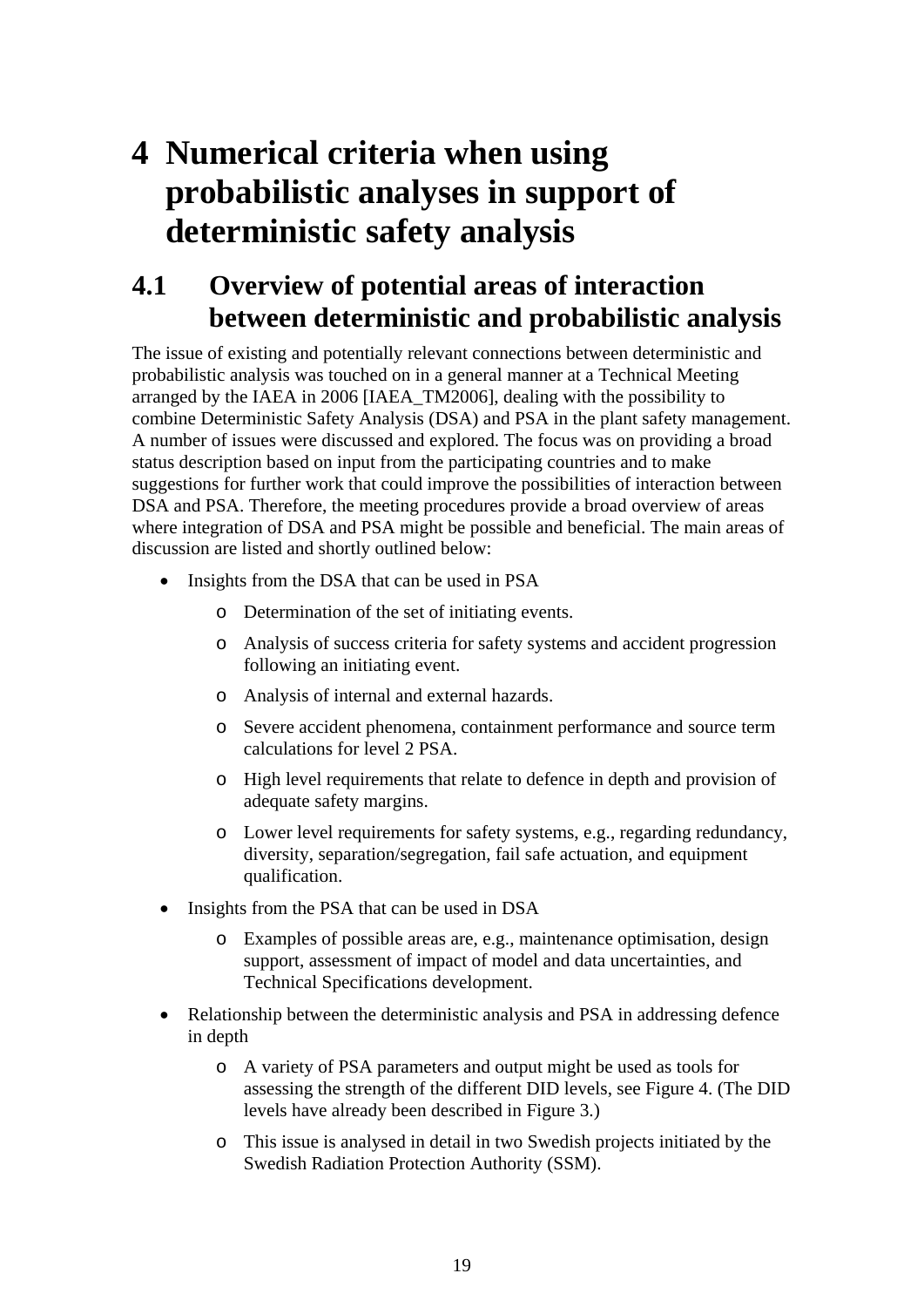# 4 Numerical criteria when using probabilistic analyses in support of deterministic safety analysis

## 4.1 Overview of potential areas of interaction between deterministic and probabilistic analysis

The issue of existing and potentially relevant connections between deterministic and probabilistic analysis was touched on in a general manner at a Technical Meeting arranged by the IAEA in 2006 [IAEA_TM2006], dealing with the possibility to combine Deterministic Safety Analysis (DSA) and PSA in the plant safety management. A number of issues were discussed and explored. The focus was on providing a broad status description based on input from the participating countries and to make suggestions for further work that could improve the possibilities of interaction between DSA and PSA. Therefore, the meeting procedures provide a broad overview of areas where integration of DSA and PSA might be possible and beneficial. The main areas of discussion are listed and shortly outlined below:

- Insights from the DSA that can be used in PSA
  - Determination of the set of initiating events.
  - Analysis of success criteria for safety systems and accident progression following an initiating event.
  - Analysis of internal and external hazards.
  - Severe accident phenomena, containment performance and source term calculations for level 2 PSA.
  - High level requirements that relate to defence in depth and provision of adequate safety margins.
  - Lower level requirements for safety systems, e.g., regarding redundancy, diversity, separation/segregation, fail safe actuation, and equipment qualification.
- Insights from the PSA that can be used in DSA
  - Examples of possible areas are, e.g., maintenance optimisation, design support, assessment of impact of model and data uncertainties, and Technical Specifications development.
- Relationship between the deterministic analysis and PSA in addressing defence in depth
  - A variety of PSA parameters and output might be used as tools for assessing the strength of the different DID levels, see Figure 4. (The DID levels have already been described in Figure 3.)
  - This issue is analysed in detail in two Swedish projects initiated by the Swedish Radiation Protection Authority (SSM).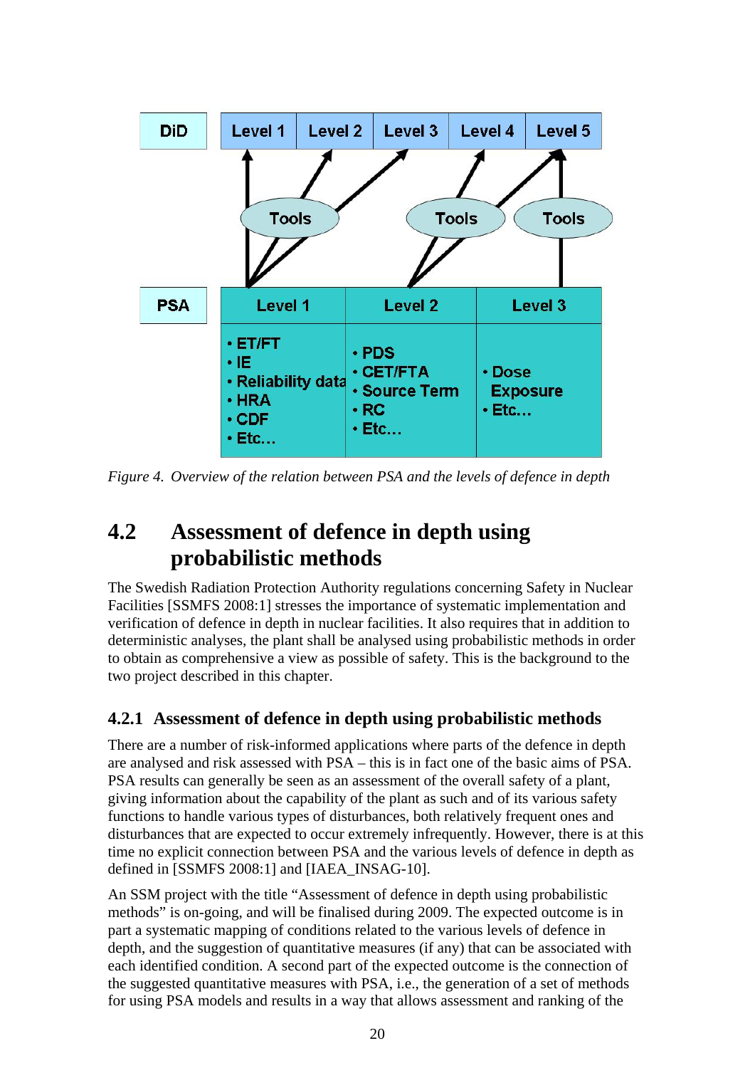Figure 4. Overview of the relation between PSA and the levels of defence in depth

## 4.2 Assessment of defence in depth using probabilistic methods

The Swedish Radiation Protection Authority regulations concerning Safety in Nuclear Facilities [SSMFS 2008:1] stresses the importance of systematic implementation and verification of defence in depth in nuclear facilities. It also requires that in addition to deterministic analyses, the plant shall be analysed using probabilistic methods in order to obtain as comprehensive a view as possible of safety. This is the background to the two project described in this chapter.

### 4.2.1 Assessment of defence in depth using probabilistic methods

There are a number of risk-informed applications where parts of the defence in depth are analysed and risk assessed with PSA – this is in fact one of the basic aims of PSA. PSA results can generally be seen as an assessment of the overall safety of a plant, giving information about the capability of the plant as such and of its various safety functions to handle various types of disturbances, both relatively frequent ones and disturbances that are expected to occur extremely infrequently. However, there is at this time no explicit connection between PSA and the various levels of defence in depth as defined in [SSMFS 2008:1] and [IAEA_INSAG-10].

An SSM project with the title "Assessment of defence in depth using probabilistic methods" is on-going, and will be finalised during 2009. The expected outcome is in part a systematic mapping of conditions related to the various levels of defence in depth, and the suggestion of quantitative measures (if any) that can be associated with each identified condition. A second part of the expected outcome is the connection of the suggested quantitative measures with PSA, i.e., the generation of a set of methods for using PSA models and results in a way that allows assessment and ranking of the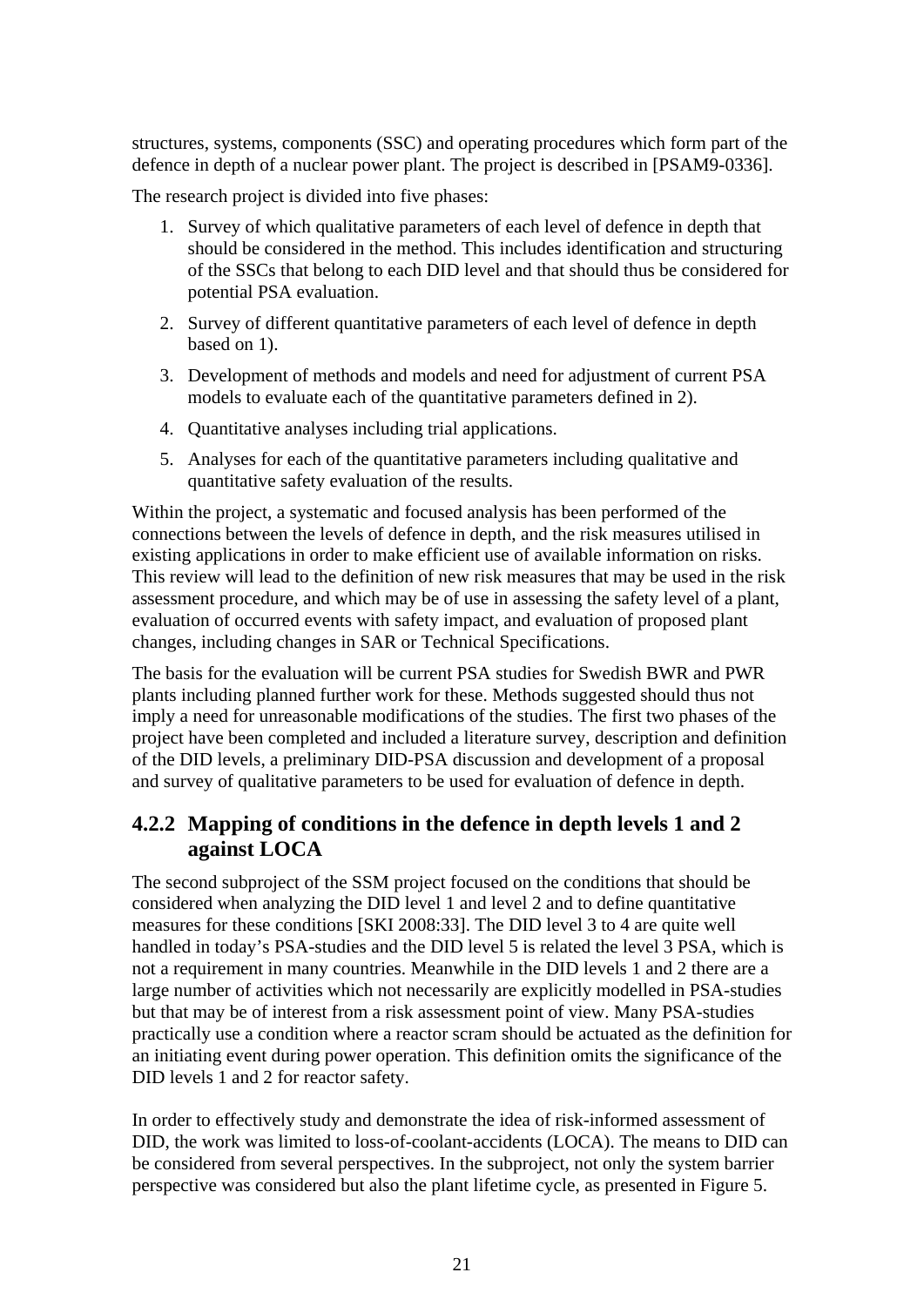structures, systems, components (SSC) and operating procedures which form part of the defence in depth of a nuclear power plant. The project is described in [PSAM9-0336].

The research project is divided into five phases:

1. Survey of which qualitative parameters of each level of defence in depth that should be considered in the method. This includes identification and structuring of the SSCs that belong to each DID level and that should thus be considered for potential PSA evaluation.
2. Survey of different quantitative parameters of each level of defence in depth based on 1).
3. Development of methods and models and need for adjustment of current PSA models to evaluate each of the quantitative parameters defined in 2).
4. Quantitative analyses including trial applications.
5. Analyses for each of the quantitative parameters including qualitative and quantitative safety evaluation of the results.

Within the project, a systematic and focused analysis has been performed of the connections between the levels of defence in depth, and the risk measures utilised in existing applications in order to make efficient use of available information on risks. This review will lead to the definition of new risk measures that may be used in the risk assessment procedure, and which may be of use in assessing the safety level of a plant, evaluation of occurred events with safety impact, and evaluation of proposed plant changes, including changes in SAR or Technical Specifications.

The basis for the evaluation will be current PSA studies for Swedish BWR and PWR plants including planned further work for these. Methods suggested should thus not imply a need for unreasonable modifications of the studies. The first two phases of the project have been completed and included a literature survey, description and definition of the DID levels, a preliminary DID-PSA discussion and development of a proposal and survey of qualitative parameters to be used for evaluation of defence in depth.

### 4.2.2 Mapping of conditions in the defence in depth levels 1 and 2 against LOCA

The second subproject of the SSM project focused on the conditions that should be considered when analyzing the DID level 1 and level 2 and to define quantitative measures for these conditions [SKI 2008:33]. The DID level 3 to 4 are quite well handled in today's PSA-studies and the DID level 5 is related the level 3 PSA, which is not a requirement in many countries. Meanwhile in the DID levels 1 and 2 there are a large number of activities which not necessarily are explicitly modelled in PSA-studies but that may be of interest from a risk assessment point of view. Many PSA-studies practically use a condition where a reactor scram should be actuated as the definition for an initiating event during power operation. This definition omits the significance of the DID levels 1 and 2 for reactor safety.

In order to effectively study and demonstrate the idea of risk-informed assessment of DID, the work was limited to loss-of-coolant-accidents (LOCA). The means to DID can be considered from several perspectives. In the subproject, not only the system barrier perspective was considered but also the plant lifetime cycle, as presented in Figure 5.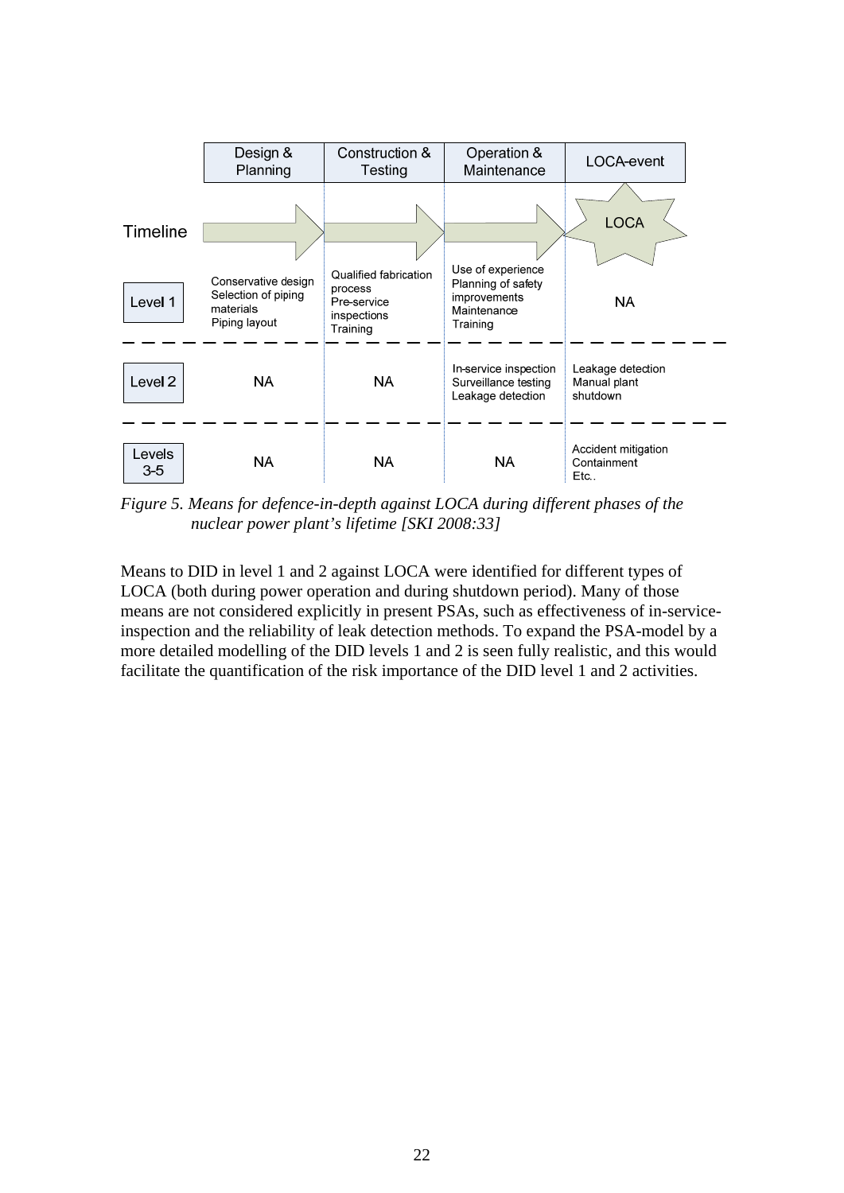| | Design & Planning | Construction & Testing | Operation & Maintenance | LOCA-event |
|---|---|---|---|---|
| Timeline | → | → | → | LOCA |
| Level 1 | Conservative design<br>Selection of piping materials<br>Piping layout | Qualified fabrication process<br>Pre-service inspections<br>Training | Use of experience<br>Planning of safety improvements<br>Maintenance<br>Training | NA |
| Level 2 | NA | NA | In-service inspection<br>Surveillance testing<br>Leakage detection | Leakage detection<br>Manual plant shutdown |
| Levels 3-5 | NA | NA | NA | Accident mitigation<br>Containment<br>Etc.. |

*Figure 5. Means for defence-in-depth against LOCA during different phases of the nuclear power plant's lifetime [SKI 2008:33]*

Means to DID in level 1 and 2 against LOCA were identified for different types of LOCA (both during power operation and during shutdown period). Many of those means are not considered explicitly in present PSAs, such as effectiveness of in-service-inspection and the reliability of leak detection methods. To expand the PSA-model by a more detailed modelling of the DID levels 1 and 2 is seen fully realistic, and this would facilitate the quantification of the risk importance of the DID level 1 and 2 activities.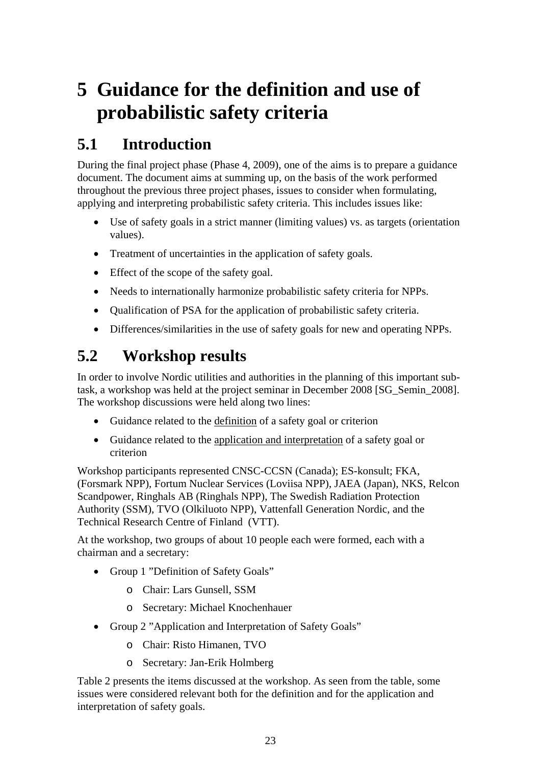# 5 Guidance for the definition and use of probabilistic safety criteria

## 5.1 Introduction

During the final project phase (Phase 4, 2009), one of the aims is to prepare a guidance document. The document aims at summing up, on the basis of the work performed throughout the previous three project phases, issues to consider when formulating, applying and interpreting probabilistic safety criteria. This includes issues like:

- Use of safety goals in a strict manner (limiting values) vs. as targets (orientation values).
- Treatment of uncertainties in the application of safety goals.
- Effect of the scope of the safety goal.
- Needs to internationally harmonize probabilistic safety criteria for NPPs.
- Qualification of PSA for the application of probabilistic safety criteria.
- Differences/similarities in the use of safety goals for new and operating NPPs.

## 5.2 Workshop results

In order to involve Nordic utilities and authorities in the planning of this important sub-task, a workshop was held at the project seminar in December 2008 [SG_Semin_2008]. The workshop discussions were held along two lines:

- Guidance related to the <u>definition</u> of a safety goal or criterion
- Guidance related to the <u>application and interpretation</u> of a safety goal or criterion

Workshop participants represented CNSC-CCSN (Canada); ES-konsult; FKA, (Forsmark NPP), Fortum Nuclear Services (Loviisa NPP), JAEA (Japan), NKS, Relcon Scandpower, Ringhals AB (Ringhals NPP), The Swedish Radiation Protection Authority (SSM), TVO (Olkiluoto NPP), Vattenfall Generation Nordic, and the Technical Research Centre of Finland (VTT).

At the workshop, two groups of about 10 people each were formed, each with a chairman and a secretary:

- Group 1 ”Definition of Safety Goals”
  - Chair: Lars Gunsell, SSM
  - Secretary: Michael Knochenhauer
- Group 2 ”Application and Interpretation of Safety Goals”
  - Chair: Risto Himanen, TVO
  - Secretary: Jan-Erik Holmberg

Table 2 presents the items discussed at the workshop. As seen from the table, some issues were considered relevant both for the definition and for the application and interpretation of safety goals.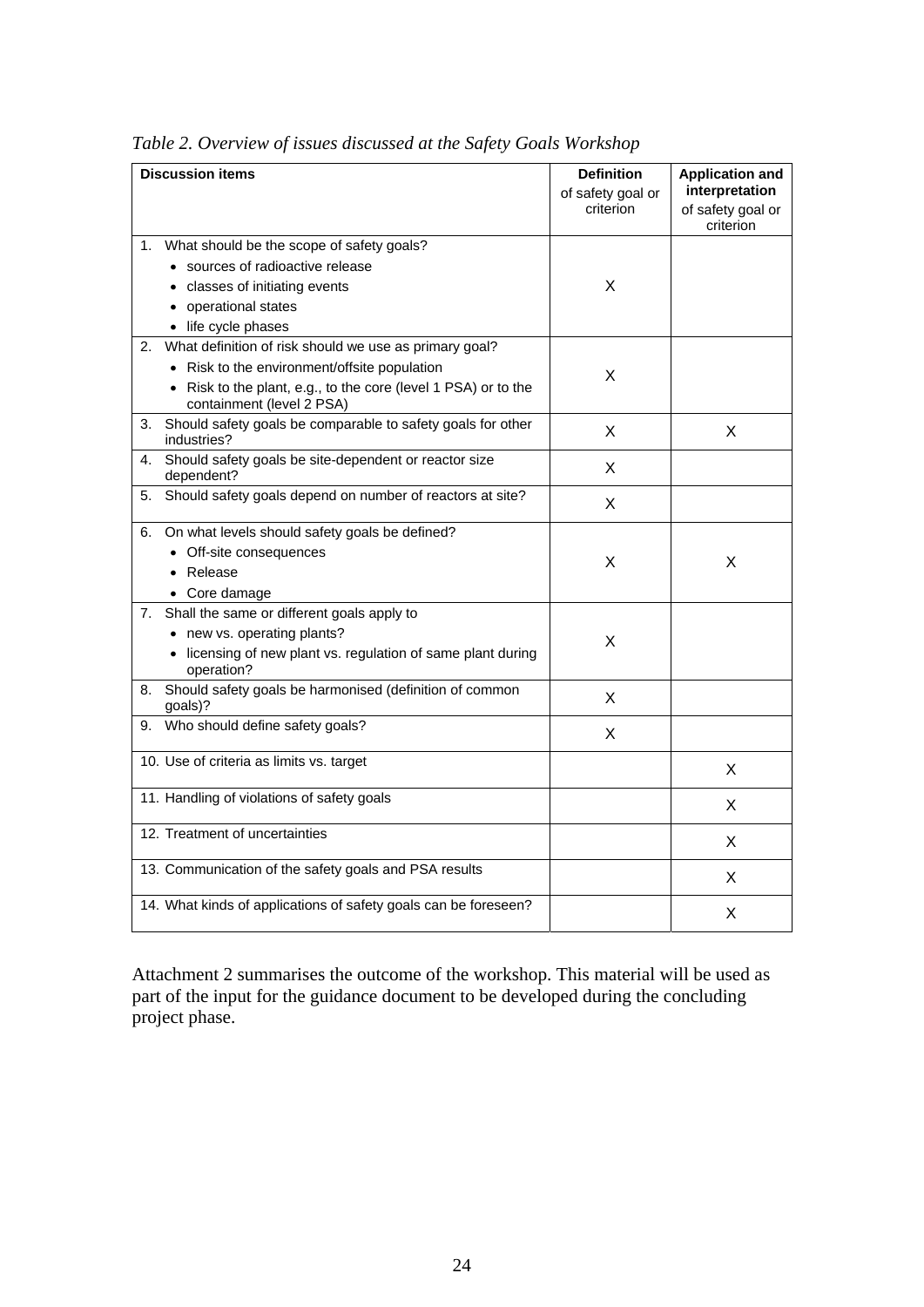*Table 2. Overview of issues discussed at the Safety Goals Workshop*

| Discussion items | **Definition** of safety goal or criterion | **Application and interpretation** of safety goal or criterion |
|---|---|---|
| 1. What should be the scope of safety goals?<br>• sources of radioactive release<br>• classes of initiating events<br>• operational states<br>• life cycle phases | X | |
| 2. What definition of risk should we use as primary goal?<br>• Risk to the environment/offsite population<br>• Risk to the plant, e.g., to the core (level 1 PSA) or to the containment (level 2 PSA) | X | |
| 3. Should safety goals be comparable to safety goals for other industries? | X | X |
| 4. Should safety goals be site-dependent or reactor size dependent? | X | |
| 5. Should safety goals depend on number of reactors at site? | X | |
| 6. On what levels should safety goals be defined?<br>• Off-site consequences<br>• Release<br>• Core damage | X | X |
| 7. Shall the same or different goals apply to<br>• new vs. operating plants?<br>• licensing of new plant vs. regulation of same plant during operation? | X | |
| 8. Should safety goals be harmonised (definition of common goals)? | X | |
| 9. Who should define safety goals? | X | |
| 10. Use of criteria as limits vs. target | | X |
| 11. Handling of violations of safety goals | | X |
| 12. Treatment of uncertainties | | X |
| 13. Communication of the safety goals and PSA results | | X |
| 14. What kinds of applications of safety goals can be foreseen? | | X |

Attachment 2 summarises the outcome of the workshop. This material will be used as part of the input for the guidance document to be developed during the concluding project phase.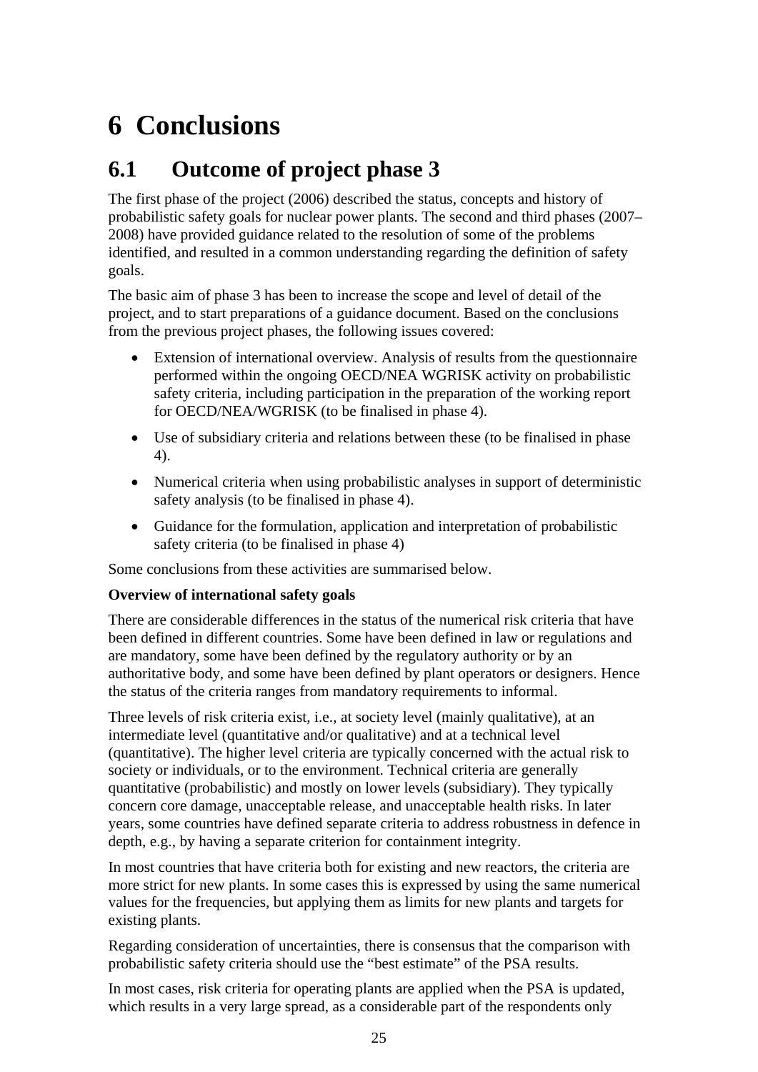# 6 Conclusions

## 6.1 Outcome of project phase 3

The first phase of the project (2006) described the status, concepts and history of probabilistic safety goals for nuclear power plants. The second and third phases (2007–2008) have provided guidance related to the resolution of some of the problems identified, and resulted in a common understanding regarding the definition of safety goals.

The basic aim of phase 3 has been to increase the scope and level of detail of the project, and to start preparations of a guidance document. Based on the conclusions from the previous project phases, the following issues covered:

- Extension of international overview. Analysis of results from the questionnaire performed within the ongoing OECD/NEA WGRISK activity on probabilistic safety criteria, including participation in the preparation of the working report for OECD/NEA/WGRISK (to be finalised in phase 4).
- Use of subsidiary criteria and relations between these (to be finalised in phase 4).
- Numerical criteria when using probabilistic analyses in support of deterministic safety analysis (to be finalised in phase 4).
- Guidance for the formulation, application and interpretation of probabilistic safety criteria (to be finalised in phase 4)

Some conclusions from these activities are summarised below.

**Overview of international safety goals**

There are considerable differences in the status of the numerical risk criteria that have been defined in different countries. Some have been defined in law or regulations and are mandatory, some have been defined by the regulatory authority or by an authoritative body, and some have been defined by plant operators or designers. Hence the status of the criteria ranges from mandatory requirements to informal.

Three levels of risk criteria exist, i.e., at society level (mainly qualitative), at an intermediate level (quantitative and/or qualitative) and at a technical level (quantitative). The higher level criteria are typically concerned with the actual risk to society or individuals, or to the environment. Technical criteria are generally quantitative (probabilistic) and mostly on lower levels (subsidiary). They typically concern core damage, unacceptable release, and unacceptable health risks. In later years, some countries have defined separate criteria to address robustness in defence in depth, e.g., by having a separate criterion for containment integrity.

In most countries that have criteria both for existing and new reactors, the criteria are more strict for new plants. In some cases this is expressed by using the same numerical values for the frequencies, but applying them as limits for new plants and targets for existing plants.

Regarding consideration of uncertainties, there is consensus that the comparison with probabilistic safety criteria should use the "best estimate" of the PSA results.

In most cases, risk criteria for operating plants are applied when the PSA is updated, which results in a very large spread, as a considerable part of the respondents only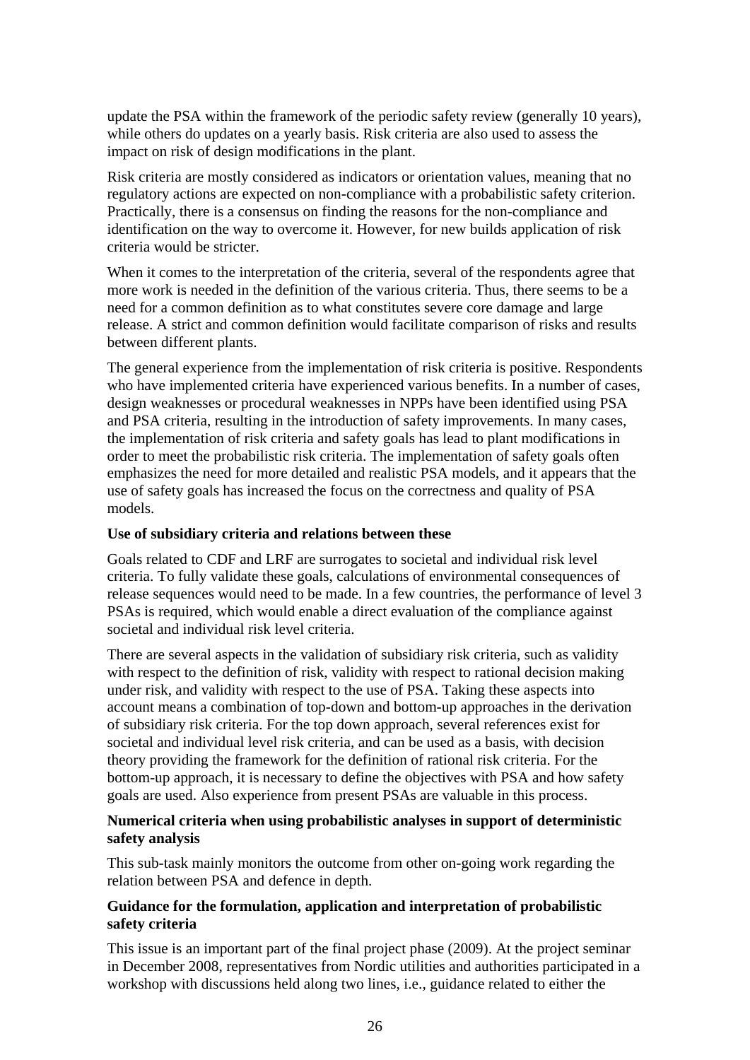update the PSA within the framework of the periodic safety review (generally 10 years), while others do updates on a yearly basis. Risk criteria are also used to assess the impact on risk of design modifications in the plant.

Risk criteria are mostly considered as indicators or orientation values, meaning that no regulatory actions are expected on non-compliance with a probabilistic safety criterion. Practically, there is a consensus on finding the reasons for the non-compliance and identification on the way to overcome it. However, for new builds application of risk criteria would be stricter.

When it comes to the interpretation of the criteria, several of the respondents agree that more work is needed in the definition of the various criteria. Thus, there seems to be a need for a common definition as to what constitutes severe core damage and large release. A strict and common definition would facilitate comparison of risks and results between different plants.

The general experience from the implementation of risk criteria is positive. Respondents who have implemented criteria have experienced various benefits. In a number of cases, design weaknesses or procedural weaknesses in NPPs have been identified using PSA and PSA criteria, resulting in the introduction of safety improvements. In many cases, the implementation of risk criteria and safety goals has lead to plant modifications in order to meet the probabilistic risk criteria. The implementation of safety goals often emphasizes the need for more detailed and realistic PSA models, and it appears that the use of safety goals has increased the focus on the correctness and quality of PSA models.

**Use of subsidiary criteria and relations between these**

Goals related to CDF and LRF are surrogates to societal and individual risk level criteria. To fully validate these goals, calculations of environmental consequences of release sequences would need to be made. In a few countries, the performance of level 3 PSAs is required, which would enable a direct evaluation of the compliance against societal and individual risk level criteria.

There are several aspects in the validation of subsidiary risk criteria, such as validity with respect to the definition of risk, validity with respect to rational decision making under risk, and validity with respect to the use of PSA. Taking these aspects into account means a combination of top-down and bottom-up approaches in the derivation of subsidiary risk criteria. For the top down approach, several references exist for societal and individual level risk criteria, and can be used as a basis, with decision theory providing the framework for the definition of rational risk criteria. For the bottom-up approach, it is necessary to define the objectives with PSA and how safety goals are used. Also experience from present PSAs are valuable in this process.

**Numerical criteria when using probabilistic analyses in support of deterministic safety analysis**

This sub-task mainly monitors the outcome from other on-going work regarding the relation between PSA and defence in depth.

**Guidance for the formulation, application and interpretation of probabilistic safety criteria**

This issue is an important part of the final project phase (2009). At the project seminar in December 2008, representatives from Nordic utilities and authorities participated in a workshop with discussions held along two lines, i.e., guidance related to either the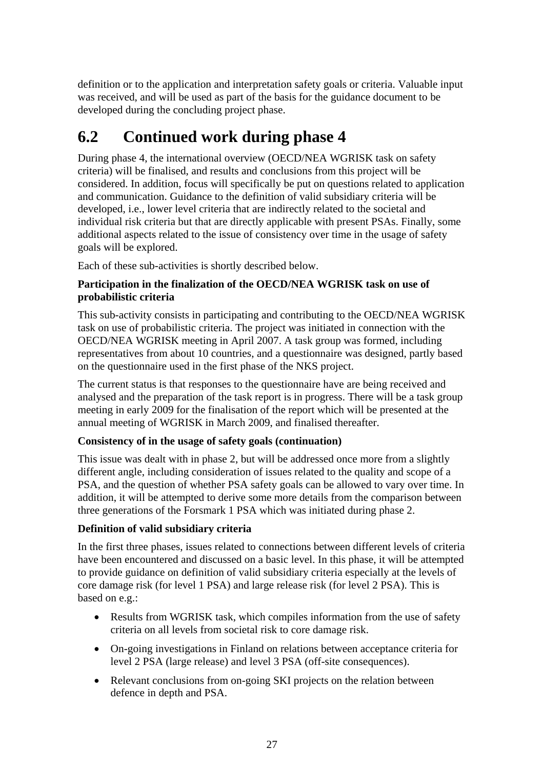definition or to the application and interpretation safety goals or criteria. Valuable input was received, and will be used as part of the basis for the guidance document to be developed during the concluding project phase.

## 6.2 Continued work during phase 4

During phase 4, the international overview (OECD/NEA WGRISK task on safety criteria) will be finalised, and results and conclusions from this project will be considered. In addition, focus will specifically be put on questions related to application and communication. Guidance to the definition of valid subsidiary criteria will be developed, i.e., lower level criteria that are indirectly related to the societal and individual risk criteria but that are directly applicable with present PSAs. Finally, some additional aspects related to the issue of consistency over time in the usage of safety goals will be explored.

Each of these sub-activities is shortly described below.

**Participation in the finalization of the OECD/NEA WGRISK task on use of probabilistic criteria**

This sub-activity consists in participating and contributing to the OECD/NEA WGRISK task on use of probabilistic criteria. The project was initiated in connection with the OECD/NEA WGRISK meeting in April 2007. A task group was formed, including representatives from about 10 countries, and a questionnaire was designed, partly based on the questionnaire used in the first phase of the NKS project.

The current status is that responses to the questionnaire have are being received and analysed and the preparation of the task report is in progress. There will be a task group meeting in early 2009 for the finalisation of the report which will be presented at the annual meeting of WGRISK in March 2009, and finalised thereafter.

**Consistency of in the usage of safety goals (continuation)**

This issue was dealt with in phase 2, but will be addressed once more from a slightly different angle, including consideration of issues related to the quality and scope of a PSA, and the question of whether PSA safety goals can be allowed to vary over time. In addition, it will be attempted to derive some more details from the comparison between three generations of the Forsmark 1 PSA which was initiated during phase 2.

**Definition of valid subsidiary criteria**

In the first three phases, issues related to connections between different levels of criteria have been encountered and discussed on a basic level. In this phase, it will be attempted to provide guidance on definition of valid subsidiary criteria especially at the levels of core damage risk (for level 1 PSA) and large release risk (for level 2 PSA). This is based on e.g.:

- Results from WGRISK task, which compiles information from the use of safety criteria on all levels from societal risk to core damage risk.
- On-going investigations in Finland on relations between acceptance criteria for level 2 PSA (large release) and level 3 PSA (off-site consequences).
- Relevant conclusions from on-going SKI projects on the relation between defence in depth and PSA.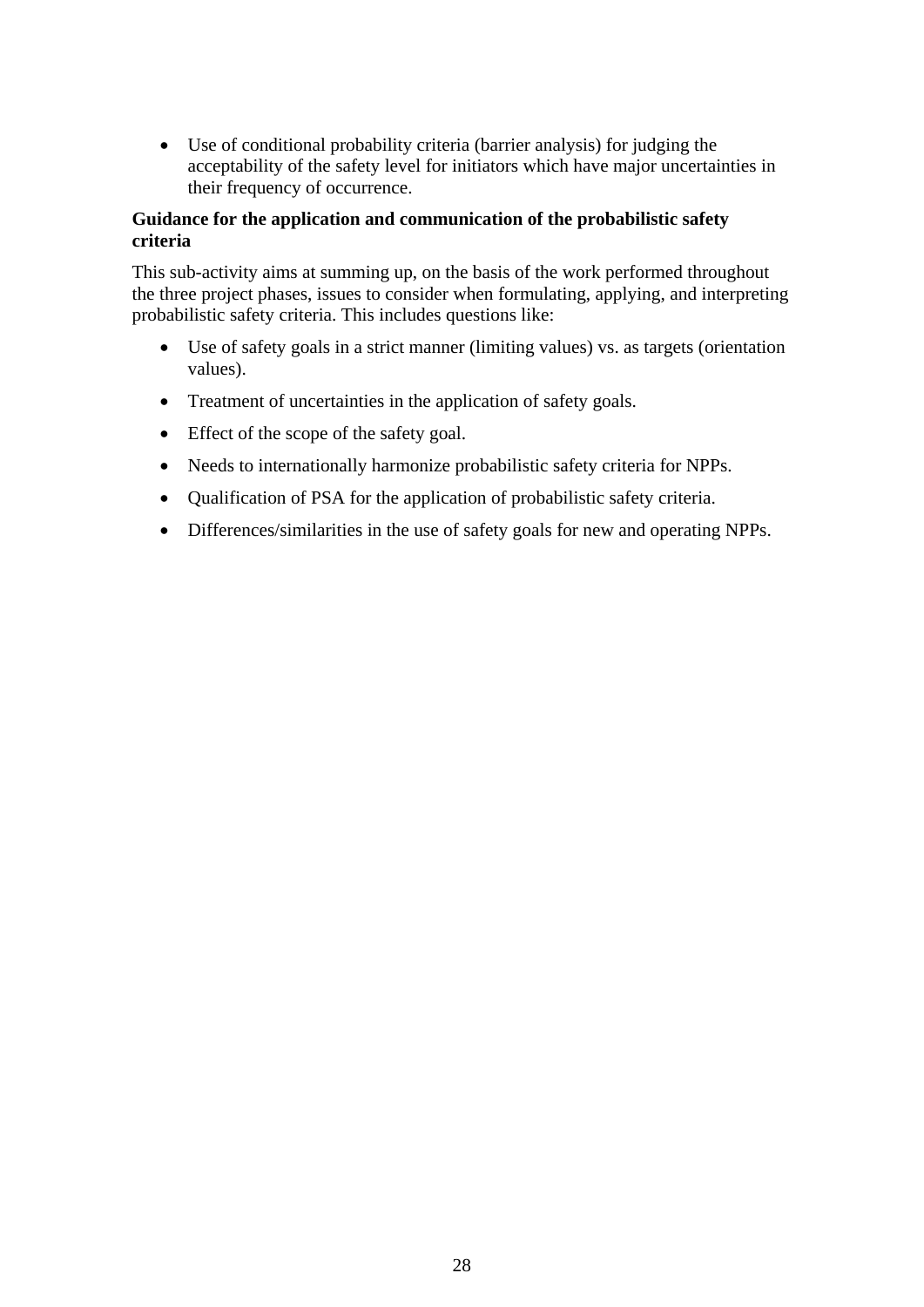- Use of conditional probability criteria (barrier analysis) for judging the acceptability of the safety level for initiators which have major uncertainties in their frequency of occurrence.

**Guidance for the application and communication of the probabilistic safety criteria**

This sub-activity aims at summing up, on the basis of the work performed throughout the three project phases, issues to consider when formulating, applying, and interpreting probabilistic safety criteria. This includes questions like:

- Use of safety goals in a strict manner (limiting values) vs. as targets (orientation values).
- Treatment of uncertainties in the application of safety goals.
- Effect of the scope of the safety goal.
- Needs to internationally harmonize probabilistic safety criteria for NPPs.
- Qualification of PSA for the application of probabilistic safety criteria.
- Differences/similarities in the use of safety goals for new and operating NPPs.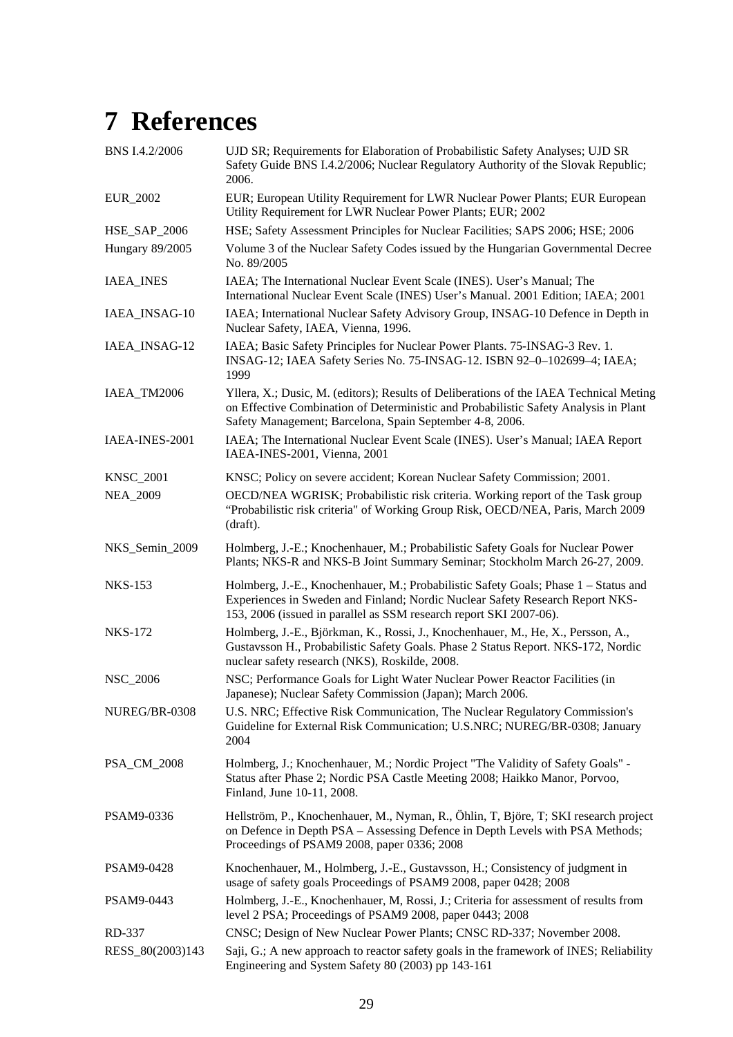# 7 References

| | |
|---|---|
| BNS I.4.2/2006 | UJD SR; Requirements for Elaboration of Probabilistic Safety Analyses; UJD SR Safety Guide BNS I.4.2/2006; Nuclear Regulatory Authority of the Slovak Republic; 2006. |
| EUR_2002 | EUR; European Utility Requirement for LWR Nuclear Power Plants; EUR European Utility Requirement for LWR Nuclear Power Plants; EUR; 2002 |
| HSE_SAP_2006 | HSE; Safety Assessment Principles for Nuclear Facilities; SAPS 2006; HSE; 2006 |
| Hungary 89/2005 | Volume 3 of the Nuclear Safety Codes issued by the Hungarian Governmental Decree No. 89/2005 |
| IAEA_INES | IAEA; The International Nuclear Event Scale (INES). User's Manual; The International Nuclear Event Scale (INES) User's Manual. 2001 Edition; IAEA; 2001 |
| IAEA_INSAG-10 | IAEA; International Nuclear Safety Advisory Group, INSAG-10 Defence in Depth in Nuclear Safety, IAEA, Vienna, 1996. |
| IAEA_INSAG-12 | IAEA; Basic Safety Principles for Nuclear Power Plants. 75-INSAG-3 Rev. 1. INSAG-12; IAEA Safety Series No. 75-INSAG-12. ISBN 92–0–102699–4; IAEA; 1999 |
| IAEA_TM2006 | Yllera, X.; Dusic, M. (editors); Results of Deliberations of the IAEA Technical Meting on Effective Combination of Deterministic and Probabilistic Safety Analysis in Plant Safety Management; Barcelona, Spain September 4-8, 2006. |
| IAEA-INES-2001 | IAEA; The International Nuclear Event Scale (INES). User's Manual; IAEA Report IAEA-INES-2001, Vienna, 2001 |
| KNSC_2001 | KNSC; Policy on severe accident; Korean Nuclear Safety Commission; 2001. |
| NEA_2009 | OECD/NEA WGRISK; Probabilistic risk criteria. Working report of the Task group "Probabilistic risk criteria" of Working Group Risk, OECD/NEA, Paris, March 2009 (draft). |
| NKS_Semin_2009 | Holmberg, J.-E.; Knochenhauer, M.; Probabilistic Safety Goals for Nuclear Power Plants; NKS-R and NKS-B Joint Summary Seminar; Stockholm March 26-27, 2009. |
| NKS-153 | Holmberg, J.-E., Knochenhauer, M.; Probabilistic Safety Goals; Phase 1 – Status and Experiences in Sweden and Finland; Nordic Nuclear Safety Research Report NKS-153, 2006 (issued in parallel as SSM research report SKI 2007-06). |
| NKS-172 | Holmberg, J.-E., Björkman, K., Rossi, J., Knochenhauer, M., He, X., Persson, A., Gustavsson H., Probabilistic Safety Goals. Phase 2 Status Report. NKS-172, Nordic nuclear safety research (NKS), Roskilde, 2008. |
| NSC_2006 | NSC; Performance Goals for Light Water Nuclear Power Reactor Facilities (in Japanese); Nuclear Safety Commission (Japan); March 2006. |
| NUREG/BR-0308 | U.S. NRC; Effective Risk Communication, The Nuclear Regulatory Commission's Guideline for External Risk Communication; U.S.NRC; NUREG/BR-0308; January 2004 |
| PSA_CM_2008 | Holmberg, J.; Knochenhauer, M.; Nordic Project "The Validity of Safety Goals" - Status after Phase 2; Nordic PSA Castle Meeting 2008; Haikko Manor, Porvoo, Finland, June 10-11, 2008. |
| PSAM9-0336 | Hellström, P., Knochenhauer, M., Nyman, R., Öhlin, T, Björe, T; SKI research project on Defence in Depth PSA – Assessing Defence in Depth Levels with PSA Methods; Proceedings of PSAM9 2008, paper 0336; 2008 |
| PSAM9-0428 | Knochenhauer, M., Holmberg, J.-E., Gustavsson, H.; Consistency of judgment in usage of safety goals Proceedings of PSAM9 2008, paper 0428; 2008 |
| PSAM9-0443 | Holmberg, J.-E., Knochenhauer, M, Rossi, J.; Criteria for assessment of results from level 2 PSA; Proceedings of PSAM9 2008, paper 0443; 2008 |
| RD-337 | CNSC; Design of New Nuclear Power Plants; CNSC RD-337; November 2008. |
| RESS_80(2003)143 | Saji, G.; A new approach to reactor safety goals in the framework of INES; Reliability Engineering and System Safety 80 (2003) pp 143-161 |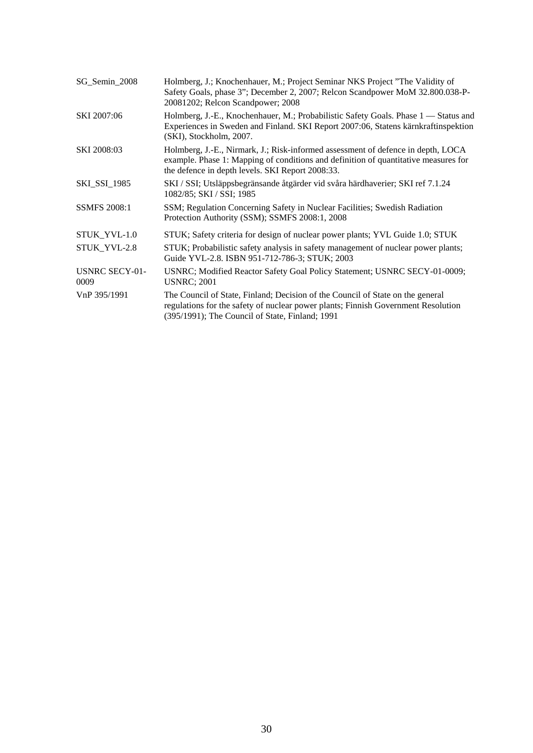| | |
|---|---|
| SG_Semin_2008 | Holmberg, J.; Knochenhauer, M.; Project Seminar NKS Project "The Validity of Safety Goals, phase 3"; December 2, 2007; Relcon Scandpower MoM 32.800.038-P-20081202; Relcon Scandpower; 2008 |
| SKI 2007:06 | Holmberg, J.-E., Knochenhauer, M.; Probabilistic Safety Goals. Phase 1 — Status and Experiences in Sweden and Finland. SKI Report 2007:06, Statens kärnkraftinspektion (SKI), Stockholm, 2007. |
| SKI 2008:03 | Holmberg, J.-E., Nirmark, J.; Risk-informed assessment of defence in depth, LOCA example. Phase 1: Mapping of conditions and definition of quantitative measures for the defence in depth levels. SKI Report 2008:33. |
| SKI_SSI_1985 | SKI / SSI; Utsläppsbegränsande åtgärder vid svåra härdhaverier; SKI ref 7.1.24 1082/85; SKI / SSI; 1985 |
| SSMFS 2008:1 | SSM; Regulation Concerning Safety in Nuclear Facilities; Swedish Radiation Protection Authority (SSM); SSMFS 2008:1, 2008 |
| STUK_YVL-1.0 | STUK; Safety criteria for design of nuclear power plants; YVL Guide 1.0; STUK |
| STUK_YVL-2.8 | STUK; Probabilistic safety analysis in safety management of nuclear power plants; Guide YVL-2.8. ISBN 951-712-786-3; STUK; 2003 |
| USNRC SECY-01-0009 | USNRC; Modified Reactor Safety Goal Policy Statement; USNRC SECY-01-0009; USNRC; 2001 |
| VnP 395/1991 | The Council of State, Finland; Decision of the Council of State on the general regulations for the safety of nuclear power plants; Finnish Government Resolution (395/1991); The Council of State, Finland; 1991 |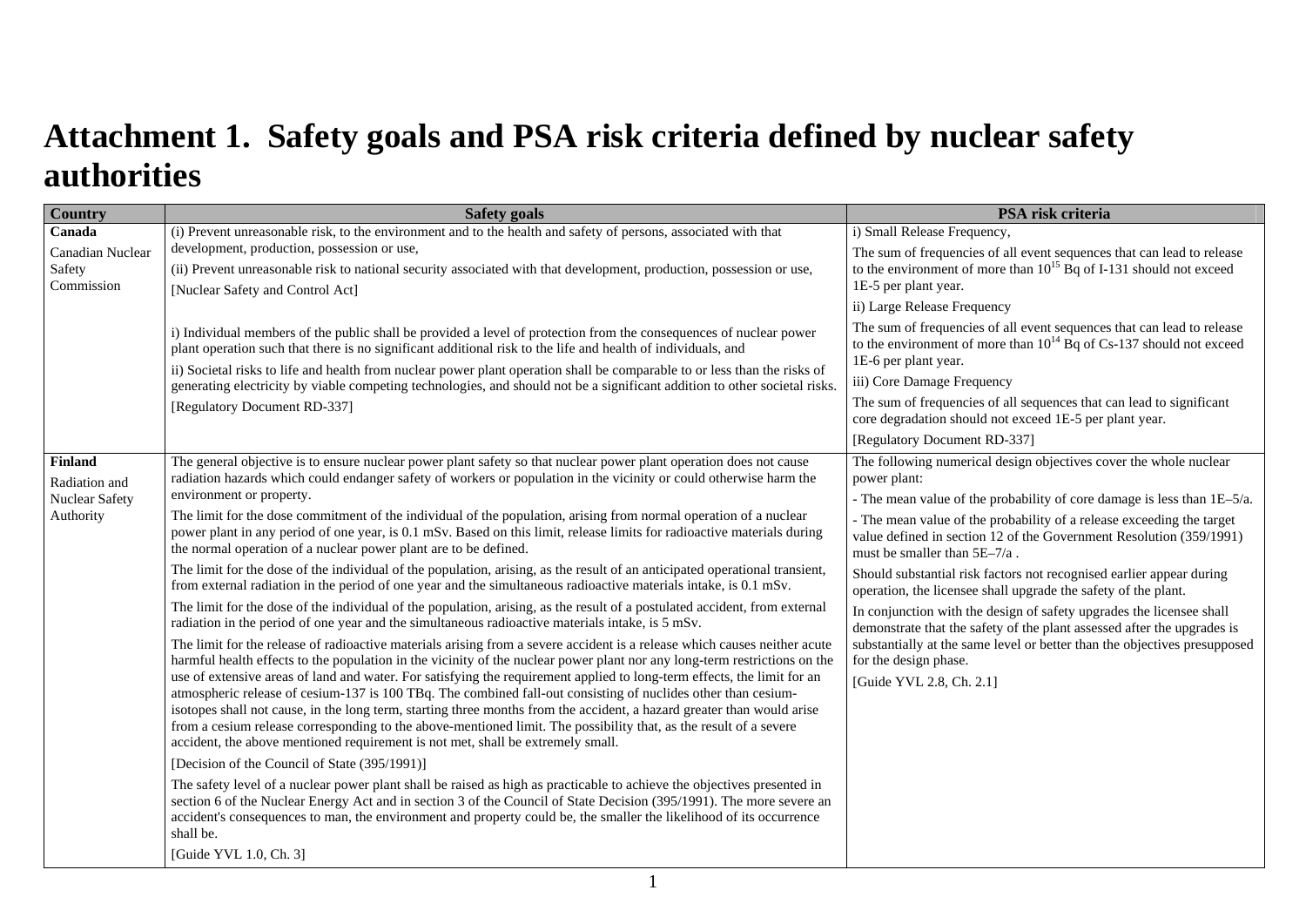# Attachment 1. Safety goals and PSA risk criteria defined by nuclear safety authorities

| Country | Safety goals | PSA risk criteria |
|---|---|---|
| **Canada**<br>Canadian Nuclear Safety Commission | (i) Prevent unreasonable risk, to the environment and to the health and safety of persons, associated with that development, production, possession or use,<br>(ii) Prevent unreasonable risk to national security associated with that development, production, possession or use,<br>[Nuclear Safety and Control Act]<br><br>i) Individual members of the public shall be provided a level of protection from the consequences of nuclear power plant operation such that there is no significant additional risk to the life and health of individuals, and<br>ii) Societal risks to life and health from nuclear power plant operation shall be comparable to or less than the risks of generating electricity by viable competing technologies, and should not be a significant addition to other societal risks.<br>[Regulatory Document RD-337] | i) Small Release Frequency,<br>The sum of frequencies of all event sequences that can lead to release to the environment of more than $10^{15}$ Bq of I-131 should not exceed 1E-5 per plant year.<br>ii) Large Release Frequency<br>The sum of frequencies of all event sequences that can lead to release to the environment of more than $10^{14}$ Bq of Cs-137 should not exceed 1E-6 per plant year.<br>iii) Core Damage Frequency<br>The sum of frequencies of all sequences that can lead to significant core degradation should not exceed 1E-5 per plant year.<br>[Regulatory Document RD-337] |
| **Finland**<br>Radiation and Nuclear Safety Authority | The general objective is to ensure nuclear power plant safety so that nuclear power plant operation does not cause radiation hazards which could endanger safety of workers or population in the vicinity or could otherwise harm the environment or property.<br>The limit for the dose commitment of the individual of the population, arising from normal operation of a nuclear power plant in any period of one year, is 0.1 mSv. Based on this limit, release limits for radioactive materials during the normal operation of a nuclear power plant are to be defined.<br>The limit for the dose of the individual of the population, arising, as the result of an anticipated operational transient, from external radiation in the period of one year and the simultaneous radioactive materials intake, is 0.1 mSv.<br>The limit for the dose of the individual of the population, arising, as the result of a postulated accident, from external radiation in the period of one year and the simultaneous radioactive materials intake, is 5 mSv.<br>The limit for the release of radioactive materials arising from a severe accident is a release which causes neither acute harmful health effects to the population in the vicinity of the nuclear power plant nor any long-term restrictions on the use of extensive areas of land and water. For satisfying the requirement applied to long-term effects, the limit for an atmospheric release of cesium-137 is 100 TBq. The combined fall-out consisting of nuclides other than cesium-isotopes shall not cause, in the long term, starting three months from the accident, a hazard greater than would arise from a cesium release corresponding to the above-mentioned limit. The possibility that, as the result of a severe accident, the above mentioned requirement is not met, shall be extremely small.<br>[Decision of the Council of State (395/1991)]<br>The safety level of a nuclear power plant shall be raised as high as practicable to achieve the objectives presented in section 6 of the Nuclear Energy Act and in section 3 of the Council of State Decision (395/1991). The more severe an accident's consequences to man, the environment and property could be, the smaller the likelihood of its occurrence shall be.<br>[Guide YVL 1.0, Ch. 3] | The following numerical design objectives cover the whole nuclear power plant:<br>- The mean value of the probability of core damage is less than 1E–5/a.<br>- The mean value of the probability of a release exceeding the target value defined in section 12 of the Government Resolution (359/1991) must be smaller than 5E–7/a .<br>Should substantial risk factors not recognised earlier appear during operation, the licensee shall upgrade the safety of the plant.<br>In conjunction with the design of safety upgrades the licensee shall demonstrate that the safety of the plant assessed after the upgrades is substantially at the same level or better than the objectives presupposed for the design phase.<br>[Guide YVL 2.8, Ch. 2.1] |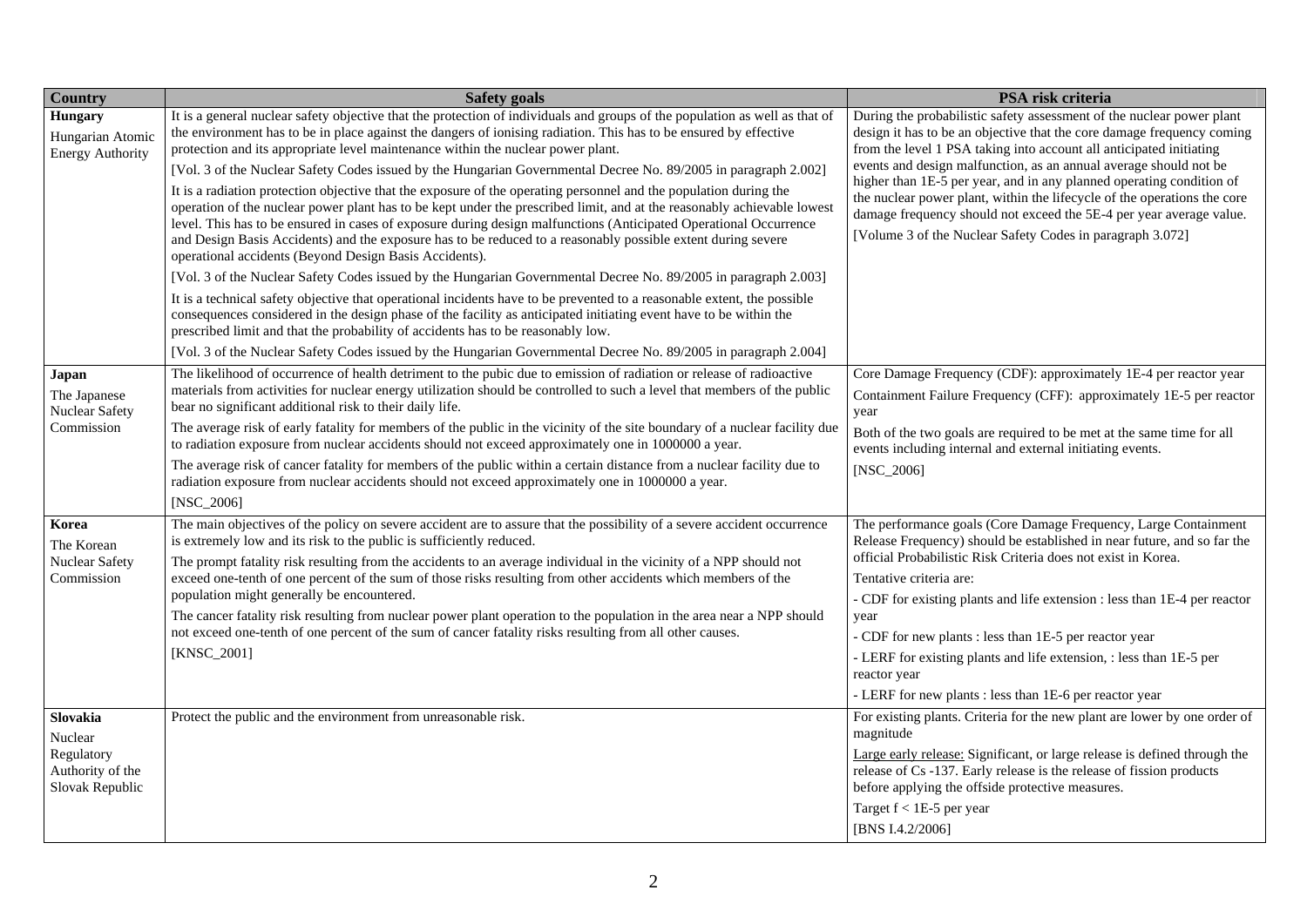| Country | Safety goals | PSA risk criteria |
|---|---|---|
| **Hungary**<br>Hungarian Atomic Energy Authority | It is a general nuclear safety objective that the protection of individuals and groups of the population as well as that of the environment has to be in place against the dangers of ionising radiation. This has to be ensured by effective protection and its appropriate level maintenance within the nuclear power plant.<br>[Vol. 3 of the Nuclear Safety Codes issued by the Hungarian Governmental Decree No. 89/2005 in paragraph 2.002]<br>It is a radiation protection objective that the exposure of the operating personnel and the population during the operation of the nuclear power plant has to be kept under the prescribed limit, and at the reasonably achievable lowest level. This has to be ensured in cases of exposure during design malfunctions (Anticipated Operational Occurrence and Design Basis Accidents) and the exposure has to be reduced to a reasonably possible extent during severe operational accidents (Beyond Design Basis Accidents).<br>[Vol. 3 of the Nuclear Safety Codes issued by the Hungarian Governmental Decree No. 89/2005 in paragraph 2.003]<br>It is a technical safety objective that operational incidents have to be prevented to a reasonable extent, the possible consequences considered in the design phase of the facility as anticipated initiating event have to be within the prescribed limit and that the probability of accidents has to be reasonably low.<br>[Vol. 3 of the Nuclear Safety Codes issued by the Hungarian Governmental Decree No. 89/2005 in paragraph 2.004] | During the probabilistic safety assessment of the nuclear power plant design it has to be an objective that the core damage frequency coming from the level 1 PSA taking into account all anticipated initiating events and design malfunction, as an annual average should not be higher than 1E-5 per year, and in any planned operating condition of the nuclear power plant, within the lifecycle of the operations the core damage frequency should not exceed the 5E-4 per year average value.<br>[Volume 3 of the Nuclear Safety Codes in paragraph 3.072] |
| **Japan**<br>The Japanese Nuclear Safety Commission | The likelihood of occurrence of health detriment to the pubic due to emission of radiation or release of radioactive materials from activities for nuclear energy utilization should be controlled to such a level that members of the public bear no significant additional risk to their daily life.<br>The average risk of early fatality for members of the public in the vicinity of the site boundary of a nuclear facility due to radiation exposure from nuclear accidents should not exceed approximately one in 1000000 a year.<br>The average risk of cancer fatality for members of the public within a certain distance from a nuclear facility due to radiation exposure from nuclear accidents should not exceed approximately one in 1000000 a year.<br>[NSC_2006] | Core Damage Frequency (CDF): approximately 1E-4 per reactor year<br>Containment Failure Frequency (CFF): approximately 1E-5 per reactor year<br>Both of the two goals are required to be met at the same time for all events including internal and external initiating events.<br>[NSC_2006] |
| **Korea**<br>The Korean Nuclear Safety Commission | The main objectives of the policy on severe accident are to assure that the possibility of a severe accident occurrence is extremely low and its risk to the public is sufficiently reduced.<br>The prompt fatality risk resulting from the accidents to an average individual in the vicinity of a NPP should not exceed one-tenth of one percent of the sum of those risks resulting from other accidents which members of the population might generally be encountered.<br>The cancer fatality risk resulting from nuclear power plant operation to the population in the area near a NPP should not exceed one-tenth of one percent of the sum of cancer fatality risks resulting from all other causes.<br>[KNSC_2001] | The performance goals (Core Damage Frequency, Large Containment Release Frequency) should be established in near future, and so far the official Probabilistic Risk Criteria does not exist in Korea.<br>Tentative criteria are:<br>- CDF for existing plants and life extension : less than 1E-4 per reactor year<br>- CDF for new plants : less than 1E-5 per reactor year<br>- LERF for existing plants and life extension, : less than 1E-5 per reactor year<br>- LERF for new plants : less than 1E-6 per reactor year |
| **Slovakia**<br>Nuclear Regulatory Authority of the Slovak Republic | Protect the public and the environment from unreasonable risk. | For existing plants. Criteria for the new plant are lower by one order of magnitude<br>Large early release: Significant, or large release is defined through the release of Cs -137. Early release is the release of fission products before applying the offside protective measures.<br>Target f < 1E-5 per year<br>[BNS I.4.2/2006] |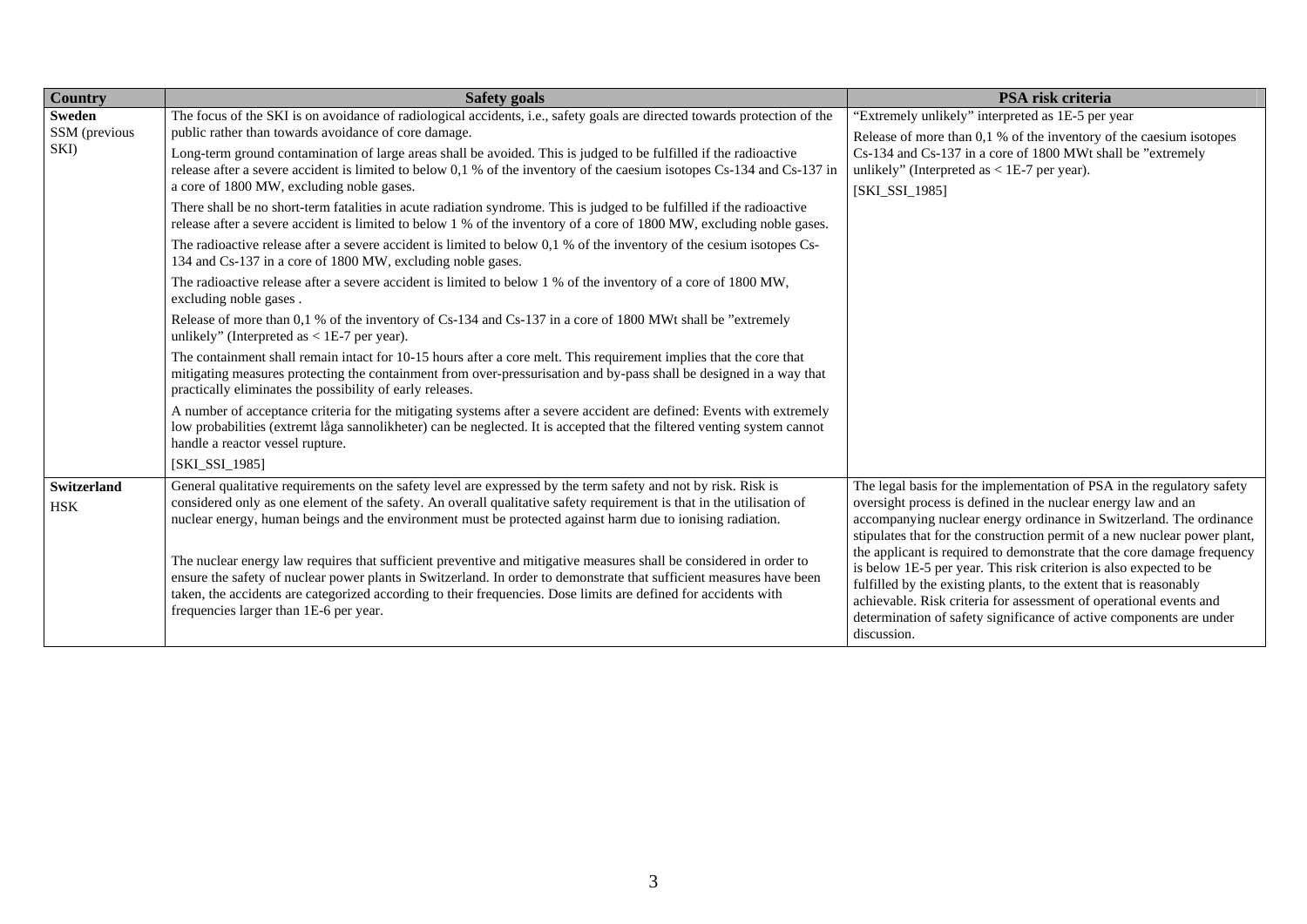| Country | Safety goals | PSA risk criteria |
|---|---|---|
| **Sweden**<br>SSM (previous SKI) | The focus of the SKI is on avoidance of radiological accidents, i.e., safety goals are directed towards protection of the public rather than towards avoidance of core damage.<br>Long-term ground contamination of large areas shall be avoided. This is judged to be fulfilled if the radioactive release after a severe accident is limited to below 0,1 % of the inventory of the caesium isotopes Cs-134 and Cs-137 in a core of 1800 MW, excluding noble gases.<br>There shall be no short-term fatalities in acute radiation syndrome. This is judged to be fulfilled if the radioactive release after a severe accident is limited to below 1 % of the inventory of a core of 1800 MW, excluding noble gases.<br>The radioactive release after a severe accident is limited to below 0,1 % of the inventory of the cesium isotopes Cs-134 and Cs-137 in a core of 1800 MW, excluding noble gases.<br>The radioactive release after a severe accident is limited to below 1 % of the inventory of a core of 1800 MW, excluding noble gases .<br>Release of more than 0,1 % of the inventory of Cs-134 and Cs-137 in a core of 1800 MWt shall be "extremely unlikely" (Interpreted as < 1E-7 per year).<br>The containment shall remain intact for 10-15 hours after a core melt. This requirement implies that the core that mitigating measures protecting the containment from over-pressurisation and by-pass shall be designed in a way that practically eliminates the possibility of early releases.<br>A number of acceptance criteria for the mitigating systems after a severe accident are defined: Events with extremely low probabilities (extremt låga sannolikheter) can be neglected. It is accepted that the filtered venting system cannot handle a reactor vessel rupture.<br>[SKI_SSI_1985] | "Extremely unlikely" interpreted as 1E-5 per year<br>Release of more than 0,1 % of the inventory of the caesium isotopes Cs-134 and Cs-137 in a core of 1800 MWt shall be "extremely unlikely" (Interpreted as < 1E-7 per year).<br>[SKI_SSI_1985] |
| **Switzerland**<br>HSK | General qualitative requirements on the safety level are expressed by the term safety and not by risk. Risk is considered only as one element of the safety. An overall qualitative safety requirement is that in the utilisation of nuclear energy, human beings and the environment must be protected against harm due to ionising radiation.<br><br>The nuclear energy law requires that sufficient preventive and mitigative measures shall be considered in order to ensure the safety of nuclear power plants in Switzerland. In order to demonstrate that sufficient measures have been taken, the accidents are categorized according to their frequencies. Dose limits are defined for accidents with frequencies larger than 1E-6 per year. | The legal basis for the implementation of PSA in the regulatory safety oversight process is defined in the nuclear energy law and an accompanying nuclear energy ordinance in Switzerland. The ordinance stipulates that for the construction permit of a new nuclear power plant, the applicant is required to demonstrate that the core damage frequency is below 1E-5 per year. This risk criterion is also expected to be fulfilled by the existing plants, to the extent that is reasonably achievable. Risk criteria for assessment of operational events and determination of safety significance of active components are under discussion. |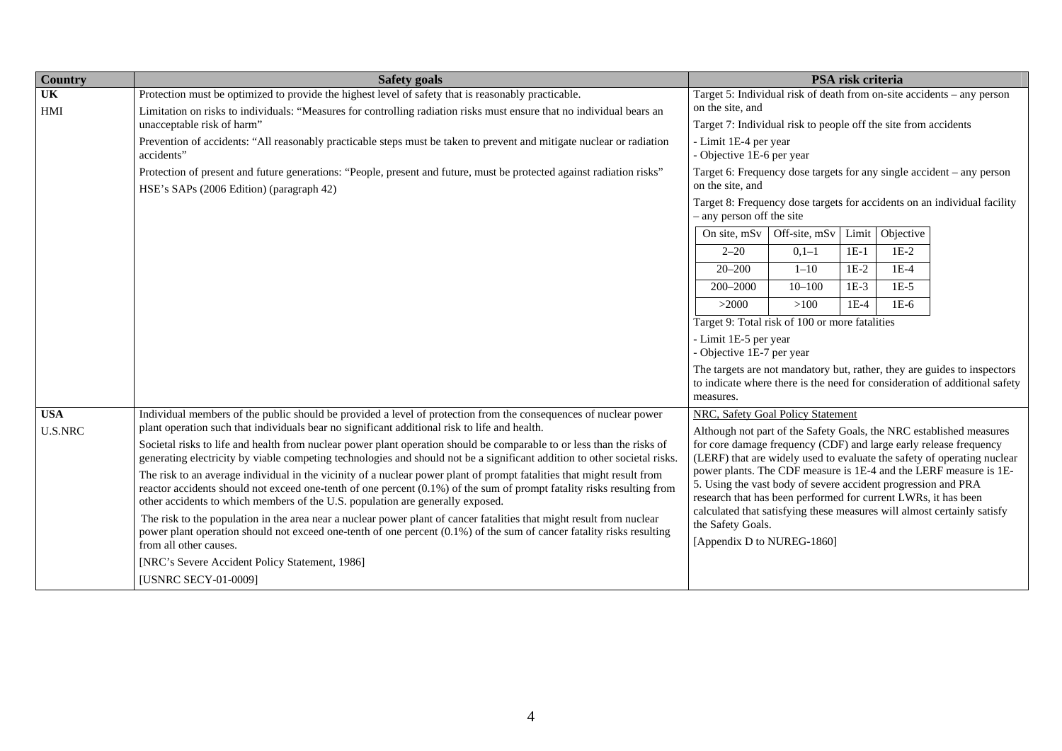| Country | Safety goals | PSA risk criteria |
|---|---|---|
| **UK**<br><br>HMI | Protection must be optimized to provide the highest level of safety that is reasonably practicable.<br><br>Limitation on risks to individuals: "Measures for controlling radiation risks must ensure that no individual bears an unacceptable risk of harm"<br><br>Prevention of accidents: "All reasonably practicable steps must be taken to prevent and mitigate nuclear or radiation accidents"<br><br>Protection of present and future generations: "People, present and future, must be protected against radiation risks"<br><br>HSE's SAPs (2006 Edition) (paragraph 42) | Target 5: Individual risk of death from on-site accidents – any person on the site, and<br><br>Target 7: Individual risk to people off the site from accidents<br><br>- Limit 1E-4 per year<br>- Objective 1E-6 per year<br><br>Target 6: Frequency dose targets for any single accident – any person on the site, and<br><br>Target 8: Frequency dose targets for accidents on an individual facility – any person off the site<br><br>On site, mSv / Off-site, mSv / Limit / Objective:<br>2–20 / 0,1–1 / 1E-1 / 1E-2<br>20–200 / 1–10 / 1E-2 / 1E-4<br>200–2000 / 10–100 / 1E-3 / 1E-5<br>>2000 / >100 / 1E-4 / 1E-6<br><br>Target 9: Total risk of 100 or more fatalities<br><br>- Limit 1E-5 per year<br>- Objective 1E-7 per year<br><br>The targets are not mandatory but, rather, they are guides to inspectors to indicate where there is the need for consideration of additional safety measures. |
| **USA**<br><br>U.S.NRC | Individual members of the public should be provided a level of protection from the consequences of nuclear power plant operation such that individuals bear no significant additional risk to life and health.<br><br>Societal risks to life and health from nuclear power plant operation should be comparable to or less than the risks of generating electricity by viable competing technologies and should not be a significant addition to other societal risks.<br><br>The risk to an average individual in the vicinity of a nuclear power plant of prompt fatalities that might result from reactor accidents should not exceed one-tenth of one percent (0.1%) of the sum of prompt fatality risks resulting from other accidents to which members of the U.S. population are generally exposed.<br><br>The risk to the population in the area near a nuclear power plant of cancer fatalities that might result from nuclear power plant operation should not exceed one-tenth of one percent (0.1%) of the sum of cancer fatality risks resulting from all other causes.<br><br>[NRC's Severe Accident Policy Statement, 1986]<br><br>[USNRC SECY-01-0009] | NRC, Safety Goal Policy Statement<br><br>Although not part of the Safety Goals, the NRC established measures for core damage frequency (CDF) and large early release frequency (LERF) that are widely used to evaluate the safety of operating nuclear power plants. The CDF measure is 1E-4 and the LERF measure is 1E-5. Using the vast body of severe accident progression and PRA research that has been performed for current LWRs, it has been calculated that satisfying these measures will almost certainly satisfy the Safety Goals.<br><br>[Appendix D to NUREG-1860] |

Frequency dose targets (Targets 6 and 8):

| On site, mSv | Off-site, mSv | Limit | Objective |
|---|---|---|---|
| 2–20 | 0,1–1 | 1E-1 | 1E-2 |
| 20–200 | 1–10 | 1E-2 | 1E-4 |
| 200–2000 | 10–100 | 1E-3 | 1E-5 |
| >2000 | >100 | 1E-4 | 1E-6 |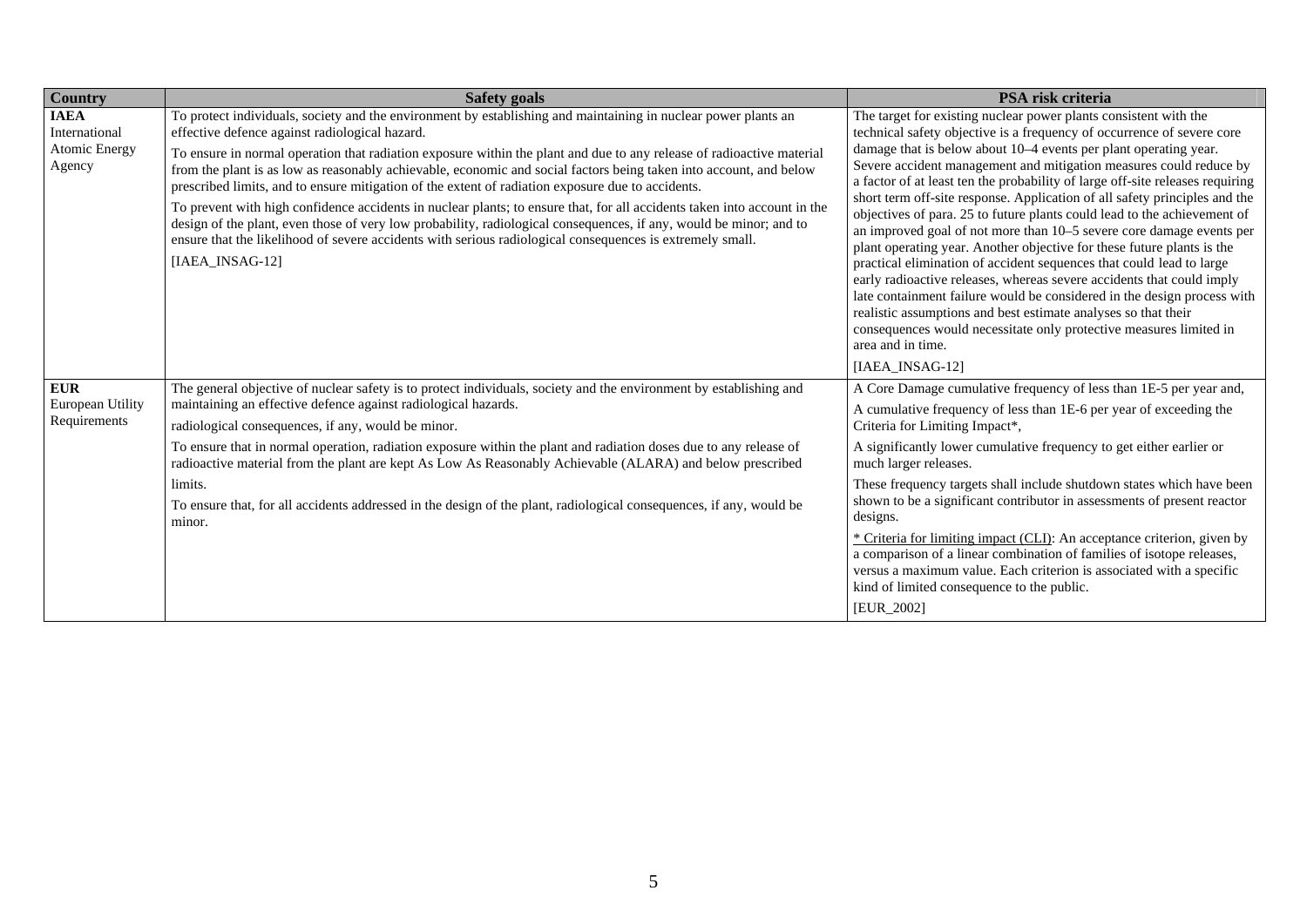| Country | Safety goals | PSA risk criteria |
|---|---|---|
| **IAEA** International Atomic Energy Agency | To protect individuals, society and the environment by establishing and maintaining in nuclear power plants an effective defence against radiological hazard.<br><br>To ensure in normal operation that radiation exposure within the plant and due to any release of radioactive material from the plant is as low as reasonably achievable, economic and social factors being taken into account, and below prescribed limits, and to ensure mitigation of the extent of radiation exposure due to accidents.<br><br>To prevent with high confidence accidents in nuclear plants; to ensure that, for all accidents taken into account in the design of the plant, even those of very low probability, radiological consequences, if any, would be minor; and to ensure that the likelihood of severe accidents with serious radiological consequences is extremely small.<br><br>[IAEA_INSAG-12] | The target for existing nuclear power plants consistent with the technical safety objective is a frequency of occurrence of severe core damage that is below about 10–4 events per plant operating year. Severe accident management and mitigation measures could reduce by a factor of at least ten the probability of large off-site releases requiring short term off-site response. Application of all safety principles and the objectives of para. 25 to future plants could lead to the achievement of an improved goal of not more than 10–5 severe core damage events per plant operating year. Another objective for these future plants is the practical elimination of accident sequences that could lead to large early radioactive releases, whereas severe accidents that could imply late containment failure would be considered in the design process with realistic assumptions and best estimate analyses so that their consequences would necessitate only protective measures limited in area and in time.<br><br>[IAEA_INSAG-12] |
| **EUR** European Utility Requirements | The general objective of nuclear safety is to protect individuals, society and the environment by establishing and maintaining an effective defence against radiological hazards.<br><br>radiological consequences, if any, would be minor.<br><br>To ensure that in normal operation, radiation exposure within the plant and radiation doses due to any release of radioactive material from the plant are kept As Low As Reasonably Achievable (ALARA) and below prescribed limits.<br><br>To ensure that, for all accidents addressed in the design of the plant, radiological consequences, if any, would be minor. | A Core Damage cumulative frequency of less than 1E-5 per year and,<br><br>A cumulative frequency of less than 1E-6 per year of exceeding the Criteria for Limiting Impact*,<br><br>A significantly lower cumulative frequency to get either earlier or much larger releases.<br><br>These frequency targets shall include shutdown states which have been shown to be a significant contributor in assessments of present reactor designs.<br><br>* Criteria for limiting impact (CLI): An acceptance criterion, given by a comparison of a linear combination of families of isotope releases, versus a maximum value. Each criterion is associated with a specific kind of limited consequence to the public.<br><br>[EUR_2002] |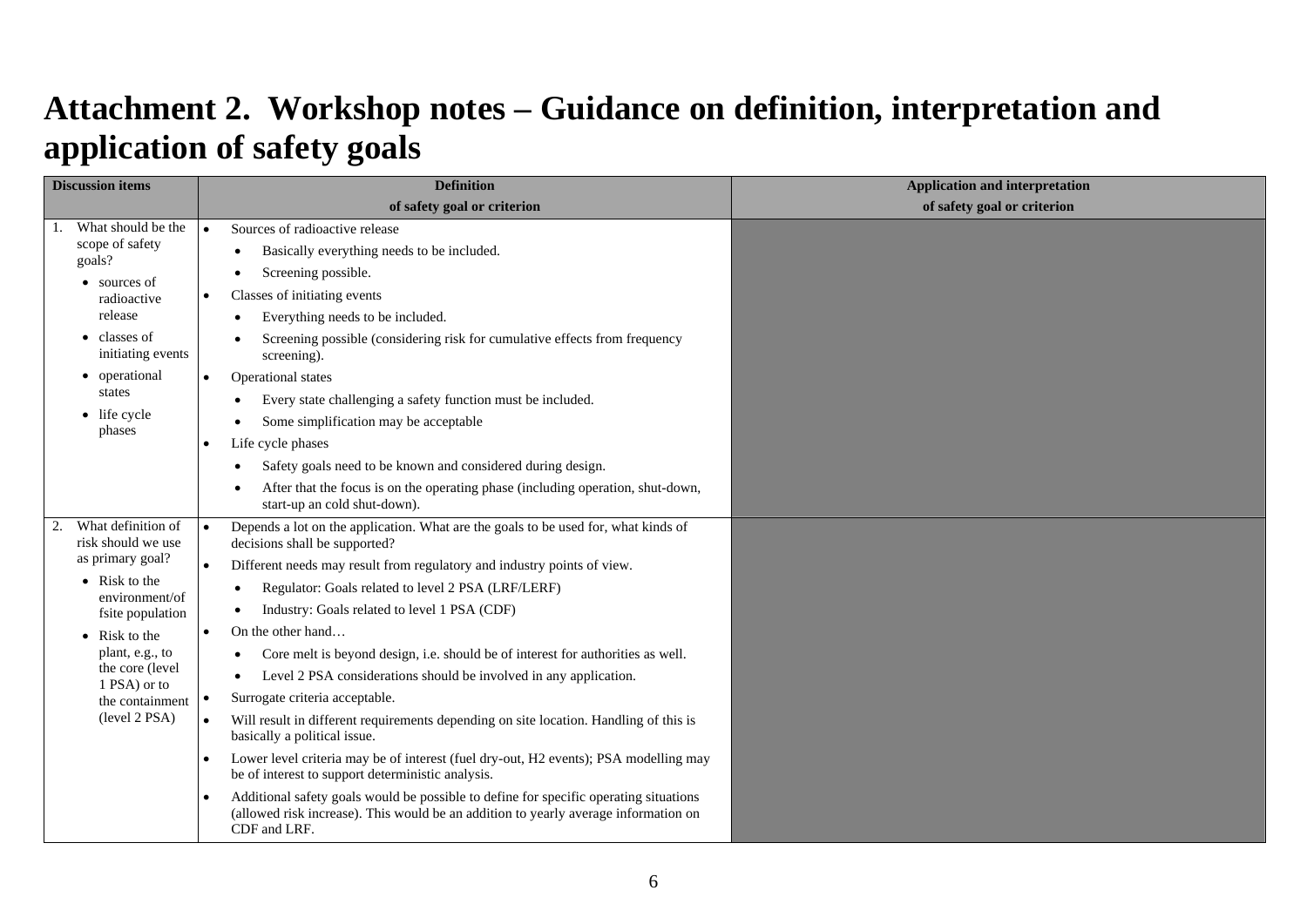# Attachment 2. Workshop notes – Guidance on definition, interpretation and application of safety goals

| Discussion items | Definition of safety goal or criterion | Application and interpretation of safety goal or criterion |
|---|---|---|
| 1. What should be the scope of safety goals?<br>• sources of radioactive release<br>• classes of initiating events<br>• operational states<br>• life cycle phases | • Sources of radioactive release<br>  • Basically everything needs to be included.<br>  • Screening possible.<br>• Classes of initiating events<br>  • Everything needs to be included.<br>  • Screening possible (considering risk for cumulative effects from frequency screening).<br>• Operational states<br>  • Every state challenging a safety function must be included.<br>  • Some simplification may be acceptable<br>• Life cycle phases<br>  • Safety goals need to be known and considered during design.<br>  • After that the focus is on the operating phase (including operation, shut-down, start-up an cold shut-down). | |
| 2. What definition of risk should we use as primary goal?<br>• Risk to the environment/offsite population<br>• Risk to the plant, e.g., to the core (level 1 PSA) or to the containment (level 2 PSA) | • Depends a lot on the application. What are the goals to be used for, what kinds of decisions shall be supported?<br>• Different needs may result from regulatory and industry points of view.<br>  • Regulator: Goals related to level 2 PSA (LRF/LERF)<br>  • Industry: Goals related to level 1 PSA (CDF)<br>• On the other hand…<br>  • Core melt is beyond design, i.e. should be of interest for authorities as well.<br>  • Level 2 PSA considerations should be involved in any application.<br>• Surrogate criteria acceptable.<br>• Will result in different requirements depending on site location. Handling of this is basically a political issue.<br>• Lower level criteria may be of interest (fuel dry-out, H2 events); PSA modelling may be of interest to support deterministic analysis.<br>• Additional safety goals would be possible to define for specific operating situations (allowed risk increase). This would be an addition to yearly average information on CDF and LRF. | |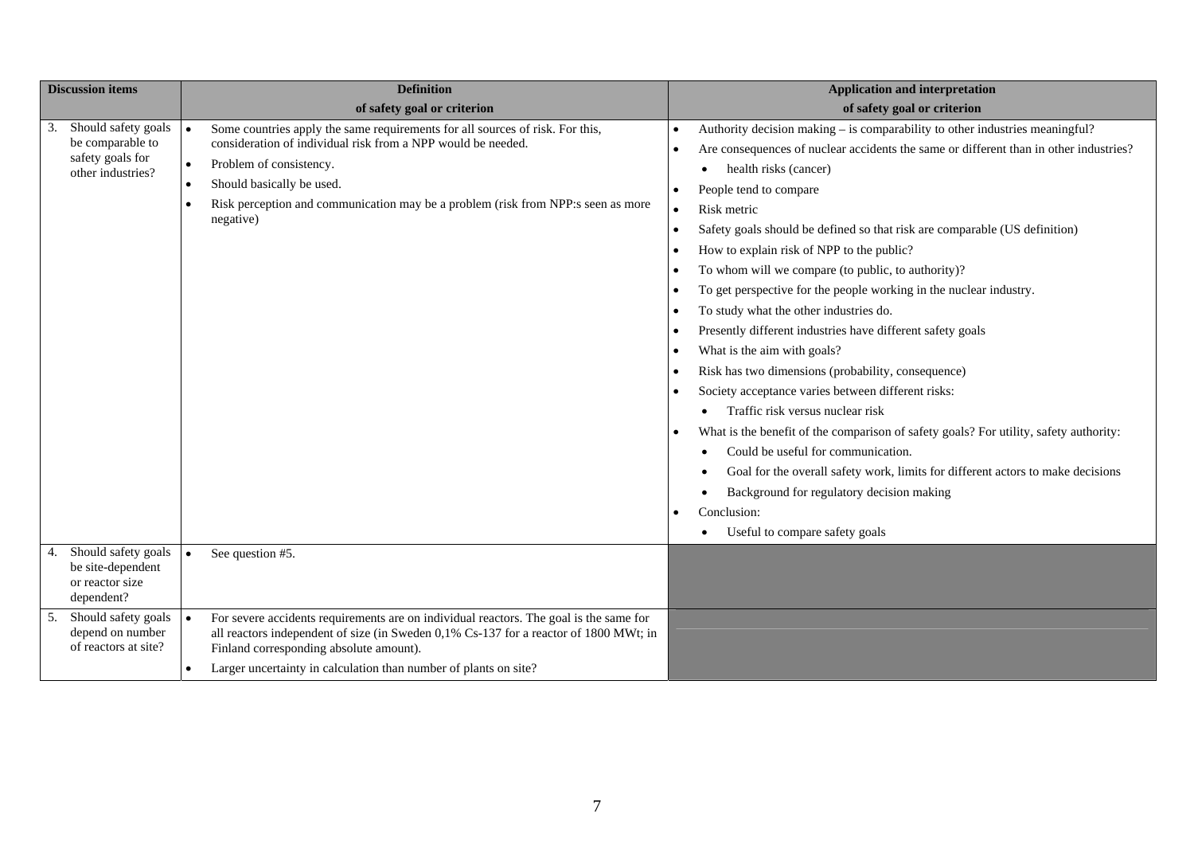| Discussion items | Definition of safety goal or criterion | Application and interpretation of safety goal or criterion |
|---|---|---|
| 3. Should safety goals be comparable to safety goals for other industries? | • Some countries apply the same requirements for all sources of risk. For this, consideration of individual risk from a NPP would be needed.<br>• Problem of consistency.<br>• Should basically be used.<br>• Risk perception and communication may be a problem (risk from NPP:s seen as more negative) | • Authority decision making – is comparability to other industries meaningful?<br>• Are consequences of nuclear accidents the same or different than in other industries?<br>  • health risks (cancer)<br>• People tend to compare<br>• Risk metric<br>• Safety goals should be defined so that risk are comparable (US definition)<br>• How to explain risk of NPP to the public?<br>• To whom will we compare (to public, to authority)?<br>• To get perspective for the people working in the nuclear industry.<br>• To study what the other industries do.<br>• Presently different industries have different safety goals<br>• What is the aim with goals?<br>• Risk has two dimensions (probability, consequence)<br>• Society acceptance varies between different risks:<br>  • Traffic risk versus nuclear risk<br>• What is the benefit of the comparison of safety goals? For utility, safety authority:<br>  • Could be useful for communication.<br>  • Goal for the overall safety work, limits for different actors to make decisions<br>  • Background for regulatory decision making<br>• Conclusion:<br>  • Useful to compare safety goals |
| 4. Should safety goals be site-dependent or reactor size dependent? | • See question #5. | |
| 5. Should safety goals depend on number of reactors at site? | • For severe accidents requirements are on individual reactors. The goal is the same for all reactors independent of size (in Sweden 0,1% Cs-137 for a reactor of 1800 MWt; in Finland corresponding absolute amount).<br>• Larger uncertainty in calculation than number of plants on site? | |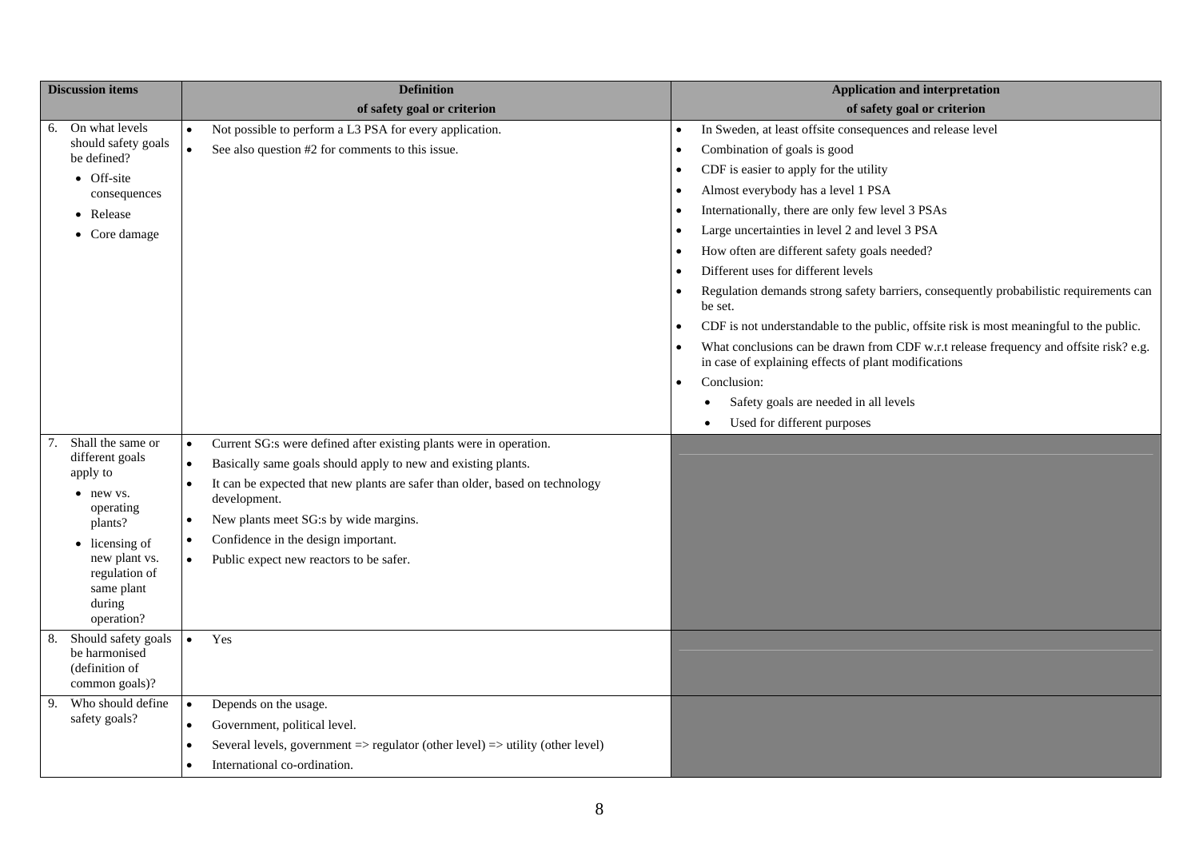| Discussion items | Definition of safety goal or criterion | Application and interpretation of safety goal or criterion |
|---|---|---|
| 6. On what levels should safety goals be defined? <br>• Off-site consequences <br>• Release <br>• Core damage | • Not possible to perform a L3 PSA for every application. <br>• See also question #2 for comments to this issue. | • In Sweden, at least offsite consequences and release level <br>• Combination of goals is good <br>• CDF is easier to apply for the utility <br>• Almost everybody has a level 1 PSA <br>• Internationally, there are only few level 3 PSAs <br>• Large uncertainties in level 2 and level 3 PSA <br>• How often are different safety goals needed? <br>• Different uses for different levels <br>• Regulation demands strong safety barriers, consequently probabilistic requirements can be set. <br>• CDF is not understandable to the public, offsite risk is most meaningful to the public. <br>• What conclusions can be drawn from CDF w.r.t release frequency and offsite risk? e.g. in case of explaining effects of plant modifications <br>• Conclusion: <br>  • Safety goals are needed in all levels <br>  • Used for different purposes |
| 7. Shall the same or different goals apply to <br>• new vs. operating plants? <br>• licensing of new plant vs. regulation of same plant during operation? | • Current SG:s were defined after existing plants were in operation. <br>• Basically same goals should apply to new and existing plants. <br>• It can be expected that new plants are safer than older, based on technology development. <br>• New plants meet SG:s by wide margins. <br>• Confidence in the design important. <br>• Public expect new reactors to be safer. | |
| 8. Should safety goals be harmonised (definition of common goals)? | • Yes | |
| 9. Who should define safety goals? | • Depends on the usage. <br>• Government, political level. <br>• Several levels, government => regulator (other level) => utility (other level) <br>• International co-ordination. | |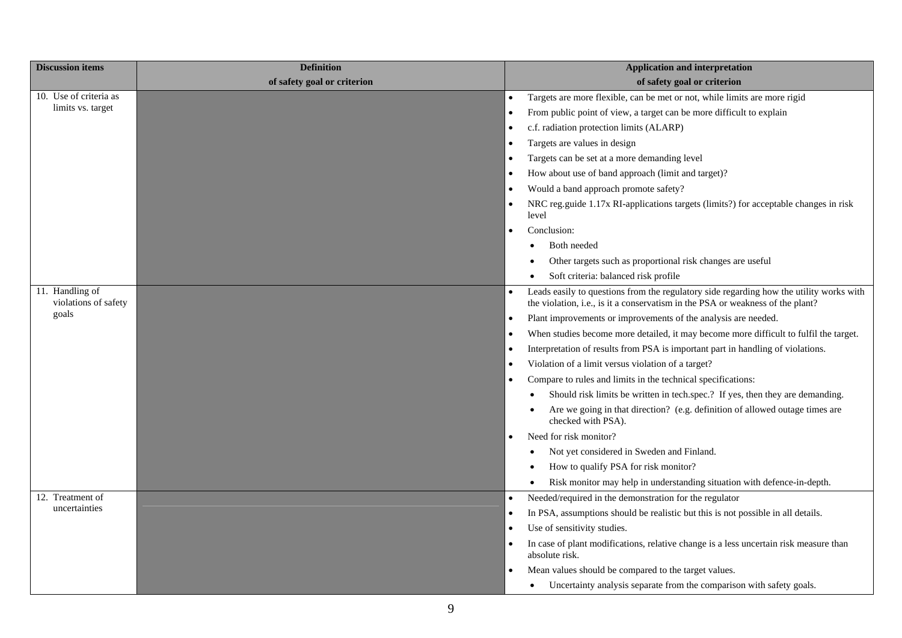| Discussion items | Definition of safety goal or criterion | Application and interpretation of safety goal or criterion |
|---|---|---|
| 10. Use of criteria as limits vs. target | | • Targets are more flexible, can be met or not, while limits are more rigid<br>• From public point of view, a target can be more difficult to explain<br>• c.f. radiation protection limits (ALARP)<br>• Targets are values in design<br>• Targets can be set at a more demanding level<br>• How about use of band approach (limit and target)?<br>• Would a band approach promote safety?<br>• NRC reg.guide 1.17x RI-applications targets (limits?) for acceptable changes in risk level<br>• Conclusion:<br>&nbsp;&nbsp;&nbsp;&nbsp;• Both needed<br>&nbsp;&nbsp;&nbsp;&nbsp;• Other targets such as proportional risk changes are useful<br>&nbsp;&nbsp;&nbsp;&nbsp;• Soft criteria: balanced risk profile |
| 11. Handling of violations of safety goals | | • Leads easily to questions from the regulatory side regarding how the utility works with the violation, i.e., is it a conservatism in the PSA or weakness of the plant?<br>• Plant improvements or improvements of the analysis are needed.<br>• When studies become more detailed, it may become more difficult to fulfil the target.<br>• Interpretation of results from PSA is important part in handling of violations.<br>• Violation of a limit versus violation of a target?<br>• Compare to rules and limits in the technical specifications:<br>&nbsp;&nbsp;&nbsp;&nbsp;• Should risk limits be written in tech.spec.? If yes, then they are demanding.<br>&nbsp;&nbsp;&nbsp;&nbsp;• Are we going in that direction? (e.g. definition of allowed outage times are checked with PSA).<br>• Need for risk monitor?<br>&nbsp;&nbsp;&nbsp;&nbsp;• Not yet considered in Sweden and Finland.<br>&nbsp;&nbsp;&nbsp;&nbsp;• How to qualify PSA for risk monitor?<br>&nbsp;&nbsp;&nbsp;&nbsp;• Risk monitor may help in understanding situation with defence-in-depth. |
| 12. Treatment of uncertainties | | • Needed/required in the demonstration for the regulator<br>• In PSA, assumptions should be realistic but this is not possible in all details.<br>• Use of sensitivity studies.<br>• In case of plant modifications, relative change is a less uncertain risk measure than absolute risk.<br>• Mean values should be compared to the target values.<br>&nbsp;&nbsp;&nbsp;&nbsp;• Uncertainty analysis separate from the comparison with safety goals. |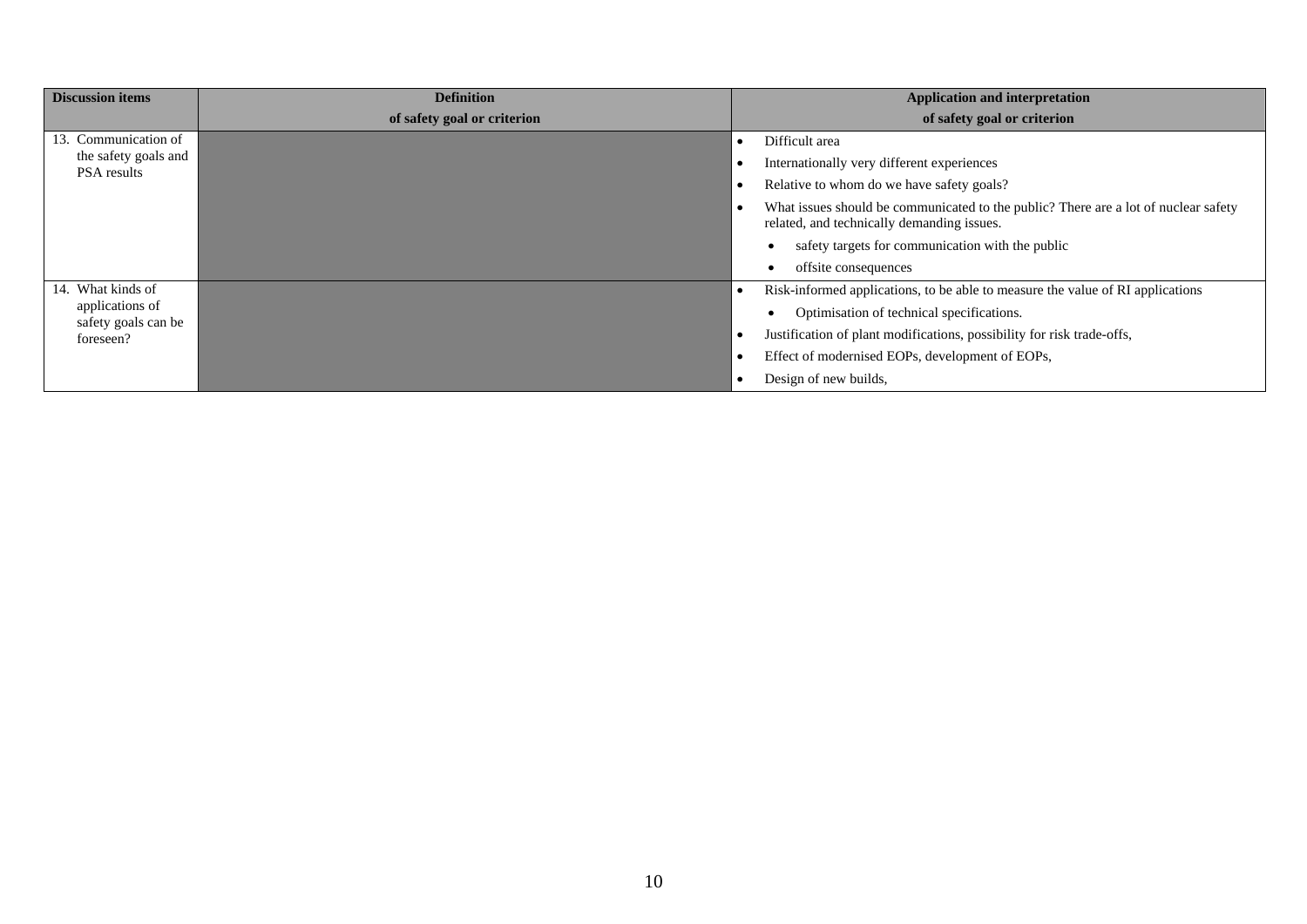| Discussion items | Definition of safety goal or criterion | Application and interpretation of safety goal or criterion |
|---|---|---|
| 13. Communication of the safety goals and PSA results | | • Difficult area<br>• Internationally very different experiences<br>• Relative to whom do we have safety goals?<br>• What issues should be communicated to the public? There are a lot of nuclear safety related, and technically demanding issues.<br>&nbsp;&nbsp;&nbsp;&nbsp;• safety targets for communication with the public<br>&nbsp;&nbsp;&nbsp;&nbsp;• offsite consequences |
| 14. What kinds of applications of safety goals can be foreseen? | | • Risk-informed applications, to be able to measure the value of RI applications<br>&nbsp;&nbsp;&nbsp;&nbsp;• Optimisation of technical specifications.<br>• Justification of plant modifications, possibility for risk trade-offs,<br>• Effect of modernised EOPs, development of EOPs,<br>• Design of new builds, |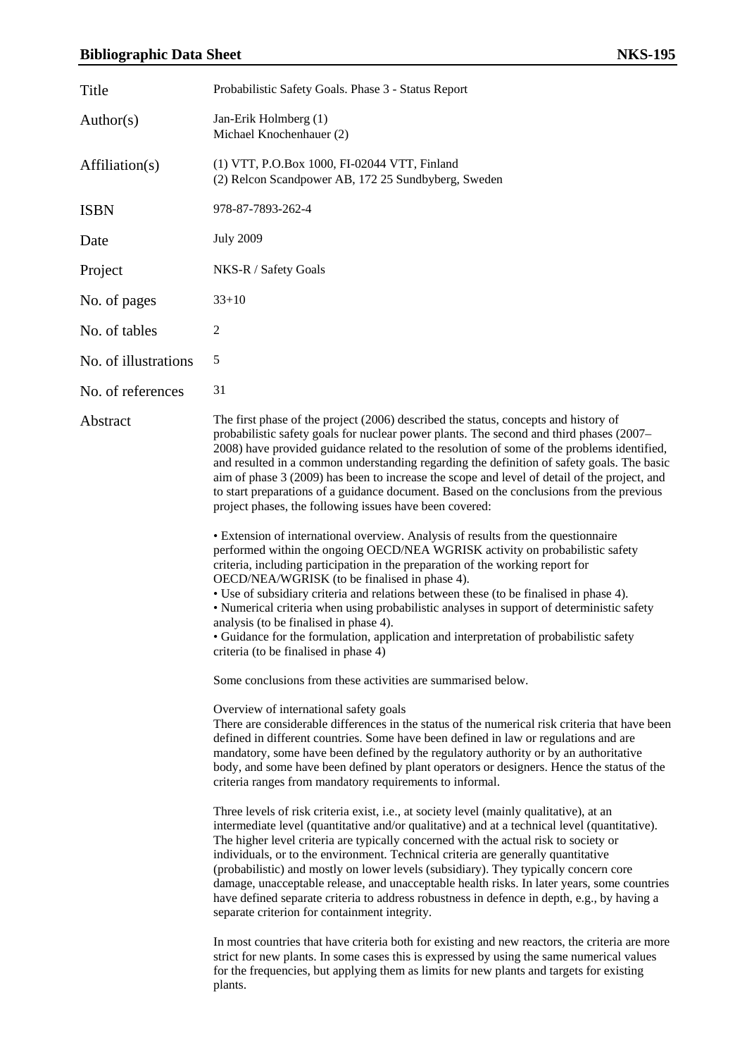## Bibliographic Data Sheet NKS-195

| | |
|---|---|
| Title | Probabilistic Safety Goals. Phase 3 - Status Report |
| Author(s) | Jan-Erik Holmberg (1)<br>Michael Knochenhauer (2) |
| Affiliation(s) | (1) VTT, P.O.Box 1000, FI-02044 VTT, Finland<br>(2) Relcon Scandpower AB, 172 25 Sundbyberg, Sweden |
| ISBN | 978-87-7893-262-4 |
| Date | July 2009 |
| Project | NKS-R / Safety Goals |
| No. of pages | 33+10 |
| No. of tables | 2 |
| No. of illustrations | 5 |
| No. of references | 31 |

Abstract

The first phase of the project (2006) described the status, concepts and history of probabilistic safety goals for nuclear power plants. The second and third phases (2007–2008) have provided guidance related to the resolution of some of the problems identified, and resulted in a common understanding regarding the definition of safety goals. The basic aim of phase 3 (2009) has been to increase the scope and level of detail of the project, and to start preparations of a guidance document. Based on the conclusions from the previous project phases, the following issues have been covered:

• Extension of international overview. Analysis of results from the questionnaire performed within the ongoing OECD/NEA WGRISK activity on probabilistic safety criteria, including participation in the preparation of the working report for OECD/NEA/WGRISK (to be finalised in phase 4).
• Use of subsidiary criteria and relations between these (to be finalised in phase 4).
• Numerical criteria when using probabilistic analyses in support of deterministic safety analysis (to be finalised in phase 4).
• Guidance for the formulation, application and interpretation of probabilistic safety criteria (to be finalised in phase 4)

Some conclusions from these activities are summarised below.

Overview of international safety goals
There are considerable differences in the status of the numerical risk criteria that have been defined in different countries. Some have been defined in law or regulations and are mandatory, some have been defined by the regulatory authority or by an authoritative body, and some have been defined by plant operators or designers. Hence the status of the criteria ranges from mandatory requirements to informal.

Three levels of risk criteria exist, i.e., at society level (mainly qualitative), at an intermediate level (quantitative and/or qualitative) and at a technical level (quantitative). The higher level criteria are typically concerned with the actual risk to society or individuals, or to the environment. Technical criteria are generally quantitative (probabilistic) and mostly on lower levels (subsidiary). They typically concern core damage, unacceptable release, and unacceptable health risks. In later years, some countries have defined separate criteria to address robustness in defence in depth, e.g., by having a separate criterion for containment integrity.

In most countries that have criteria both for existing and new reactors, the criteria are more strict for new plants. In some cases this is expressed by using the same numerical values for the frequencies, but applying them as limits for new plants and targets for existing plants.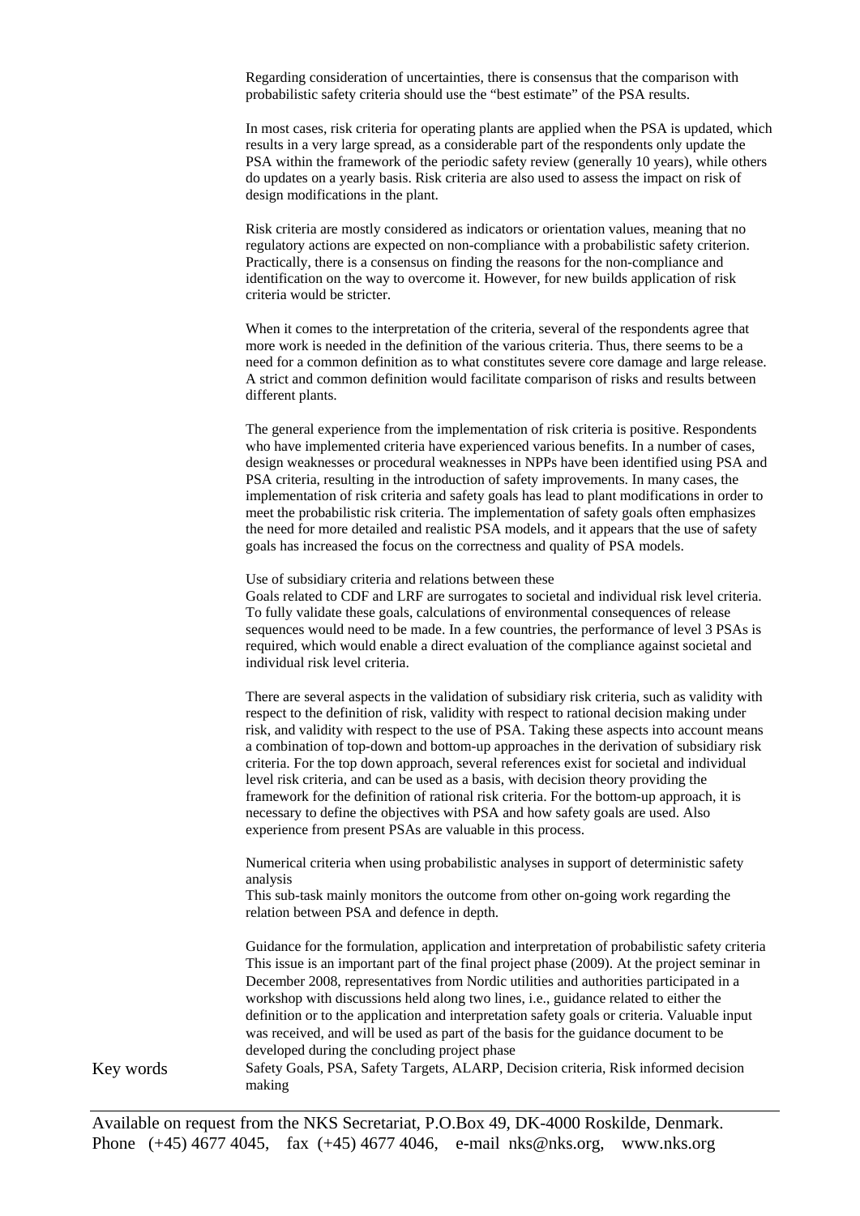Regarding consideration of uncertainties, there is consensus that the comparison with probabilistic safety criteria should use the "best estimate" of the PSA results.

In most cases, risk criteria for operating plants are applied when the PSA is updated, which results in a very large spread, as a considerable part of the respondents only update the PSA within the framework of the periodic safety review (generally 10 years), while others do updates on a yearly basis. Risk criteria are also used to assess the impact on risk of design modifications in the plant.

Risk criteria are mostly considered as indicators or orientation values, meaning that no regulatory actions are expected on non-compliance with a probabilistic safety criterion. Practically, there is a consensus on finding the reasons for the non-compliance and identification on the way to overcome it. However, for new builds application of risk criteria would be stricter.

When it comes to the interpretation of the criteria, several of the respondents agree that more work is needed in the definition of the various criteria. Thus, there seems to be a need for a common definition as to what constitutes severe core damage and large release. A strict and common definition would facilitate comparison of risks and results between different plants.

The general experience from the implementation of risk criteria is positive. Respondents who have implemented criteria have experienced various benefits. In a number of cases, design weaknesses or procedural weaknesses in NPPs have been identified using PSA and PSA criteria, resulting in the introduction of safety improvements. In many cases, the implementation of risk criteria and safety goals has lead to plant modifications in order to meet the probabilistic risk criteria. The implementation of safety goals often emphasizes the need for more detailed and realistic PSA models, and it appears that the use of safety goals has increased the focus on the correctness and quality of PSA models.

Use of subsidiary criteria and relations between these
Goals related to CDF and LRF are surrogates to societal and individual risk level criteria. To fully validate these goals, calculations of environmental consequences of release sequences would need to be made. In a few countries, the performance of level 3 PSAs is required, which would enable a direct evaluation of the compliance against societal and individual risk level criteria.

There are several aspects in the validation of subsidiary risk criteria, such as validity with respect to the definition of risk, validity with respect to rational decision making under risk, and validity with respect to the use of PSA. Taking these aspects into account means a combination of top-down and bottom-up approaches in the derivation of subsidiary risk criteria. For the top down approach, several references exist for societal and individual level risk criteria, and can be used as a basis, with decision theory providing the framework for the definition of rational risk criteria. For the bottom-up approach, it is necessary to define the objectives with PSA and how safety goals are used. Also experience from present PSAs are valuable in this process.

Numerical criteria when using probabilistic analyses in support of deterministic safety analysis
This sub-task mainly monitors the outcome from other on-going work regarding the relation between PSA and defence in depth.

Guidance for the formulation, application and interpretation of probabilistic safety criteria
This issue is an important part of the final project phase (2009). At the project seminar in December 2008, representatives from Nordic utilities and authorities participated in a workshop with discussions held along two lines, i.e., guidance related to either the definition or to the application and interpretation safety goals or criteria. Valuable input was received, and will be used as part of the basis for the guidance document to be developed during the concluding project phase

Key words
Safety Goals, PSA, Safety Targets, ALARP, Decision criteria, Risk informed decision making

Available on request from the NKS Secretariat, P.O.Box 49, DK-4000 Roskilde, Denmark.
Phone (+45) 4677 4045, fax (+45) 4677 4046, e-mail nks@nks.org, www.nks.org